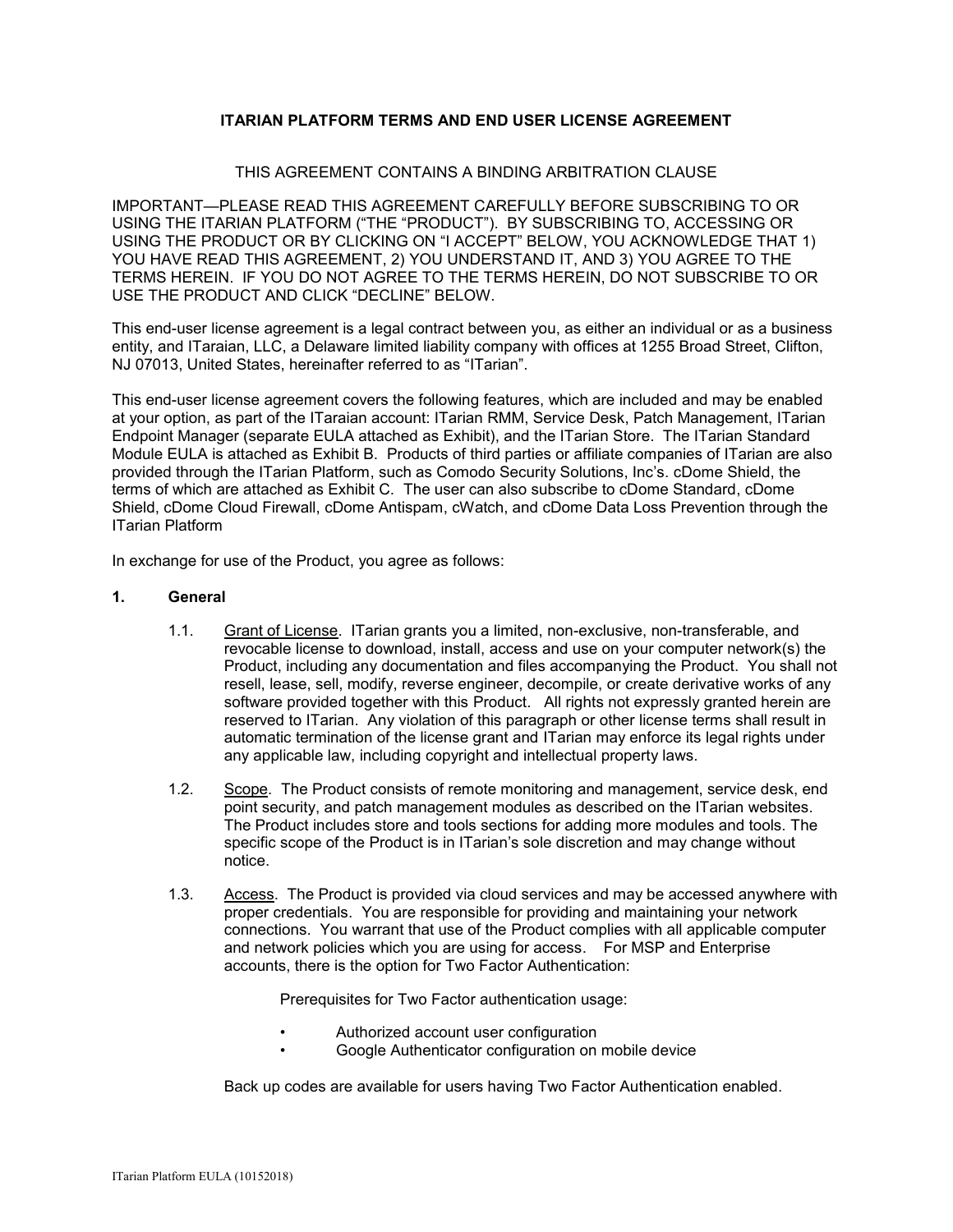# ITARIAN PLATFORM TERMS AND END USER LICENSE AGREEMENT

THIS AGREEMENT CONTAINS A BINDING ARBITRATION CLAUSE

IMPORTANT—PLEASE READ THIS AGREEMENT CAREFULLY BEFORE SUBSCRIBING TO OR USING THE ITARIAN PLATFORM ("THE "PRODUCT"). BY SUBSCRIBING TO, ACCESSING OR USING THE PRODUCT OR BY CLICKING ON "I ACCEPT" BELOW, YOU ACKNOWLEDGE THAT 1) YOU HAVE READ THIS AGREEMENT, 2) YOU UNDERSTAND IT, AND 3) YOU AGREE TO THE TERMS HEREIN. IF YOU DO NOT AGREE TO THE TERMS HEREIN, DO NOT SUBSCRIBE TO OR USE THE PRODUCT AND CLICK "DECLINE" BELOW.

This end-user license agreement is a legal contract between you, as either an individual or as a business entity, and ITaraian, LLC, a Delaware limited liability company with offices at 1255 Broad Street, Clifton, NJ 07013, United States, hereinafter referred to as "ITarian".

This end-user license agreement covers the following features, which are included and may be enabled at your option, as part of the ITaraian account: ITarian RMM, Service Desk, Patch Management, ITarian Endpoint Manager (separate EULA attached as Exhibit), and the ITarian Store. The ITarian Standard Module EULA is attached as Exhibit B. Products of third parties or affiliate companies of ITarian are also provided through the ITarian Platform, such as Comodo Security Solutions, Inc's. cDome Shield, the terms of which are attached as Exhibit C. The user can also subscribe to cDome Standard, cDome Shield, cDome Cloud Firewall, cDome Antispam, cWatch, and cDome Data Loss Prevention through the ITarian Platform

In exchange for use of the Product, you agree as follows:

## 1. General

1.1. Grant of License. ITarian grants you a limited, non-exclusive, non-transferable, and revocable license to download, install, access and use on your computer network(s) the Product, including any documentation and files accompanying the Product. You shall not resell, lease, sell, modify, reverse engineer, decompile, or create derivative works of any software provided together with this Product. All rights not expressly granted herein are reserved to ITarian. Any violation of this paragraph or other license terms shall result in automatic termination of the license grant and ITarian may enforce its legal rights under any applicable law, including copyright and intellectual property laws.

1.2. Scope. The Product consists of remote monitoring and management, service desk, end point security, and patch management modules as described on the ITarian websites. The Product includes store and tools sections for adding more modules and tools. The specific scope of the Product is in ITarian's sole discretion and may change without notice.

1.3. Access. The Product is provided via cloud services and may be accessed anywhere with proper credentials. You are responsible for providing and maintaining your network connections. You warrant that use of the Product complies with all applicable computer and network policies which you are using for access. For MSP and Enterprise accounts, there is the option for Two Factor Authentication:

Prerequisites for Two Factor authentication usage:

- Authorized account user configuration
- Google Authenticator configuration on mobile device

Back up codes are available for users having Two Factor Authentication enabled.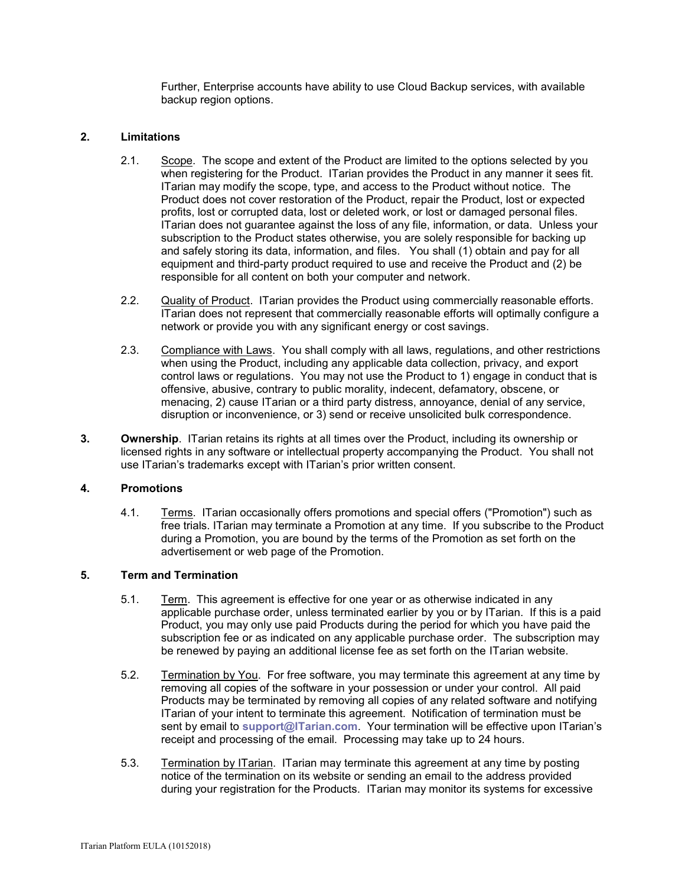Further, Enterprise accounts have ability to use Cloud Backup services, with available backup region options.

## 2. Limitations

2.1. Scope. The scope and extent of the Product are limited to the options selected by you when registering for the Product. ITarian provides the Product in any manner it sees fit. ITarian may modify the scope, type, and access to the Product without notice. The Product does not cover restoration of the Product, repair the Product, lost or expected profits, lost or corrupted data, lost or deleted work, or lost or damaged personal files. ITarian does not guarantee against the loss of any file, information, or data. Unless your subscription to the Product states otherwise, you are solely responsible for backing up and safely storing its data, information, and files. You shall (1) obtain and pay for all equipment and third-party product required to use and receive the Product and (2) be responsible for all content on both your computer and network.

2.2. Quality of Product. ITarian provides the Product using commercially reasonable efforts. ITarian does not represent that commercially reasonable efforts will optimally configure a network or provide you with any significant energy or cost savings.

2.3. Compliance with Laws. You shall comply with all laws, regulations, and other restrictions when using the Product, including any applicable data collection, privacy, and export control laws or regulations. You may not use the Product to 1) engage in conduct that is offensive, abusive, contrary to public morality, indecent, defamatory, obscene, or menacing, 2) cause ITarian or a third party distress, annoyance, denial of any service, disruption or inconvenience, or 3) send or receive unsolicited bulk correspondence.

**3. Ownership**. ITarian retains its rights at all times over the Product, including its ownership or licensed rights in any software or intellectual property accompanying the Product. You shall not use ITarian's trademarks except with ITarian's prior written consent.

## 4. Promotions

4.1. Terms. ITarian occasionally offers promotions and special offers ("Promotion") such as free trials. ITarian may terminate a Promotion at any time. If you subscribe to the Product during a Promotion, you are bound by the terms of the Promotion as set forth on the advertisement or web page of the Promotion.

## 5. Term and Termination

5.1. Term. This agreement is effective for one year or as otherwise indicated in any applicable purchase order, unless terminated earlier by you or by ITarian. If this is a paid Product, you may only use paid Products during the period for which you have paid the subscription fee or as indicated on any applicable purchase order. The subscription may be renewed by paying an additional license fee as set forth on the ITarian website.

5.2. Termination by You. For free software, you may terminate this agreement at any time by removing all copies of the software in your possession or under your control. All paid Products may be terminated by removing all copies of any related software and notifying ITarian of your intent to terminate this agreement. Notification of termination must be sent by email to **support@ITarian.com**. Your termination will be effective upon ITarian's receipt and processing of the email. Processing may take up to 24 hours.

5.3. Termination by ITarian. ITarian may terminate this agreement at any time by posting notice of the termination on its website or sending an email to the address provided during your registration for the Products. ITarian may monitor its systems for excessive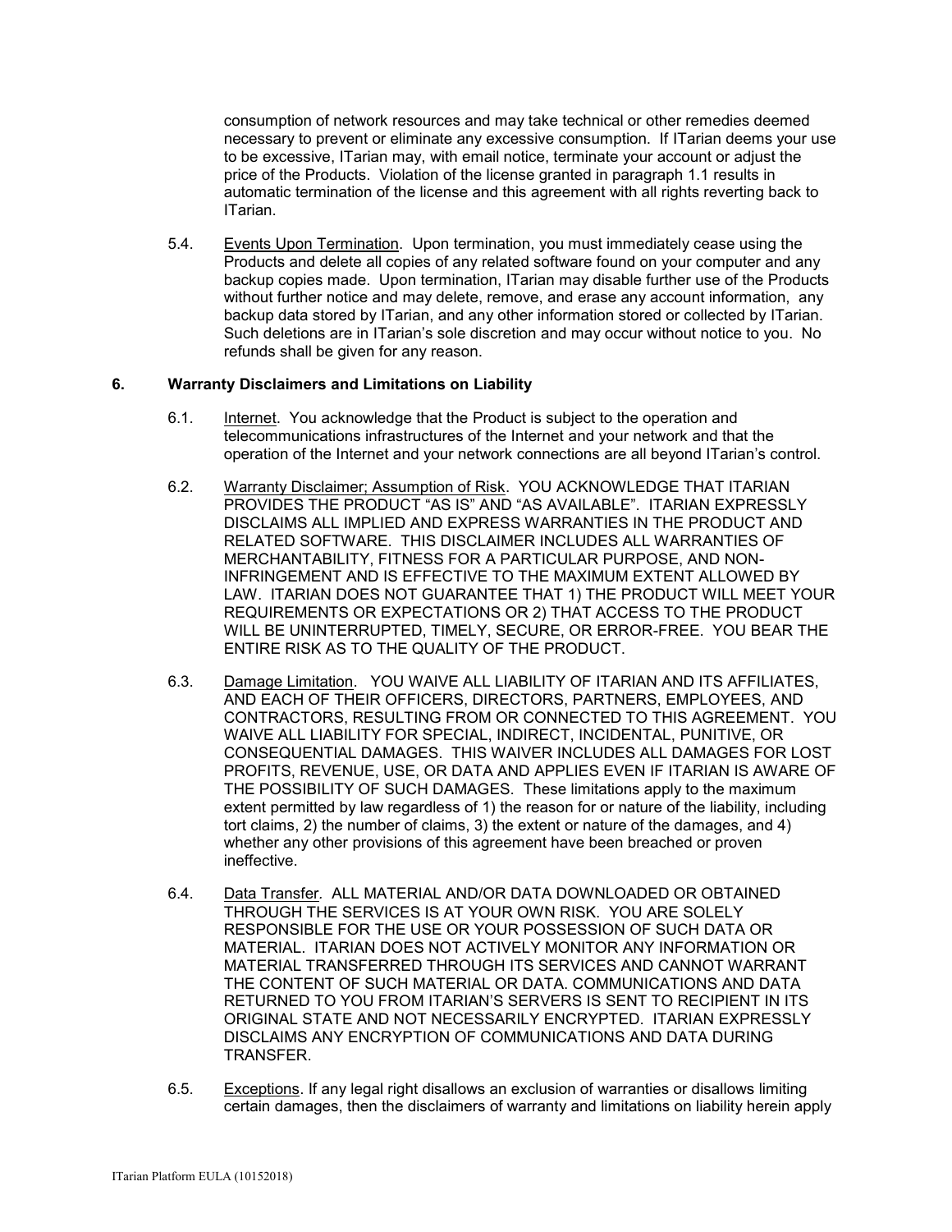consumption of network resources and may take technical or other remedies deemed necessary to prevent or eliminate any excessive consumption. If ITarian deems your use to be excessive, ITarian may, with email notice, terminate your account or adjust the price of the Products. Violation of the license granted in paragraph 1.1 results in automatic termination of the license and this agreement with all rights reverting back to ITarian.

5.4. Events Upon Termination. Upon termination, you must immediately cease using the Products and delete all copies of any related software found on your computer and any backup copies made. Upon termination, ITarian may disable further use of the Products without further notice and may delete, remove, and erase any account information, any backup data stored by ITarian, and any other information stored or collected by ITarian. Such deletions are in ITarian's sole discretion and may occur without notice to you. No refunds shall be given for any reason.

## 6. Warranty Disclaimers and Limitations on Liability

6.1. Internet. You acknowledge that the Product is subject to the operation and telecommunications infrastructures of the Internet and your network and that the operation of the Internet and your network connections are all beyond ITarian's control.

6.2. Warranty Disclaimer; Assumption of Risk. YOU ACKNOWLEDGE THAT ITARIAN PROVIDES THE PRODUCT "AS IS" AND "AS AVAILABLE". ITARIAN EXPRESSLY DISCLAIMS ALL IMPLIED AND EXPRESS WARRANTIES IN THE PRODUCT AND RELATED SOFTWARE. THIS DISCLAIMER INCLUDES ALL WARRANTIES OF MERCHANTABILITY, FITNESS FOR A PARTICULAR PURPOSE, AND NON-INFRINGEMENT AND IS EFFECTIVE TO THE MAXIMUM EXTENT ALLOWED BY LAW. ITARIAN DOES NOT GUARANTEE THAT 1) THE PRODUCT WILL MEET YOUR REQUIREMENTS OR EXPECTATIONS OR 2) THAT ACCESS TO THE PRODUCT WILL BE UNINTERRUPTED, TIMELY, SECURE, OR ERROR-FREE. YOU BEAR THE ENTIRE RISK AS TO THE QUALITY OF THE PRODUCT.

6.3. Damage Limitation. YOU WAIVE ALL LIABILITY OF ITARIAN AND ITS AFFILIATES, AND EACH OF THEIR OFFICERS, DIRECTORS, PARTNERS, EMPLOYEES, AND CONTRACTORS, RESULTING FROM OR CONNECTED TO THIS AGREEMENT. YOU WAIVE ALL LIABILITY FOR SPECIAL, INDIRECT, INCIDENTAL, PUNITIVE, OR CONSEQUENTIAL DAMAGES. THIS WAIVER INCLUDES ALL DAMAGES FOR LOST PROFITS, REVENUE, USE, OR DATA AND APPLIES EVEN IF ITARIAN IS AWARE OF THE POSSIBILITY OF SUCH DAMAGES. These limitations apply to the maximum extent permitted by law regardless of 1) the reason for or nature of the liability, including tort claims, 2) the number of claims, 3) the extent or nature of the damages, and 4) whether any other provisions of this agreement have been breached or proven ineffective.

6.4. Data Transfer. ALL MATERIAL AND/OR DATA DOWNLOADED OR OBTAINED THROUGH THE SERVICES IS AT YOUR OWN RISK. YOU ARE SOLELY RESPONSIBLE FOR THE USE OR YOUR POSSESSION OF SUCH DATA OR MATERIAL. ITARIAN DOES NOT ACTIVELY MONITOR ANY INFORMATION OR MATERIAL TRANSFERRED THROUGH ITS SERVICES AND CANNOT WARRANT THE CONTENT OF SUCH MATERIAL OR DATA. COMMUNICATIONS AND DATA RETURNED TO YOU FROM ITARIAN'S SERVERS IS SENT TO RECIPIENT IN ITS ORIGINAL STATE AND NOT NECESSARILY ENCRYPTED. ITARIAN EXPRESSLY DISCLAIMS ANY ENCRYPTION OF COMMUNICATIONS AND DATA DURING TRANSFER.

6.5. Exceptions. If any legal right disallows an exclusion of warranties or disallows limiting certain damages, then the disclaimers of warranty and limitations on liability herein apply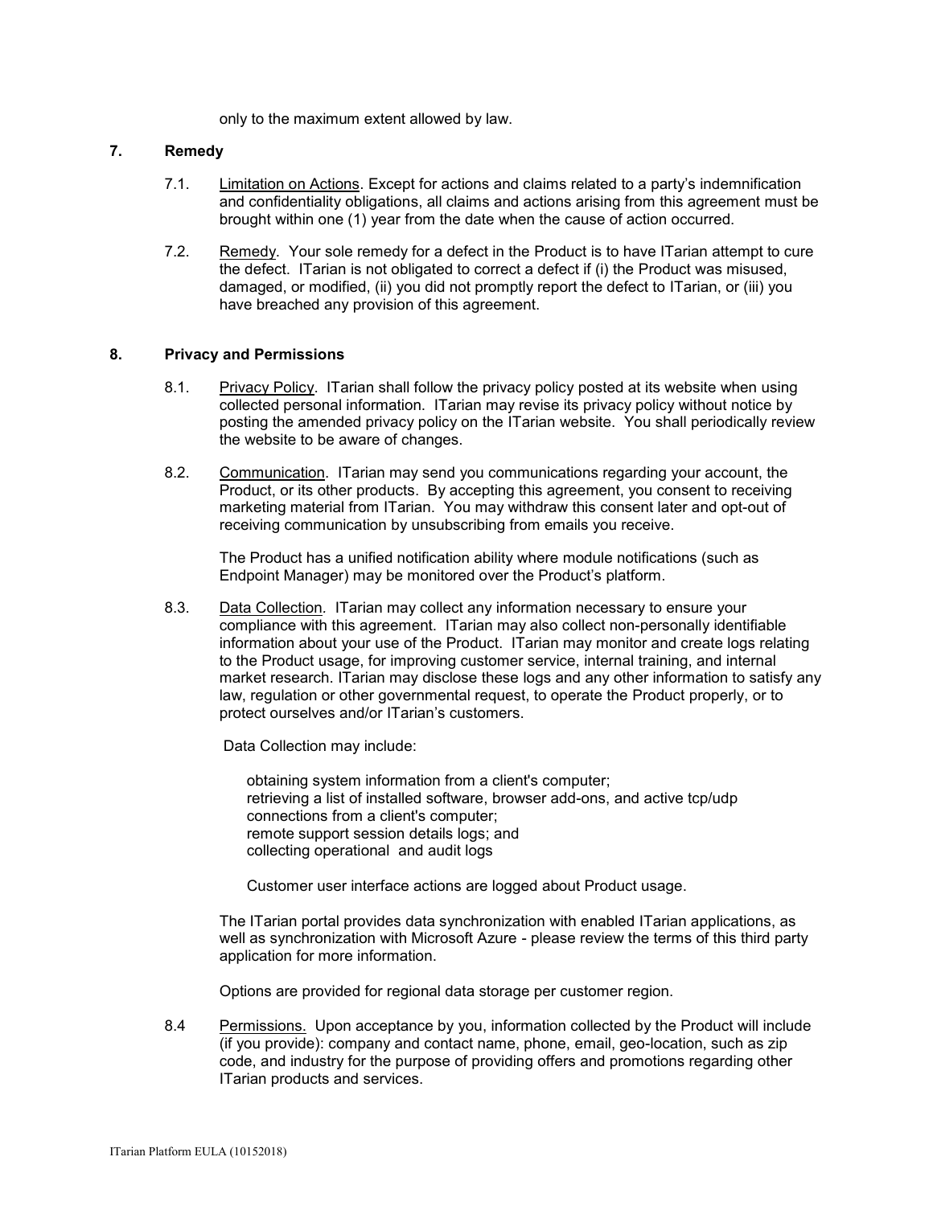only to the maximum extent allowed by law.

## 7. Remedy

7.1. Limitation on Actions. Except for actions and claims related to a party's indemnification and confidentiality obligations, all claims and actions arising from this agreement must be brought within one (1) year from the date when the cause of action occurred.

7.2. Remedy. Your sole remedy for a defect in the Product is to have ITarian attempt to cure the defect. ITarian is not obligated to correct a defect if (i) the Product was misused, damaged, or modified, (ii) you did not promptly report the defect to ITarian, or (iii) you have breached any provision of this agreement.

## 8. Privacy and Permissions

8.1. Privacy Policy. ITarian shall follow the privacy policy posted at its website when using collected personal information. ITarian may revise its privacy policy without notice by posting the amended privacy policy on the ITarian website. You shall periodically review the website to be aware of changes.

8.2. Communication. ITarian may send you communications regarding your account, the Product, or its other products. By accepting this agreement, you consent to receiving marketing material from ITarian. You may withdraw this consent later and opt-out of receiving communication by unsubscribing from emails you receive.

The Product has a unified notification ability where module notifications (such as Endpoint Manager) may be monitored over the Product's platform.

8.3. Data Collection. ITarian may collect any information necessary to ensure your compliance with this agreement. ITarian may also collect non-personally identifiable information about your use of the Product. ITarian may monitor and create logs relating to the Product usage, for improving customer service, internal training, and internal market research. ITarian may disclose these logs and any other information to satisfy any law, regulation or other governmental request, to operate the Product properly, or to protect ourselves and/or ITarian's customers.

Data Collection may include:

obtaining system information from a client's computer;
retrieving a list of installed software, browser add-ons, and active tcp/udp connections from a client's computer;
remote support session details logs; and
collecting operational and audit logs

Customer user interface actions are logged about Product usage.

The ITarian portal provides data synchronization with enabled ITarian applications, as well as synchronization with Microsoft Azure - please review the terms of this third party application for more information.

Options are provided for regional data storage per customer region.

8.4 Permissions. Upon acceptance by you, information collected by the Product will include (if you provide): company and contact name, phone, email, geo-location, such as zip code, and industry for the purpose of providing offers and promotions regarding other ITarian products and services.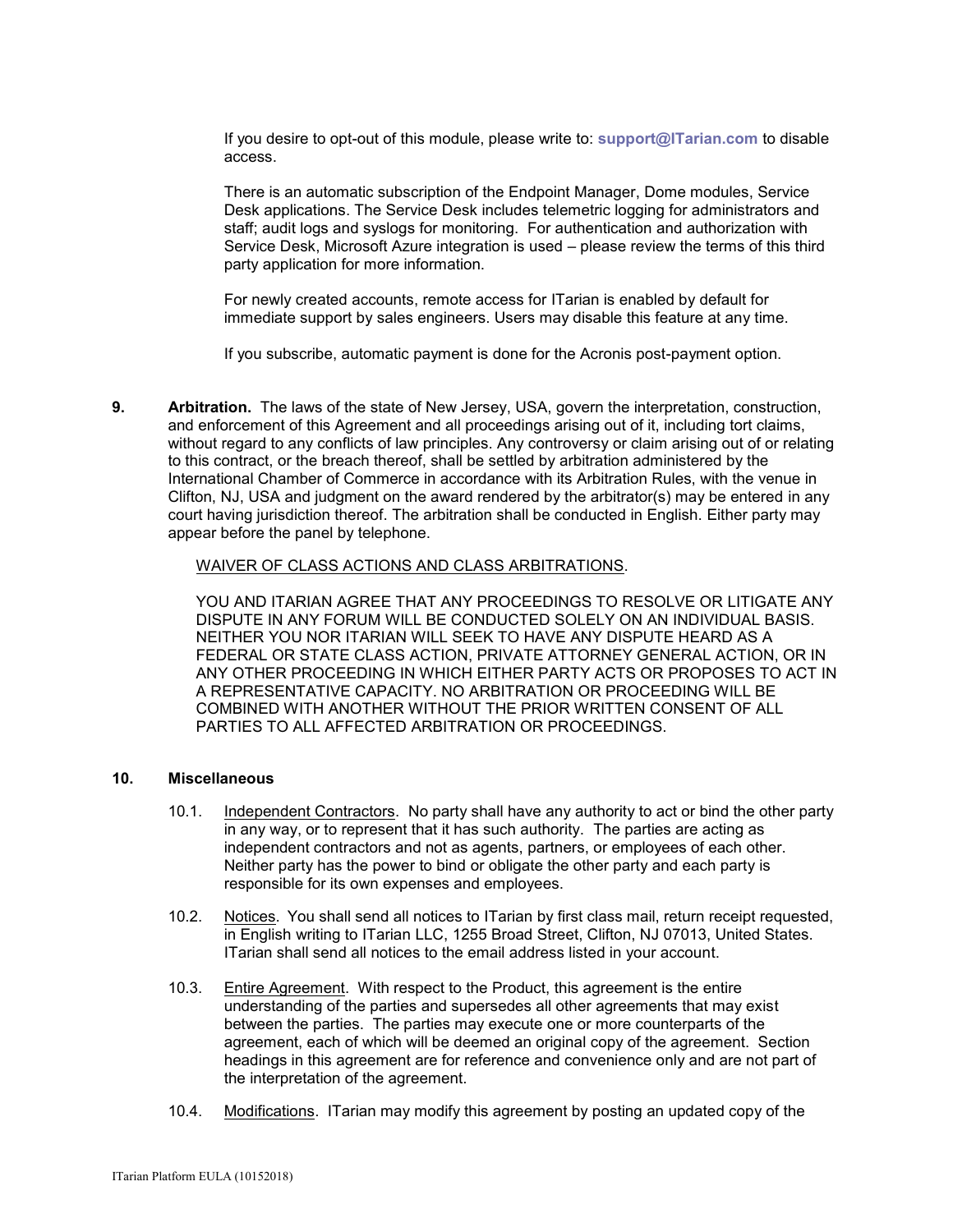If you desire to opt-out of this module, please write to: **support@ITarian.com** to disable access.

There is an automatic subscription of the Endpoint Manager, Dome modules, Service Desk applications. The Service Desk includes telemetric logging for administrators and staff; audit logs and syslogs for monitoring. For authentication and authorization with Service Desk, Microsoft Azure integration is used – please review the terms of this third party application for more information.

For newly created accounts, remote access for ITarian is enabled by default for immediate support by sales engineers. Users may disable this feature at any time.

If you subscribe, automatic payment is done for the Acronis post-payment option.

**9. Arbitration.** The laws of the state of New Jersey, USA, govern the interpretation, construction, and enforcement of this Agreement and all proceedings arising out of it, including tort claims, without regard to any conflicts of law principles. Any controversy or claim arising out of or relating to this contract, or the breach thereof, shall be settled by arbitration administered by the International Chamber of Commerce in accordance with its Arbitration Rules, with the venue in Clifton, NJ, USA and judgment on the award rendered by the arbitrator(s) may be entered in any court having jurisdiction thereof. The arbitration shall be conducted in English. Either party may appear before the panel by telephone.

WAIVER OF CLASS ACTIONS AND CLASS ARBITRATIONS.

YOU AND ITARIAN AGREE THAT ANY PROCEEDINGS TO RESOLVE OR LITIGATE ANY DISPUTE IN ANY FORUM WILL BE CONDUCTED SOLELY ON AN INDIVIDUAL BASIS. NEITHER YOU NOR ITARIAN WILL SEEK TO HAVE ANY DISPUTE HEARD AS A FEDERAL OR STATE CLASS ACTION, PRIVATE ATTORNEY GENERAL ACTION, OR IN ANY OTHER PROCEEDING IN WHICH EITHER PARTY ACTS OR PROPOSES TO ACT IN A REPRESENTATIVE CAPACITY. NO ARBITRATION OR PROCEEDING WILL BE COMBINED WITH ANOTHER WITHOUT THE PRIOR WRITTEN CONSENT OF ALL PARTIES TO ALL AFFECTED ARBITRATION OR PROCEEDINGS.

**10. Miscellaneous**

10.1. Independent Contractors. No party shall have any authority to act or bind the other party in any way, or to represent that it has such authority. The parties are acting as independent contractors and not as agents, partners, or employees of each other. Neither party has the power to bind or obligate the other party and each party is responsible for its own expenses and employees.

10.2. Notices. You shall send all notices to ITarian by first class mail, return receipt requested, in English writing to ITarian LLC, 1255 Broad Street, Clifton, NJ 07013, United States. ITarian shall send all notices to the email address listed in your account.

10.3. Entire Agreement. With respect to the Product, this agreement is the entire understanding of the parties and supersedes all other agreements that may exist between the parties. The parties may execute one or more counterparts of the agreement, each of which will be deemed an original copy of the agreement. Section headings in this agreement are for reference and convenience only and are not part of the interpretation of the agreement.

10.4. Modifications. ITarian may modify this agreement by posting an updated copy of the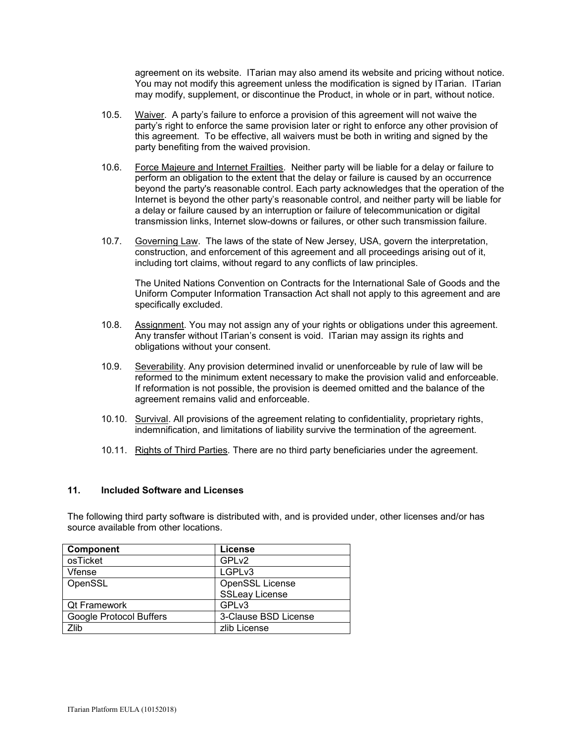agreement on its website. ITarian may also amend its website and pricing without notice. You may not modify this agreement unless the modification is signed by ITarian. ITarian may modify, supplement, or discontinue the Product, in whole or in part, without notice.

10.5. Waiver. A party's failure to enforce a provision of this agreement will not waive the party's right to enforce the same provision later or right to enforce any other provision of this agreement. To be effective, all waivers must be both in writing and signed by the party benefiting from the waived provision.

10.6. Force Majeure and Internet Frailties. Neither party will be liable for a delay or failure to perform an obligation to the extent that the delay or failure is caused by an occurrence beyond the party's reasonable control. Each party acknowledges that the operation of the Internet is beyond the other party's reasonable control, and neither party will be liable for a delay or failure caused by an interruption or failure of telecommunication or digital transmission links, Internet slow-downs or failures, or other such transmission failure.

10.7. Governing Law. The laws of the state of New Jersey, USA, govern the interpretation, construction, and enforcement of this agreement and all proceedings arising out of it, including tort claims, without regard to any conflicts of law principles.

The United Nations Convention on Contracts for the International Sale of Goods and the Uniform Computer Information Transaction Act shall not apply to this agreement and are specifically excluded.

10.8. Assignment. You may not assign any of your rights or obligations under this agreement. Any transfer without ITarian's consent is void. ITarian may assign its rights and obligations without your consent.

10.9. Severability. Any provision determined invalid or unenforceable by rule of law will be reformed to the minimum extent necessary to make the provision valid and enforceable. If reformation is not possible, the provision is deemed omitted and the balance of the agreement remains valid and enforceable.

10.10. Survival. All provisions of the agreement relating to confidentiality, proprietary rights, indemnification, and limitations of liability survive the termination of the agreement.

10.11. Rights of Third Parties. There are no third party beneficiaries under the agreement.

## 11. Included Software and Licenses

The following third party software is distributed with, and is provided under, other licenses and/or has source available from other locations.

| Component | License |
|---|---|
| osTicket | GPLv2 |
| Vfense | LGPLv3 |
| OpenSSL | OpenSSL License<br>SSLeay License |
| Qt Framework | GPLv3 |
| Google Protocol Buffers | 3-Clause BSD License |
| Zlib | zlib License |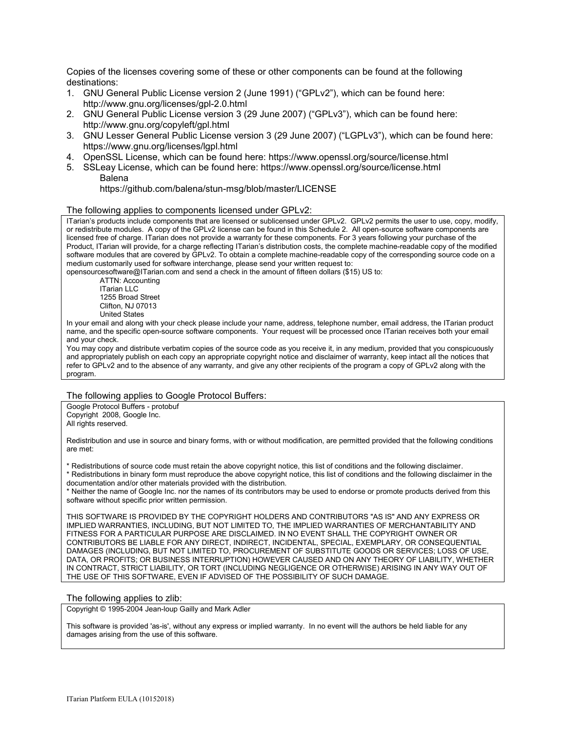Copies of the licenses covering some of these or other components can be found at the following destinations:

1. GNU General Public License version 2 (June 1991) (“GPLv2”), which can be found here: http://www.gnu.org/licenses/gpl-2.0.html
2. GNU General Public License version 3 (29 June 2007) (“GPLv3”), which can be found here: http://www.gnu.org/copyleft/gpl.html
3. GNU Lesser General Public License version 3 (29 June 2007) (“LGPLv3”), which can be found here: https://www.gnu.org/licenses/lgpl.html
4. OpenSSL License, which can be found here: https://www.openssl.org/source/license.html
5. SSLeay License, which can be found here: https://www.openssl.org/source/license.html
   Balena
   https://github.com/balena/stun-msg/blob/master/LICENSE

The following applies to components licensed under GPLv2:

ITarian’s products include components that are licensed or sublicensed under GPLv2. GPLv2 permits the user to use, copy, modify, or redistribute modules. A copy of the GPLv2 license can be found in this Schedule 2. All open-source software components are licensed free of charge. ITarian does not provide a warranty for these components. For 3 years following your purchase of the Product, ITarian will provide, for a charge reflecting ITarian’s distribution costs, the complete machine-readable copy of the modified software modules that are covered by GPLv2. To obtain a complete machine-readable copy of the corresponding source code on a medium customarily used for software interchange, please send your written request to:
opensourcesoftware@ITarian.com and send a check in the amount of fifteen dollars ($15) US to:

ATTN: Accounting
ITarian LLC
1255 Broad Street
Clifton, NJ 07013
United States

In your email and along with your check please include your name, address, telephone number, email address, the ITarian product name, and the specific open-source software components. Your request will be processed once ITarian receives both your email and your check.
You may copy and distribute verbatim copies of the source code as you receive it, in any medium, provided that you conspicuously and appropriately publish on each copy an appropriate copyright notice and disclaimer of warranty, keep intact all the notices that refer to GPLv2 and to the absence of any warranty, and give any other recipients of the program a copy of GPLv2 along with the program.

The following applies to Google Protocol Buffers:

Google Protocol Buffers - protobuf
Copyright 2008, Google Inc.
All rights reserved.

Redistribution and use in source and binary forms, with or without modification, are permitted provided that the following conditions are met:

* Redistributions of source code must retain the above copyright notice, this list of conditions and the following disclaimer.
* Redistributions in binary form must reproduce the above copyright notice, this list of conditions and the following disclaimer in the documentation and/or other materials provided with the distribution.
* Neither the name of Google Inc. nor the names of its contributors may be used to endorse or promote products derived from this software without specific prior written permission.

THIS SOFTWARE IS PROVIDED BY THE COPYRIGHT HOLDERS AND CONTRIBUTORS "AS IS" AND ANY EXPRESS OR IMPLIED WARRANTIES, INCLUDING, BUT NOT LIMITED TO, THE IMPLIED WARRANTIES OF MERCHANTABILITY AND FITNESS FOR A PARTICULAR PURPOSE ARE DISCLAIMED. IN NO EVENT SHALL THE COPYRIGHT OWNER OR CONTRIBUTORS BE LIABLE FOR ANY DIRECT, INDIRECT, INCIDENTAL, SPECIAL, EXEMPLARY, OR CONSEQUENTIAL DAMAGES (INCLUDING, BUT NOT LIMITED TO, PROCUREMENT OF SUBSTITUTE GOODS OR SERVICES; LOSS OF USE, DATA, OR PROFITS; OR BUSINESS INTERRUPTION) HOWEVER CAUSED AND ON ANY THEORY OF LIABILITY, WHETHER IN CONTRACT, STRICT LIABILITY, OR TORT (INCLUDING NEGLIGENCE OR OTHERWISE) ARISING IN ANY WAY OUT OF THE USE OF THIS SOFTWARE, EVEN IF ADVISED OF THE POSSIBILITY OF SUCH DAMAGE.

The following applies to zlib:

Copyright © 1995-2004 Jean-loup Gailly and Mark Adler

This software is provided 'as-is', without any express or implied warranty. In no event will the authors be held liable for any damages arising from the use of this software.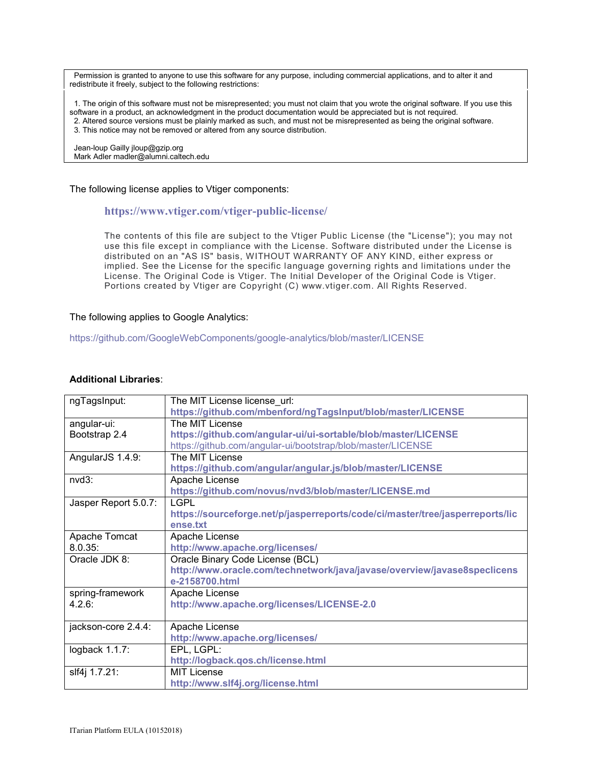Permission is granted to anyone to use this software for any purpose, including commercial applications, and to alter it and redistribute it freely, subject to the following restrictions:

1. The origin of this software must not be misrepresented; you must not claim that you wrote the original software. If you use this software in a product, an acknowledgment in the product documentation would be appreciated but is not required.
2. Altered source versions must be plainly marked as such, and must not be misrepresented as being the original software.
3. This notice may not be removed or altered from any source distribution.

Jean-loup Gailly jloup@gzip.org
Mark Adler madler@alumni.caltech.edu

The following license applies to Vtiger components:

**https://www.vtiger.com/vtiger-public-license/**

The contents of this file are subject to the Vtiger Public License (the "License"); you may not use this file except in compliance with the License. Software distributed under the License is distributed on an "AS IS" basis, WITHOUT WARRANTY OF ANY KIND, either express or implied. See the License for the specific language governing rights and limitations under the License. The Original Code is Vtiger. The Initial Developer of the Original Code is Vtiger. Portions created by Vtiger are Copyright (C) www.vtiger.com. All Rights Reserved.

The following applies to Google Analytics:

https://github.com/GoogleWebComponents/google-analytics/blob/master/LICENSE

**Additional Libraries**:

| | |
|---|---|
| ngTagsInput: | The MIT License license_url: **https://github.com/mbenford/ngTagsInput/blob/master/LICENSE** |
| angular-ui: Bootstrap 2.4 | The MIT License **https://github.com/angular-ui/ui-sortable/blob/master/LICENSE** https://github.com/angular-ui/bootstrap/blob/master/LICENSE |
| AngularJS 1.4.9: | The MIT License **https://github.com/angular/angular.js/blob/master/LICENSE** |
| nvd3: | Apache License **https://github.com/novus/nvd3/blob/master/LICENSE.md** |
| Jasper Report 5.0.7: | LGPL **https://sourceforge.net/p/jasperreports/code/ci/master/tree/jasperreports/license.txt** |
| Apache Tomcat 8.0.35: | Apache License **http://www.apache.org/licenses/** |
| Oracle JDK 8: | Oracle Binary Code License (BCL) **http://www.oracle.com/technetwork/java/javase/overview/javase8speclicense-2158700.html** |
| spring-framework 4.2.6: | Apache License **http://www.apache.org/licenses/LICENSE-2.0** |
| jackson-core 2.4.4: | Apache License **http://www.apache.org/licenses/** |
| logback 1.1.7: | EPL, LGPL: **http://logback.qos.ch/license.html** |
| slf4j 1.7.21: | MIT License **http://www.slf4j.org/license.html** |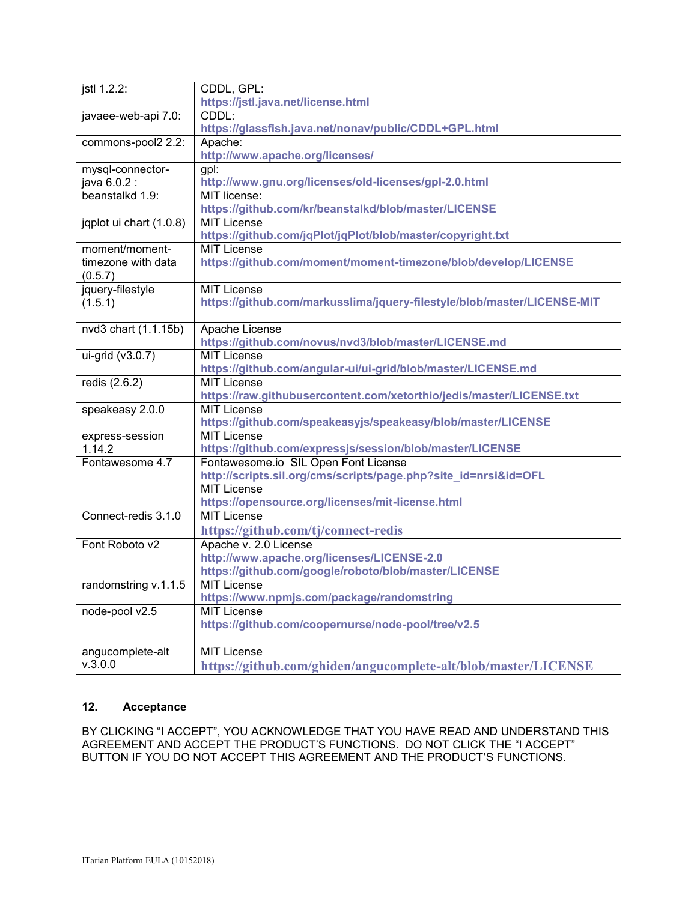| jstl 1.2.2: | CDDL, GPL:<br>**https://jstl.java.net/license.html** |
|---|---|
| javaee-web-api 7.0: | CDDL:<br>**https://glassfish.java.net/nonav/public/CDDL+GPL.html** |
| commons-pool2 2.2: | Apache:<br>**http://www.apache.org/licenses/** |
| mysql-connector-java 6.0.2 : | gpl:<br>**http://www.gnu.org/licenses/old-licenses/gpl-2.0.html** |
| beanstalkd 1.9: | MIT license:<br>**https://github.com/kr/beanstalkd/blob/master/LICENSE** |
| jqplot ui chart (1.0.8) | MIT License<br>**https://github.com/jqPlot/jqPlot/blob/master/copyright.txt** |
| moment/moment-timezone with data (0.5.7) | MIT License<br>**https://github.com/moment/moment-timezone/blob/develop/LICENSE** |
| jquery-filestyle (1.5.1) | MIT License<br>**https://github.com/markusslima/jquery-filestyle/blob/master/LICENSE-MIT** |
| nvd3 chart (1.1.15b) | Apache License<br>**https://github.com/novus/nvd3/blob/master/LICENSE.md** |
| ui-grid (v3.0.7) | MIT License<br>**https://github.com/angular-ui/ui-grid/blob/master/LICENSE.md** |
| redis (2.6.2) | MIT License<br>**https://raw.githubusercontent.com/xetorthio/jedis/master/LICENSE.txt** |
| speakeasy 2.0.0 | MIT License<br>**https://github.com/speakeasyjs/speakeasy/blob/master/LICENSE** |
| express-session 1.14.2 | MIT License<br>**https://github.com/expressjs/session/blob/master/LICENSE** |
| Fontawesome 4.7 | Fontawesome.io SIL Open Font License<br>**http://scripts.sil.org/cms/scripts/page.php?site_id=nrsi&id=OFL**<br>MIT License<br>**https://opensource.org/licenses/mit-license.html** |
| Connect-redis 3.1.0 | MIT License<br>**https://github.com/tj/connect-redis** |
| Font Roboto v2 | Apache v. 2.0 License<br>**http://www.apache.org/licenses/LICENSE-2.0**<br>**https://github.com/google/roboto/blob/master/LICENSE** |
| randomstring v.1.1.5 | MIT License<br>**https://www.npmjs.com/package/randomstring** |
| node-pool v2.5 | MIT License<br>**https://github.com/coopernurse/node-pool/tree/v2.5** |
| angucomplete-alt v.3.0.0 | MIT License<br>**https://github.com/ghiden/angucomplete-alt/blob/master/LICENSE** |

## 12. Acceptance

BY CLICKING "I ACCEPT", YOU ACKNOWLEDGE THAT YOU HAVE READ AND UNDERSTAND THIS AGREEMENT AND ACCEPT THE PRODUCT'S FUNCTIONS. DO NOT CLICK THE "I ACCEPT" BUTTON IF YOU DO NOT ACCEPT THIS AGREEMENT AND THE PRODUCT'S FUNCTIONS.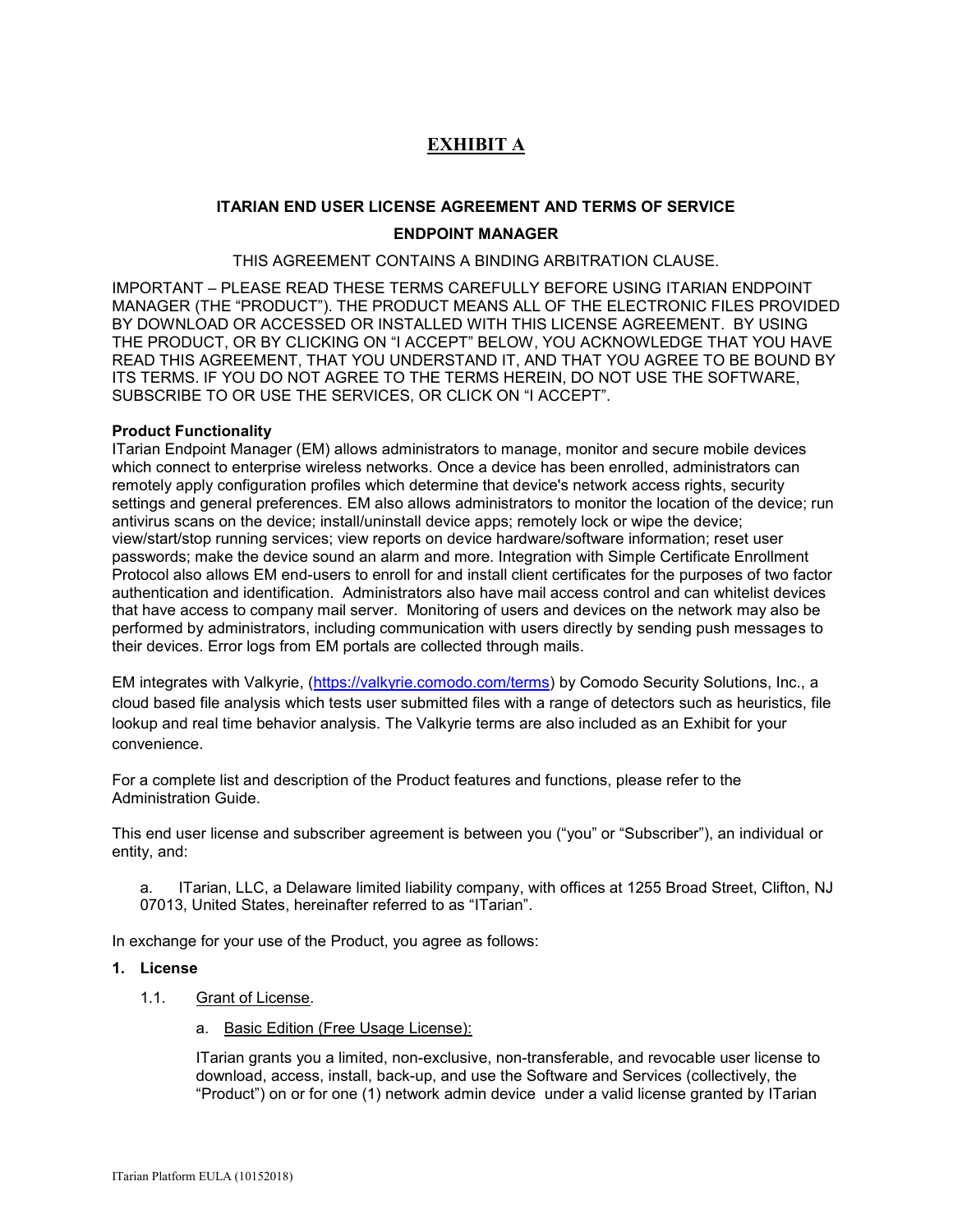# EXHIBIT A

**ITARIAN END USER LICENSE AGREEMENT AND TERMS OF SERVICE**

**ENDPOINT MANAGER**

THIS AGREEMENT CONTAINS A BINDING ARBITRATION CLAUSE.

IMPORTANT – PLEASE READ THESE TERMS CAREFULLY BEFORE USING ITARIAN ENDPOINT MANAGER (THE "PRODUCT"). THE PRODUCT MEANS ALL OF THE ELECTRONIC FILES PROVIDED BY DOWNLOAD OR ACCESSED OR INSTALLED WITH THIS LICENSE AGREEMENT. BY USING THE PRODUCT, OR BY CLICKING ON "I ACCEPT" BELOW, YOU ACKNOWLEDGE THAT YOU HAVE READ THIS AGREEMENT, THAT YOU UNDERSTAND IT, AND THAT YOU AGREE TO BE BOUND BY ITS TERMS. IF YOU DO NOT AGREE TO THE TERMS HEREIN, DO NOT USE THE SOFTWARE, SUBSCRIBE TO OR USE THE SERVICES, OR CLICK ON "I ACCEPT".

**Product Functionality**

ITarian Endpoint Manager (EM) allows administrators to manage, monitor and secure mobile devices which connect to enterprise wireless networks. Once a device has been enrolled, administrators can remotely apply configuration profiles which determine that device's network access rights, security settings and general preferences. EM also allows administrators to monitor the location of the device; run antivirus scans on the device; install/uninstall device apps; remotely lock or wipe the device; view/start/stop running services; view reports on device hardware/software information; reset user passwords; make the device sound an alarm and more. Integration with Simple Certificate Enrollment Protocol also allows EM end-users to enroll for and install client certificates for the purposes of two factor authentication and identification. Administrators also have mail access control and can whitelist devices that have access to company mail server. Monitoring of users and devices on the network may also be performed by administrators, including communication with users directly by sending push messages to their devices. Error logs from EM portals are collected through mails.

EM integrates with Valkyrie, (https://valkyrie.comodo.com/terms) by Comodo Security Solutions, Inc., a cloud based file analysis which tests user submitted files with a range of detectors such as heuristics, file lookup and real time behavior analysis. The Valkyrie terms are also included as an Exhibit for your convenience.

For a complete list and description of the Product features and functions, please refer to the Administration Guide.

This end user license and subscriber agreement is between you ("you" or "Subscriber"), an individual or entity, and:

a. ITarian, LLC, a Delaware limited liability company, with offices at 1255 Broad Street, Clifton, NJ 07013, United States, hereinafter referred to as "ITarian".

In exchange for your use of the Product, you agree as follows:

1. **License**

   1.1. Grant of License.

   a. Basic Edition (Free Usage License):

   ITarian grants you a limited, non-exclusive, non-transferable, and revocable user license to download, access, install, back-up, and use the Software and Services (collectively, the "Product") on or for one (1) network admin device under a valid license granted by ITarian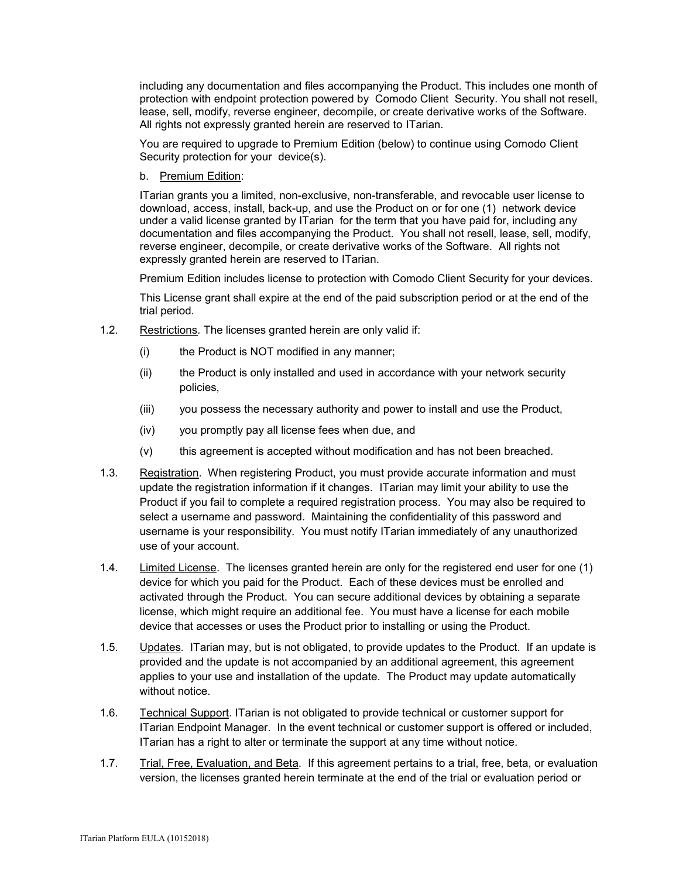including any documentation and files accompanying the Product. This includes one month of protection with endpoint protection powered by Comodo Client Security. You shall not resell, lease, sell, modify, reverse engineer, decompile, or create derivative works of the Software. All rights not expressly granted herein are reserved to ITarian.

You are required to upgrade to Premium Edition (below) to continue using Comodo Client Security protection for your device(s).

b. Premium Edition:

ITarian grants you a limited, non-exclusive, non-transferable, and revocable user license to download, access, install, back-up, and use the Product on or for one (1) network device under a valid license granted by ITarian for the term that you have paid for, including any documentation and files accompanying the Product. You shall not resell, lease, sell, modify, reverse engineer, decompile, or create derivative works of the Software. All rights not expressly granted herein are reserved to ITarian.

Premium Edition includes license to protection with Comodo Client Security for your devices.

This License grant shall expire at the end of the paid subscription period or at the end of the trial period.

1.2. Restrictions. The licenses granted herein are only valid if:

(i) the Product is NOT modified in any manner;

(ii) the Product is only installed and used in accordance with your network security policies,

(iii) you possess the necessary authority and power to install and use the Product,

(iv) you promptly pay all license fees when due, and

(v) this agreement is accepted without modification and has not been breached.

1.3. Registration. When registering Product, you must provide accurate information and must update the registration information if it changes. ITarian may limit your ability to use the Product if you fail to complete a required registration process. You may also be required to select a username and password. Maintaining the confidentiality of this password and username is your responsibility. You must notify ITarian immediately of any unauthorized use of your account.

1.4. Limited License. The licenses granted herein are only for the registered end user for one (1) device for which you paid for the Product. Each of these devices must be enrolled and activated through the Product. You can secure additional devices by obtaining a separate license, which might require an additional fee. You must have a license for each mobile device that accesses or uses the Product prior to installing or using the Product.

1.5. Updates. ITarian may, but is not obligated, to provide updates to the Product. If an update is provided and the update is not accompanied by an additional agreement, this agreement applies to your use and installation of the update. The Product may update automatically without notice.

1.6. Technical Support. ITarian is not obligated to provide technical or customer support for ITarian Endpoint Manager. In the event technical or customer support is offered or included, ITarian has a right to alter or terminate the support at any time without notice.

1.7. Trial, Free, Evaluation, and Beta. If this agreement pertains to a trial, free, beta, or evaluation version, the licenses granted herein terminate at the end of the trial or evaluation period or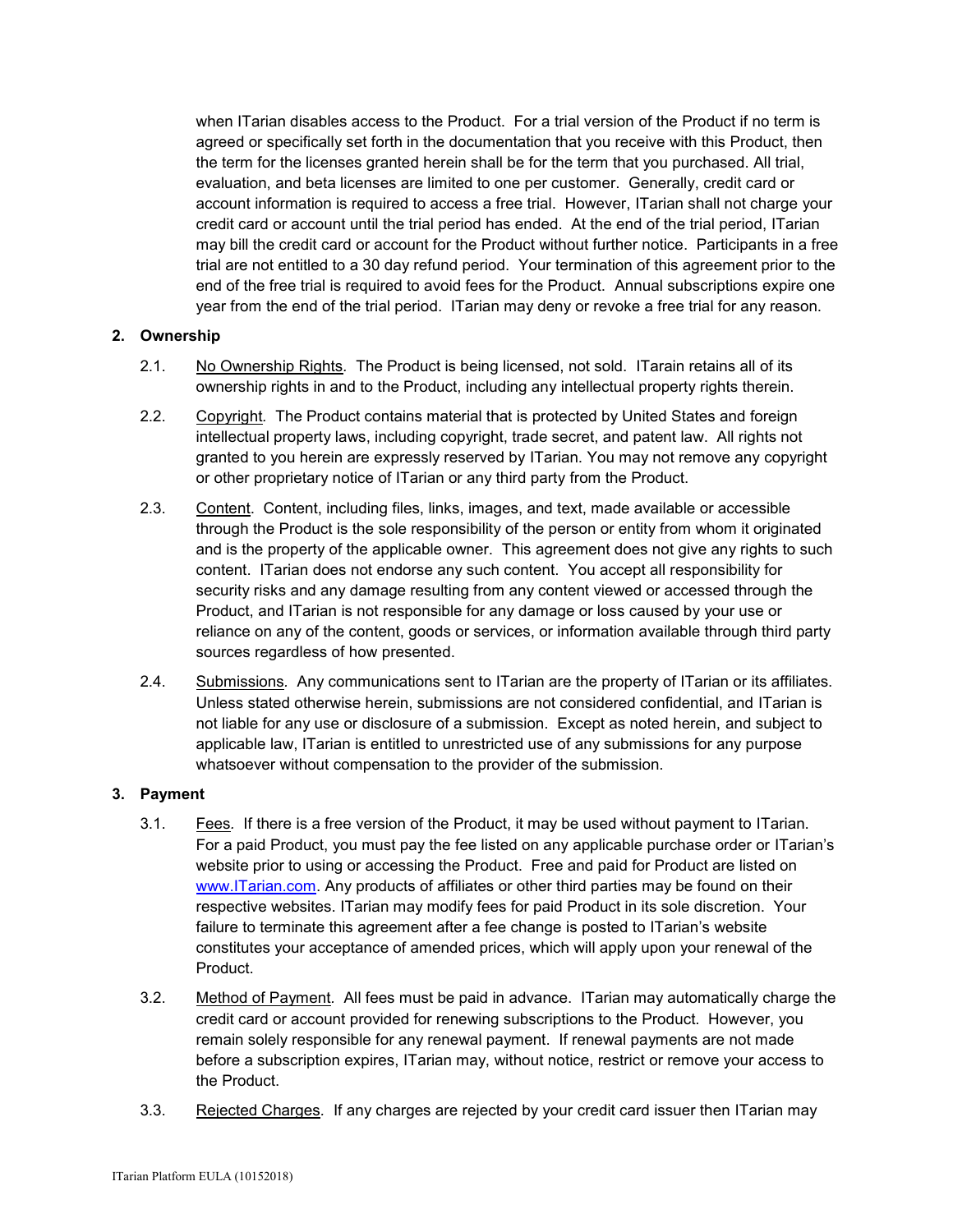when ITarian disables access to the Product. For a trial version of the Product if no term is agreed or specifically set forth in the documentation that you receive with this Product, then the term for the licenses granted herein shall be for the term that you purchased. All trial, evaluation, and beta licenses are limited to one per customer. Generally, credit card or account information is required to access a free trial. However, ITarian shall not charge your credit card or account until the trial period has ended. At the end of the trial period, ITarian may bill the credit card or account for the Product without further notice. Participants in a free trial are not entitled to a 30 day refund period. Your termination of this agreement prior to the end of the free trial is required to avoid fees for the Product. Annual subscriptions expire one year from the end of the trial period. ITarian may deny or revoke a free trial for any reason.

## 2. Ownership

2.1. No Ownership Rights. The Product is being licensed, not sold. ITarain retains all of its ownership rights in and to the Product, including any intellectual property rights therein.

2.2. Copyright. The Product contains material that is protected by United States and foreign intellectual property laws, including copyright, trade secret, and patent law. All rights not granted to you herein are expressly reserved by ITarian. You may not remove any copyright or other proprietary notice of ITarian or any third party from the Product.

2.3. Content. Content, including files, links, images, and text, made available or accessible through the Product is the sole responsibility of the person or entity from whom it originated and is the property of the applicable owner. This agreement does not give any rights to such content. ITarian does not endorse any such content. You accept all responsibility for security risks and any damage resulting from any content viewed or accessed through the Product, and ITarian is not responsible for any damage or loss caused by your use or reliance on any of the content, goods or services, or information available through third party sources regardless of how presented.

2.4. Submissions. Any communications sent to ITarian are the property of ITarian or its affiliates. Unless stated otherwise herein, submissions are not considered confidential, and ITarian is not liable for any use or disclosure of a submission. Except as noted herein, and subject to applicable law, ITarian is entitled to unrestricted use of any submissions for any purpose whatsoever without compensation to the provider of the submission.

## 3. Payment

3.1. Fees. If there is a free version of the Product, it may be used without payment to ITarian. For a paid Product, you must pay the fee listed on any applicable purchase order or ITarian's website prior to using or accessing the Product. Free and paid for Product are listed on www.ITarian.com. Any products of affiliates or other third parties may be found on their respective websites. ITarian may modify fees for paid Product in its sole discretion. Your failure to terminate this agreement after a fee change is posted to ITarian's website constitutes your acceptance of amended prices, which will apply upon your renewal of the Product.

3.2. Method of Payment. All fees must be paid in advance. ITarian may automatically charge the credit card or account provided for renewing subscriptions to the Product. However, you remain solely responsible for any renewal payment. If renewal payments are not made before a subscription expires, ITarian may, without notice, restrict or remove your access to the Product.

3.3. Rejected Charges. If any charges are rejected by your credit card issuer then ITarian may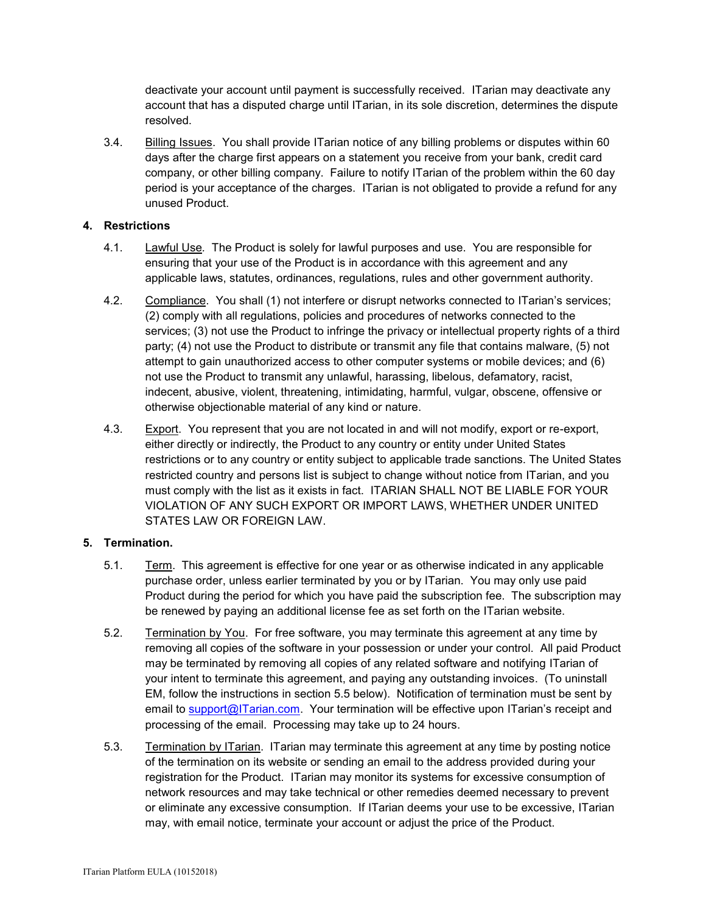deactivate your account until payment is successfully received. ITarian may deactivate any account that has a disputed charge until ITarian, in its sole discretion, determines the dispute resolved.

3.4. Billing Issues. You shall provide ITarian notice of any billing problems or disputes within 60 days after the charge first appears on a statement you receive from your bank, credit card company, or other billing company. Failure to notify ITarian of the problem within the 60 day period is your acceptance of the charges. ITarian is not obligated to provide a refund for any unused Product.

**4. Restrictions**

4.1. Lawful Use. The Product is solely for lawful purposes and use. You are responsible for ensuring that your use of the Product is in accordance with this agreement and any applicable laws, statutes, ordinances, regulations, rules and other government authority.

4.2. Compliance. You shall (1) not interfere or disrupt networks connected to ITarian's services; (2) comply with all regulations, policies and procedures of networks connected to the services; (3) not use the Product to infringe the privacy or intellectual property rights of a third party; (4) not use the Product to distribute or transmit any file that contains malware, (5) not attempt to gain unauthorized access to other computer systems or mobile devices; and (6) not use the Product to transmit any unlawful, harassing, libelous, defamatory, racist, indecent, abusive, violent, threatening, intimidating, harmful, vulgar, obscene, offensive or otherwise objectionable material of any kind or nature.

4.3. Export. You represent that you are not located in and will not modify, export or re-export, either directly or indirectly, the Product to any country or entity under United States restrictions or to any country or entity subject to applicable trade sanctions. The United States restricted country and persons list is subject to change without notice from ITarian, and you must comply with the list as it exists in fact. ITARIAN SHALL NOT BE LIABLE FOR YOUR VIOLATION OF ANY SUCH EXPORT OR IMPORT LAWS, WHETHER UNDER UNITED STATES LAW OR FOREIGN LAW.

**5. Termination.**

5.1. Term. This agreement is effective for one year or as otherwise indicated in any applicable purchase order, unless earlier terminated by you or by ITarian. You may only use paid Product during the period for which you have paid the subscription fee. The subscription may be renewed by paying an additional license fee as set forth on the ITarian website.

5.2. Termination by You. For free software, you may terminate this agreement at any time by removing all copies of the software in your possession or under your control. All paid Product may be terminated by removing all copies of any related software and notifying ITarian of your intent to terminate this agreement, and paying any outstanding invoices. (To uninstall EM, follow the instructions in section 5.5 below). Notification of termination must be sent by email to support@ITarian.com. Your termination will be effective upon ITarian's receipt and processing of the email. Processing may take up to 24 hours.

5.3. Termination by ITarian. ITarian may terminate this agreement at any time by posting notice of the termination on its website or sending an email to the address provided during your registration for the Product. ITarian may monitor its systems for excessive consumption of network resources and may take technical or other remedies deemed necessary to prevent or eliminate any excessive consumption. If ITarian deems your use to be excessive, ITarian may, with email notice, terminate your account or adjust the price of the Product.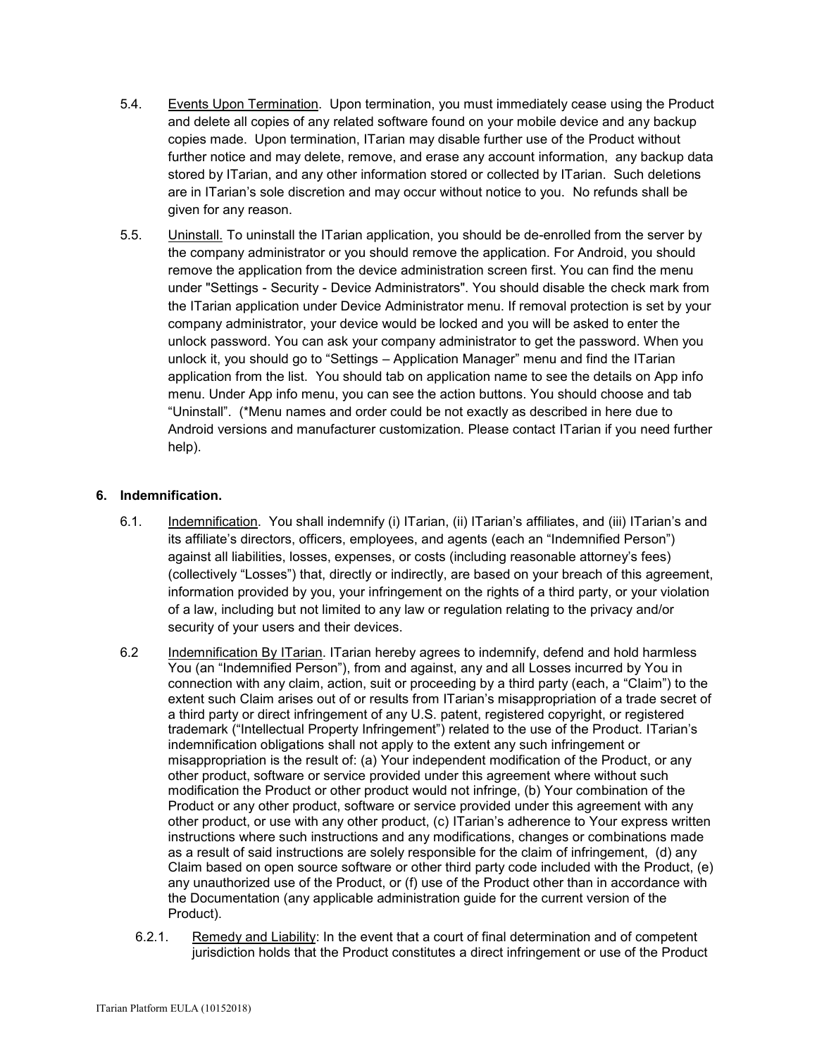5.4. Events Upon Termination. Upon termination, you must immediately cease using the Product and delete all copies of any related software found on your mobile device and any backup copies made. Upon termination, ITarian may disable further use of the Product without further notice and may delete, remove, and erase any account information, any backup data stored by ITarian, and any other information stored or collected by ITarian. Such deletions are in ITarian's sole discretion and may occur without notice to you. No refunds shall be given for any reason.

5.5. Uninstall. To uninstall the ITarian application, you should be de-enrolled from the server by the company administrator or you should remove the application. For Android, you should remove the application from the device administration screen first. You can find the menu under "Settings - Security - Device Administrators". You should disable the check mark from the ITarian application under Device Administrator menu. If removal protection is set by your company administrator, your device would be locked and you will be asked to enter the unlock password. You can ask your company administrator to get the password. When you unlock it, you should go to "Settings – Application Manager" menu and find the ITarian application from the list. You should tab on application name to see the details on App info menu. Under App info menu, you can see the action buttons. You should choose and tab "Uninstall". (*Menu names and order could be not exactly as described in here due to Android versions and manufacturer customization. Please contact ITarian if you need further help).

**6. Indemnification.**

6.1. Indemnification. You shall indemnify (i) ITarian, (ii) ITarian's affiliates, and (iii) ITarian's and its affiliate's directors, officers, employees, and agents (each an "Indemnified Person") against all liabilities, losses, expenses, or costs (including reasonable attorney's fees) (collectively "Losses") that, directly or indirectly, are based on your breach of this agreement, information provided by you, your infringement on the rights of a third party, or your violation of a law, including but not limited to any law or regulation relating to the privacy and/or security of your users and their devices.

6.2 Indemnification By ITarian. ITarian hereby agrees to indemnify, defend and hold harmless You (an "Indemnified Person"), from and against, any and all Losses incurred by You in connection with any claim, action, suit or proceeding by a third party (each, a "Claim") to the extent such Claim arises out of or results from ITarian's misappropriation of a trade secret of a third party or direct infringement of any U.S. patent, registered copyright, or registered trademark ("Intellectual Property Infringement") related to the use of the Product. ITarian's indemnification obligations shall not apply to the extent any such infringement or misappropriation is the result of: (a) Your independent modification of the Product, or any other product, software or service provided under this agreement where without such modification the Product or other product would not infringe, (b) Your combination of the Product or any other product, software or service provided under this agreement with any other product, or use with any other product, (c) ITarian's adherence to Your express written instructions where such instructions and any modifications, changes or combinations made as a result of said instructions are solely responsible for the claim of infringement, (d) any Claim based on open source software or other third party code included with the Product, (e) any unauthorized use of the Product, or (f) use of the Product other than in accordance with the Documentation (any applicable administration guide for the current version of the Product).

6.2.1. Remedy and Liability: In the event that a court of final determination and of competent jurisdiction holds that the Product constitutes a direct infringement or use of the Product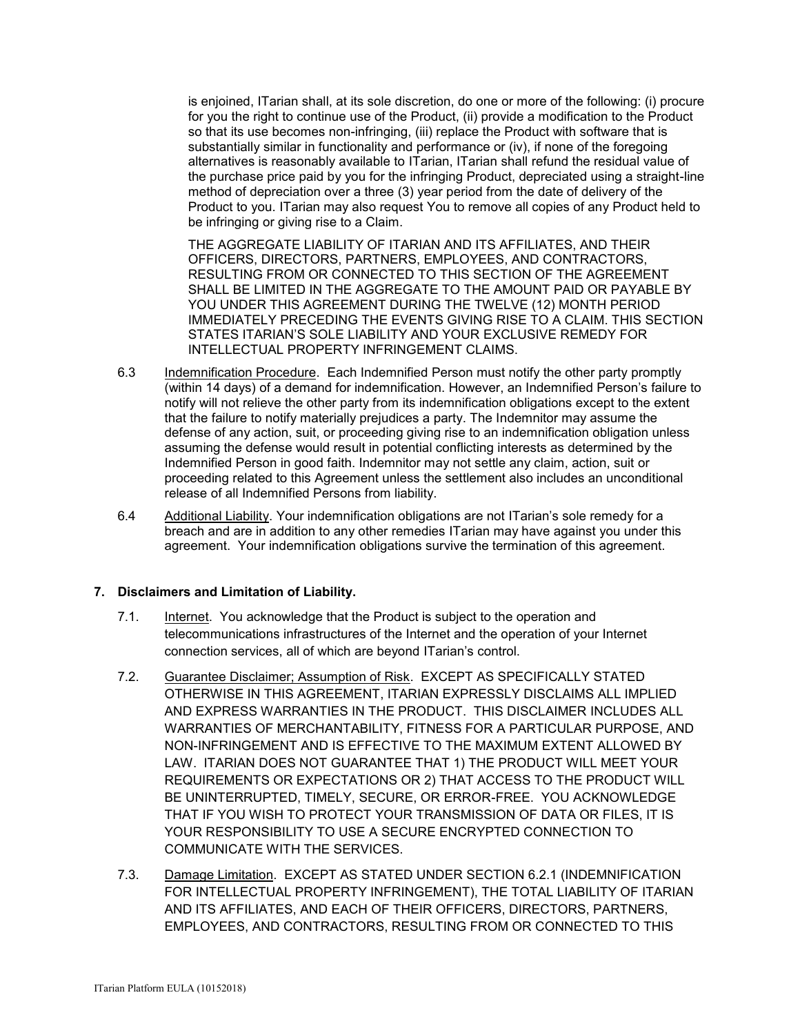is enjoined, ITarian shall, at its sole discretion, do one or more of the following: (i) procure for you the right to continue use of the Product, (ii) provide a modification to the Product so that its use becomes non-infringing, (iii) replace the Product with software that is substantially similar in functionality and performance or (iv), if none of the foregoing alternatives is reasonably available to ITarian, ITarian shall refund the residual value of the purchase price paid by you for the infringing Product, depreciated using a straight-line method of depreciation over a three (3) year period from the date of delivery of the Product to you. ITarian may also request You to remove all copies of any Product held to be infringing or giving rise to a Claim.

THE AGGREGATE LIABILITY OF ITARIAN AND ITS AFFILIATES, AND THEIR OFFICERS, DIRECTORS, PARTNERS, EMPLOYEES, AND CONTRACTORS, RESULTING FROM OR CONNECTED TO THIS SECTION OF THE AGREEMENT SHALL BE LIMITED IN THE AGGREGATE TO THE AMOUNT PAID OR PAYABLE BY YOU UNDER THIS AGREEMENT DURING THE TWELVE (12) MONTH PERIOD IMMEDIATELY PRECEDING THE EVENTS GIVING RISE TO A CLAIM. THIS SECTION STATES ITARIAN'S SOLE LIABILITY AND YOUR EXCLUSIVE REMEDY FOR INTELLECTUAL PROPERTY INFRINGEMENT CLAIMS.

6.3 Indemnification Procedure. Each Indemnified Person must notify the other party promptly (within 14 days) of a demand for indemnification. However, an Indemnified Person's failure to notify will not relieve the other party from its indemnification obligations except to the extent that the failure to notify materially prejudices a party. The Indemnitor may assume the defense of any action, suit, or proceeding giving rise to an indemnification obligation unless assuming the defense would result in potential conflicting interests as determined by the Indemnified Person in good faith. Indemnitor may not settle any claim, action, suit or proceeding related to this Agreement unless the settlement also includes an unconditional release of all Indemnified Persons from liability.

6.4 Additional Liability. Your indemnification obligations are not ITarian's sole remedy for a breach and are in addition to any other remedies ITarian may have against you under this agreement. Your indemnification obligations survive the termination of this agreement.

**7. Disclaimers and Limitation of Liability.**

7.1. Internet. You acknowledge that the Product is subject to the operation and telecommunications infrastructures of the Internet and the operation of your Internet connection services, all of which are beyond ITarian's control.

7.2. Guarantee Disclaimer; Assumption of Risk. EXCEPT AS SPECIFICALLY STATED OTHERWISE IN THIS AGREEMENT, ITARIAN EXPRESSLY DISCLAIMS ALL IMPLIED AND EXPRESS WARRANTIES IN THE PRODUCT. THIS DISCLAIMER INCLUDES ALL WARRANTIES OF MERCHANTABILITY, FITNESS FOR A PARTICULAR PURPOSE, AND NON-INFRINGEMENT AND IS EFFECTIVE TO THE MAXIMUM EXTENT ALLOWED BY LAW. ITARIAN DOES NOT GUARANTEE THAT 1) THE PRODUCT WILL MEET YOUR REQUIREMENTS OR EXPECTATIONS OR 2) THAT ACCESS TO THE PRODUCT WILL BE UNINTERRUPTED, TIMELY, SECURE, OR ERROR-FREE. YOU ACKNOWLEDGE THAT IF YOU WISH TO PROTECT YOUR TRANSMISSION OF DATA OR FILES, IT IS YOUR RESPONSIBILITY TO USE A SECURE ENCRYPTED CONNECTION TO COMMUNICATE WITH THE SERVICES.

7.3. Damage Limitation. EXCEPT AS STATED UNDER SECTION 6.2.1 (INDEMNIFICATION FOR INTELLECTUAL PROPERTY INFRINGEMENT), THE TOTAL LIABILITY OF ITARIAN AND ITS AFFILIATES, AND EACH OF THEIR OFFICERS, DIRECTORS, PARTNERS, EMPLOYEES, AND CONTRACTORS, RESULTING FROM OR CONNECTED TO THIS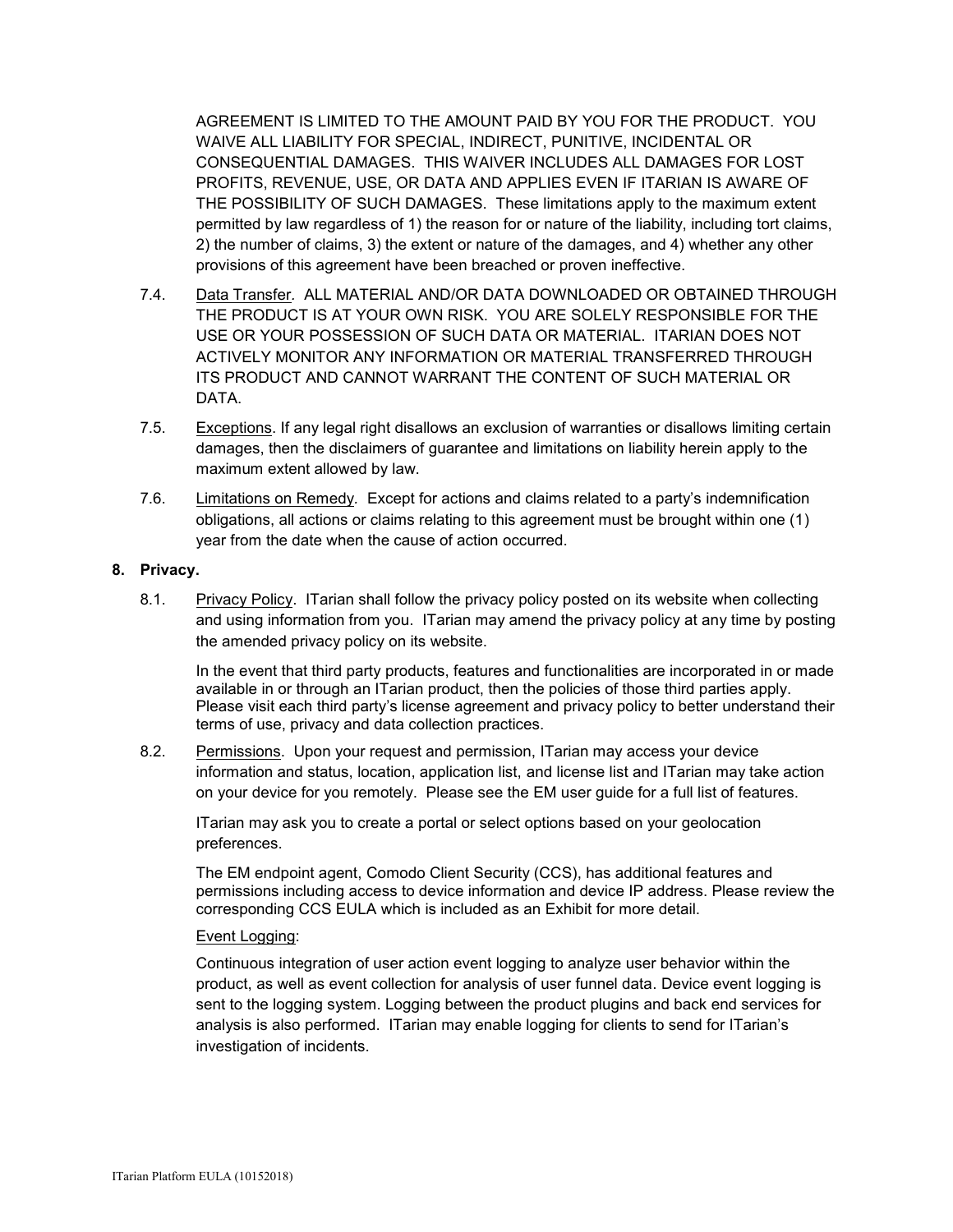AGREEMENT IS LIMITED TO THE AMOUNT PAID BY YOU FOR THE PRODUCT. YOU WAIVE ALL LIABILITY FOR SPECIAL, INDIRECT, PUNITIVE, INCIDENTAL OR CONSEQUENTIAL DAMAGES. THIS WAIVER INCLUDES ALL DAMAGES FOR LOST PROFITS, REVENUE, USE, OR DATA AND APPLIES EVEN IF ITARIAN IS AWARE OF THE POSSIBILITY OF SUCH DAMAGES. These limitations apply to the maximum extent permitted by law regardless of 1) the reason for or nature of the liability, including tort claims, 2) the number of claims, 3) the extent or nature of the damages, and 4) whether any other provisions of this agreement have been breached or proven ineffective.

7.4. Data Transfer. ALL MATERIAL AND/OR DATA DOWNLOADED OR OBTAINED THROUGH THE PRODUCT IS AT YOUR OWN RISK. YOU ARE SOLELY RESPONSIBLE FOR THE USE OR YOUR POSSESSION OF SUCH DATA OR MATERIAL. ITARIAN DOES NOT ACTIVELY MONITOR ANY INFORMATION OR MATERIAL TRANSFERRED THROUGH ITS PRODUCT AND CANNOT WARRANT THE CONTENT OF SUCH MATERIAL OR DATA.

7.5. Exceptions. If any legal right disallows an exclusion of warranties or disallows limiting certain damages, then the disclaimers of guarantee and limitations on liability herein apply to the maximum extent allowed by law.

7.6. Limitations on Remedy. Except for actions and claims related to a party's indemnification obligations, all actions or claims relating to this agreement must be brought within one (1) year from the date when the cause of action occurred.

**8. Privacy.**

8.1. Privacy Policy. ITarian shall follow the privacy policy posted on its website when collecting and using information from you. ITarian may amend the privacy policy at any time by posting the amended privacy policy on its website.

In the event that third party products, features and functionalities are incorporated in or made available in or through an ITarian product, then the policies of those third parties apply. Please visit each third party's license agreement and privacy policy to better understand their terms of use, privacy and data collection practices.

8.2. Permissions. Upon your request and permission, ITarian may access your device information and status, location, application list, and license list and ITarian may take action on your device for you remotely. Please see the EM user guide for a full list of features.

ITarian may ask you to create a portal or select options based on your geolocation preferences.

The EM endpoint agent, Comodo Client Security (CCS), has additional features and permissions including access to device information and device IP address. Please review the corresponding CCS EULA which is included as an Exhibit for more detail.

Event Logging:

Continuous integration of user action event logging to analyze user behavior within the product, as well as event collection for analysis of user funnel data. Device event logging is sent to the logging system. Logging between the product plugins and back end services for analysis is also performed. ITarian may enable logging for clients to send for ITarian's investigation of incidents.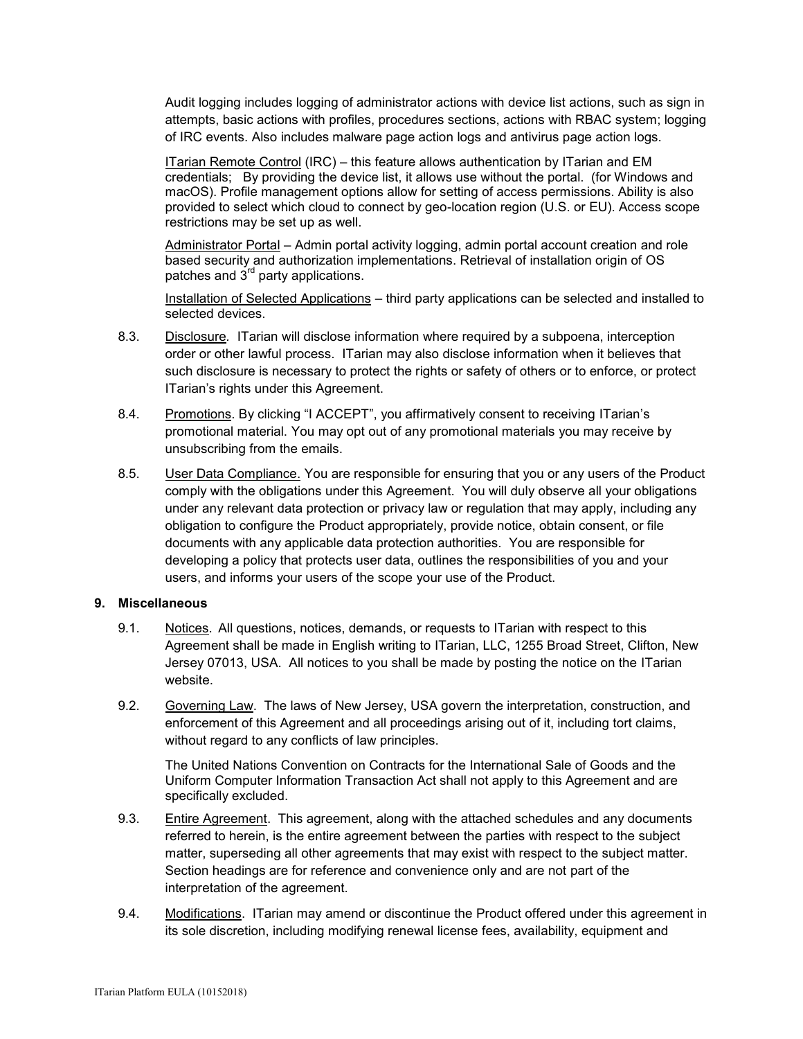Audit logging includes logging of administrator actions with device list actions, such as sign in attempts, basic actions with profiles, procedures sections, actions with RBAC system; logging of IRC events. Also includes malware page action logs and antivirus page action logs.

ITarian Remote Control (IRC) – this feature allows authentication by ITarian and EM credentials; By providing the device list, it allows use without the portal. (for Windows and macOS). Profile management options allow for setting of access permissions. Ability is also provided to select which cloud to connect by geo-location region (U.S. or EU). Access scope restrictions may be set up as well.

Administrator Portal – Admin portal activity logging, admin portal account creation and role based security and authorization implementations. Retrieval of installation origin of OS patches and 3rd party applications.

Installation of Selected Applications – third party applications can be selected and installed to selected devices.

8.3. Disclosure. ITarian will disclose information where required by a subpoena, interception order or other lawful process. ITarian may also disclose information when it believes that such disclosure is necessary to protect the rights or safety of others or to enforce, or protect ITarian's rights under this Agreement.

8.4. Promotions. By clicking "I ACCEPT", you affirmatively consent to receiving ITarian's promotional material. You may opt out of any promotional materials you may receive by unsubscribing from the emails.

8.5. User Data Compliance. You are responsible for ensuring that you or any users of the Product comply with the obligations under this Agreement. You will duly observe all your obligations under any relevant data protection or privacy law or regulation that may apply, including any obligation to configure the Product appropriately, provide notice, obtain consent, or file documents with any applicable data protection authorities. You are responsible for developing a policy that protects user data, outlines the responsibilities of you and your users, and informs your users of the scope your use of the Product.

**9. Miscellaneous**

9.1. Notices. All questions, notices, demands, or requests to ITarian with respect to this Agreement shall be made in English writing to ITarian, LLC, 1255 Broad Street, Clifton, New Jersey 07013, USA. All notices to you shall be made by posting the notice on the ITarian website.

9.2. Governing Law. The laws of New Jersey, USA govern the interpretation, construction, and enforcement of this Agreement and all proceedings arising out of it, including tort claims, without regard to any conflicts of law principles.

The United Nations Convention on Contracts for the International Sale of Goods and the Uniform Computer Information Transaction Act shall not apply to this Agreement and are specifically excluded.

9.3. Entire Agreement. This agreement, along with the attached schedules and any documents referred to herein, is the entire agreement between the parties with respect to the subject matter, superseding all other agreements that may exist with respect to the subject matter. Section headings are for reference and convenience only and are not part of the interpretation of the agreement.

9.4. Modifications. ITarian may amend or discontinue the Product offered under this agreement in its sole discretion, including modifying renewal license fees, availability, equipment and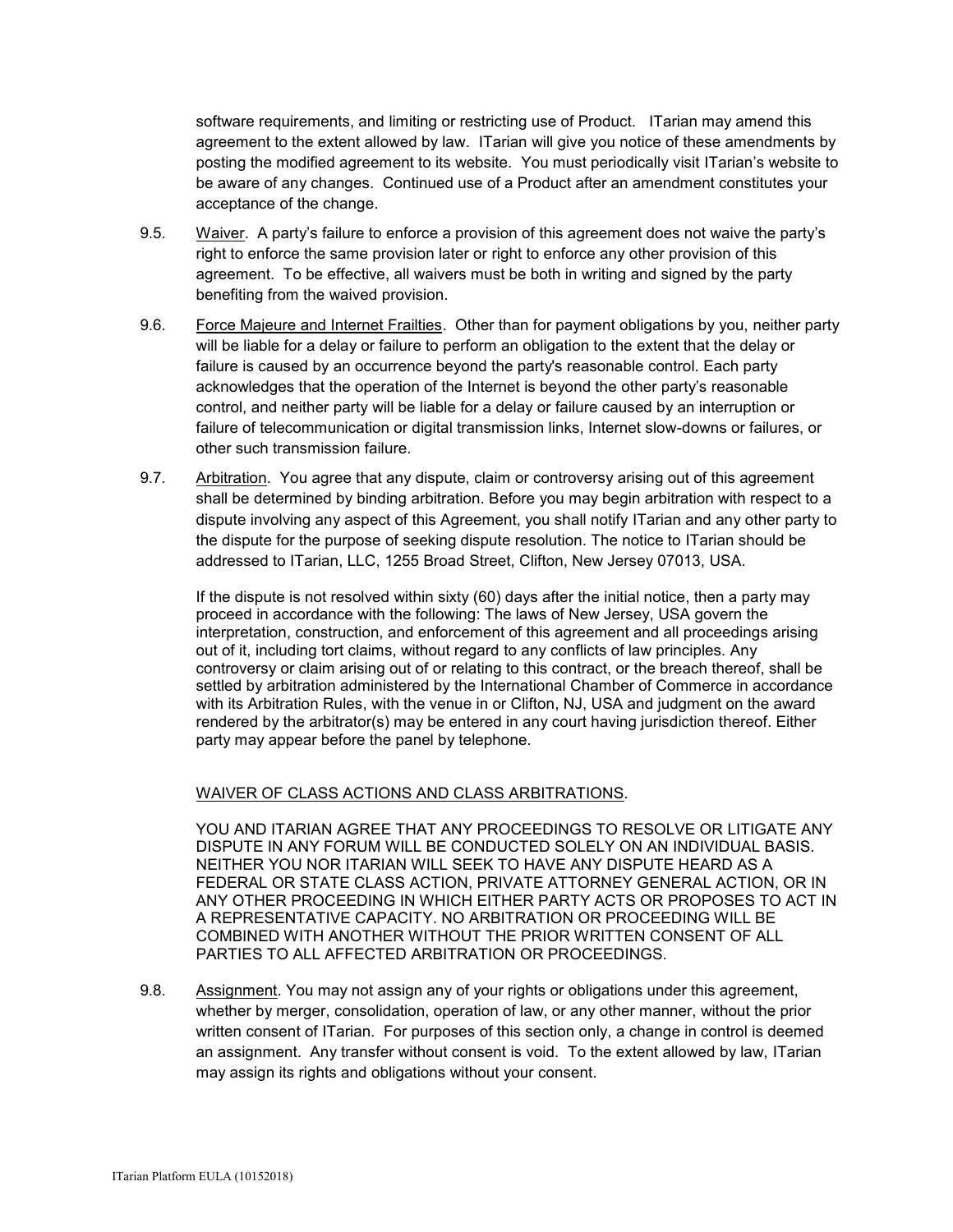software requirements, and limiting or restricting use of Product. ITarian may amend this agreement to the extent allowed by law. ITarian will give you notice of these amendments by posting the modified agreement to its website. You must periodically visit ITarian's website to be aware of any changes. Continued use of a Product after an amendment constitutes your acceptance of the change.

9.5. Waiver. A party's failure to enforce a provision of this agreement does not waive the party's right to enforce the same provision later or right to enforce any other provision of this agreement. To be effective, all waivers must be both in writing and signed by the party benefiting from the waived provision.

9.6. Force Majeure and Internet Frailties. Other than for payment obligations by you, neither party will be liable for a delay or failure to perform an obligation to the extent that the delay or failure is caused by an occurrence beyond the party's reasonable control. Each party acknowledges that the operation of the Internet is beyond the other party's reasonable control, and neither party will be liable for a delay or failure caused by an interruption or failure of telecommunication or digital transmission links, Internet slow-downs or failures, or other such transmission failure.

9.7. Arbitration. You agree that any dispute, claim or controversy arising out of this agreement shall be determined by binding arbitration. Before you may begin arbitration with respect to a dispute involving any aspect of this Agreement, you shall notify ITarian and any other party to the dispute for the purpose of seeking dispute resolution. The notice to ITarian should be addressed to ITarian, LLC, 1255 Broad Street, Clifton, New Jersey 07013, USA.

If the dispute is not resolved within sixty (60) days after the initial notice, then a party may proceed in accordance with the following: The laws of New Jersey, USA govern the interpretation, construction, and enforcement of this agreement and all proceedings arising out of it, including tort claims, without regard to any conflicts of law principles. Any controversy or claim arising out of or relating to this contract, or the breach thereof, shall be settled by arbitration administered by the International Chamber of Commerce in accordance with its Arbitration Rules, with the venue in or Clifton, NJ, USA and judgment on the award rendered by the arbitrator(s) may be entered in any court having jurisdiction thereof. Either party may appear before the panel by telephone.

WAIVER OF CLASS ACTIONS AND CLASS ARBITRATIONS.

YOU AND ITARIAN AGREE THAT ANY PROCEEDINGS TO RESOLVE OR LITIGATE ANY DISPUTE IN ANY FORUM WILL BE CONDUCTED SOLELY ON AN INDIVIDUAL BASIS. NEITHER YOU NOR ITARIAN WILL SEEK TO HAVE ANY DISPUTE HEARD AS A FEDERAL OR STATE CLASS ACTION, PRIVATE ATTORNEY GENERAL ACTION, OR IN ANY OTHER PROCEEDING IN WHICH EITHER PARTY ACTS OR PROPOSES TO ACT IN A REPRESENTATIVE CAPACITY. NO ARBITRATION OR PROCEEDING WILL BE COMBINED WITH ANOTHER WITHOUT THE PRIOR WRITTEN CONSENT OF ALL PARTIES TO ALL AFFECTED ARBITRATION OR PROCEEDINGS.

9.8. Assignment. You may not assign any of your rights or obligations under this agreement, whether by merger, consolidation, operation of law, or any other manner, without the prior written consent of ITarian. For purposes of this section only, a change in control is deemed an assignment. Any transfer without consent is void. To the extent allowed by law, ITarian may assign its rights and obligations without your consent.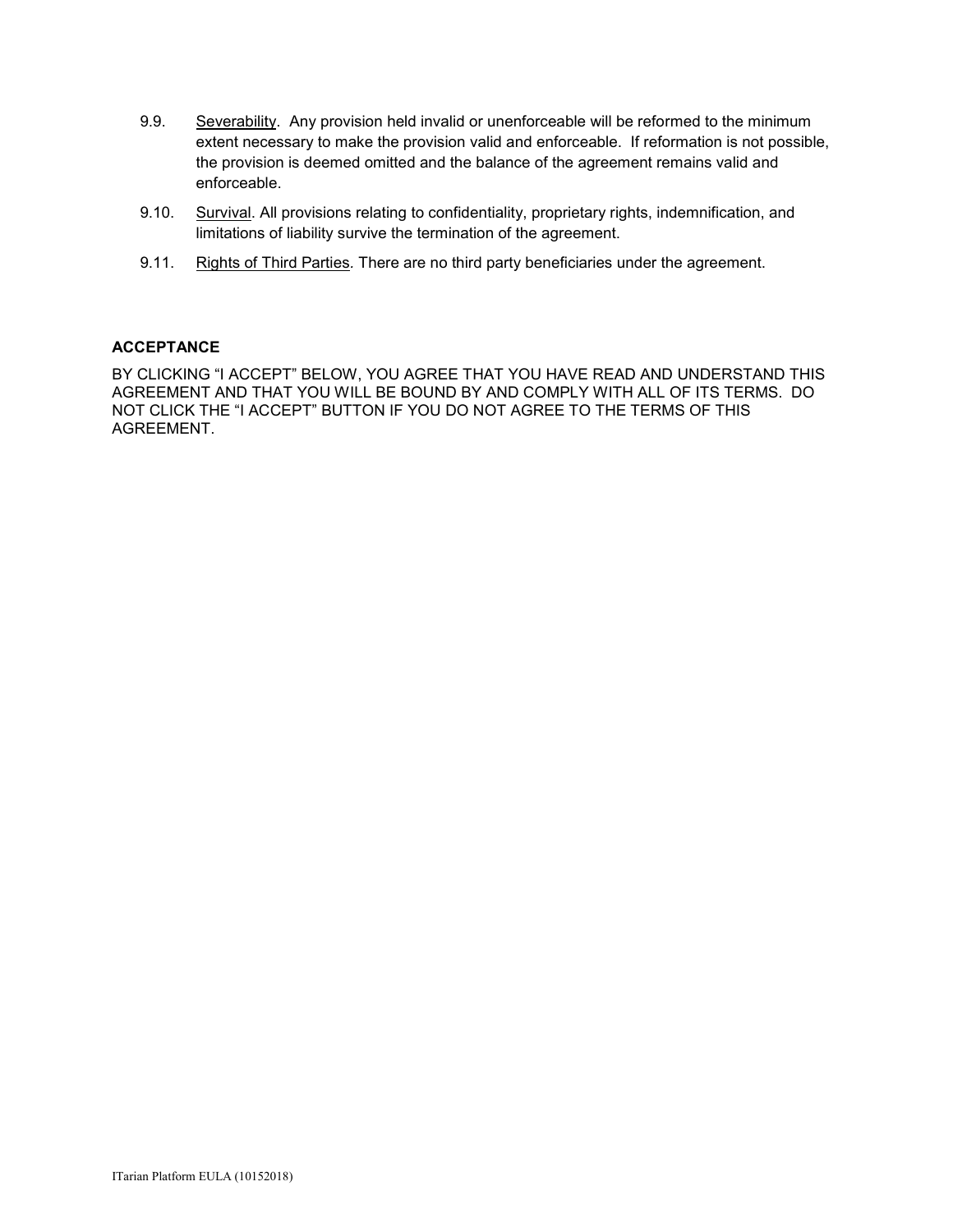9.9. Severability. Any provision held invalid or unenforceable will be reformed to the minimum extent necessary to make the provision valid and enforceable. If reformation is not possible, the provision is deemed omitted and the balance of the agreement remains valid and enforceable.

9.10. Survival. All provisions relating to confidentiality, proprietary rights, indemnification, and limitations of liability survive the termination of the agreement.

9.11. Rights of Third Parties. There are no third party beneficiaries under the agreement.

**ACCEPTANCE**

BY CLICKING "I ACCEPT" BELOW, YOU AGREE THAT YOU HAVE READ AND UNDERSTAND THIS AGREEMENT AND THAT YOU WILL BE BOUND BY AND COMPLY WITH ALL OF ITS TERMS. DO NOT CLICK THE "I ACCEPT" BUTTON IF YOU DO NOT AGREE TO THE TERMS OF THIS AGREEMENT.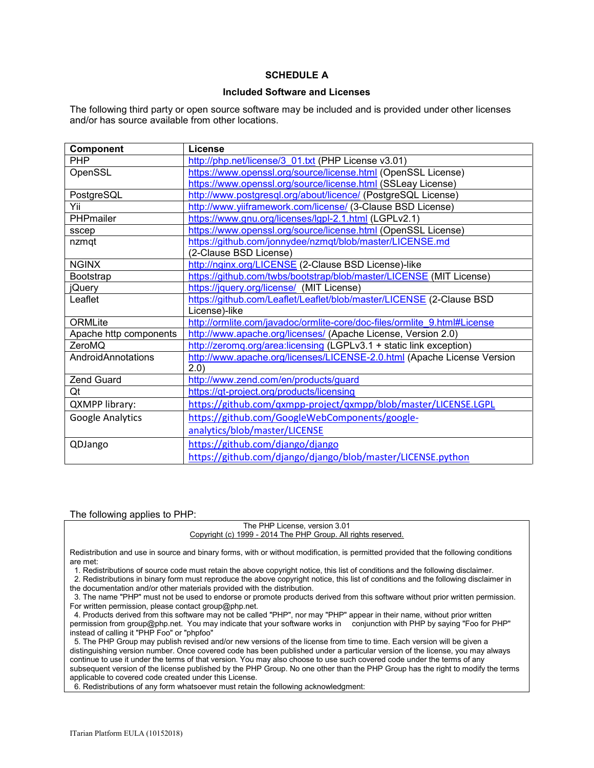## SCHEDULE A

### Included Software and Licenses

The following third party or open source software may be included and is provided under other licenses and/or has source available from other locations.

| Component | License |
|---|---|
| PHP | http://php.net/license/3_01.txt (PHP License v3.01) |
| OpenSSL | https://www.openssl.org/source/license.html (OpenSSL License)<br>https://www.openssl.org/source/license.html (SSLeay License) |
| PostgreSQL | http://www.postgresql.org/about/licence/ (PostgreSQL License) |
| Yii | http://www.yiiframework.com/license/ (3-Clause BSD License) |
| PHPmailer | https://www.gnu.org/licenses/lgpl-2.1.html (LGPLv2.1) |
| sscep | https://www.openssl.org/source/license.html (OpenSSL License) |
| nzmqt | https://github.com/jonnydee/nzmqt/blob/master/LICENSE.md<br>(2-Clause BSD License) |
| NGINX | http://nginx.org/LICENSE (2-Clause BSD License)-like |
| Bootstrap | https://github.com/twbs/bootstrap/blob/master/LICENSE (MIT License) |
| jQuery | https://jquery.org/license/ (MIT License) |
| Leaflet | https://github.com/Leaflet/Leaflet/blob/master/LICENSE (2-Clause BSD License)-like |
| ORMLite | http://ormlite.com/javadoc/ormlite-core/doc-files/ormlite_9.html#License |
| Apache http components | http://www.apache.org/licenses/ (Apache License, Version 2.0) |
| ZeroMQ | http://zeromq.org/area:licensing (LGPLv3.1 + static link exception) |
| AndroidAnnotations | http://www.apache.org/licenses/LICENSE-2.0.html (Apache License Version 2.0) |
| Zend Guard | http://www.zend.com/en/products/guard |
| Qt | https://qt-project.org/products/licensing |
| QXMPP library: | https://github.com/qxmpp-project/qxmpp/blob/master/LICENSE.LGPL |
| Google Analytics | https://github.com/GoogleWebComponents/google-analytics/blob/master/LICENSE |
| QDJango | https://github.com/django/django<br>https://github.com/django/django/blob/master/LICENSE.python |

The following applies to PHP:

The PHP License, version 3.01
Copyright (c) 1999 - 2014 The PHP Group. All rights reserved.

Redistribution and use in source and binary forms, with or without modification, is permitted provided that the following conditions are met:

1. Redistributions of source code must retain the above copyright notice, this list of conditions and the following disclaimer.
2. Redistributions in binary form must reproduce the above copyright notice, this list of conditions and the following disclaimer in the documentation and/or other materials provided with the distribution.
3. The name "PHP" must not be used to endorse or promote products derived from this software without prior written permission. For written permission, please contact group@php.net.
4. Products derived from this software may not be called "PHP", nor may "PHP" appear in their name, without prior written permission from group@php.net. You may indicate that your software works in conjunction with PHP by saying "Foo for PHP" instead of calling it "PHP Foo" or "phpfoo"
5. The PHP Group may publish revised and/or new versions of the license from time to time. Each version will be given a distinguishing version number. Once covered code has been published under a particular version of the license, you may always continue to use it under the terms of that version. You may also choose to use such covered code under the terms of any subsequent version of the license published by the PHP Group. No one other than the PHP Group has the right to modify the terms applicable to covered code created under this License.
6. Redistributions of any form whatsoever must retain the following acknowledgment: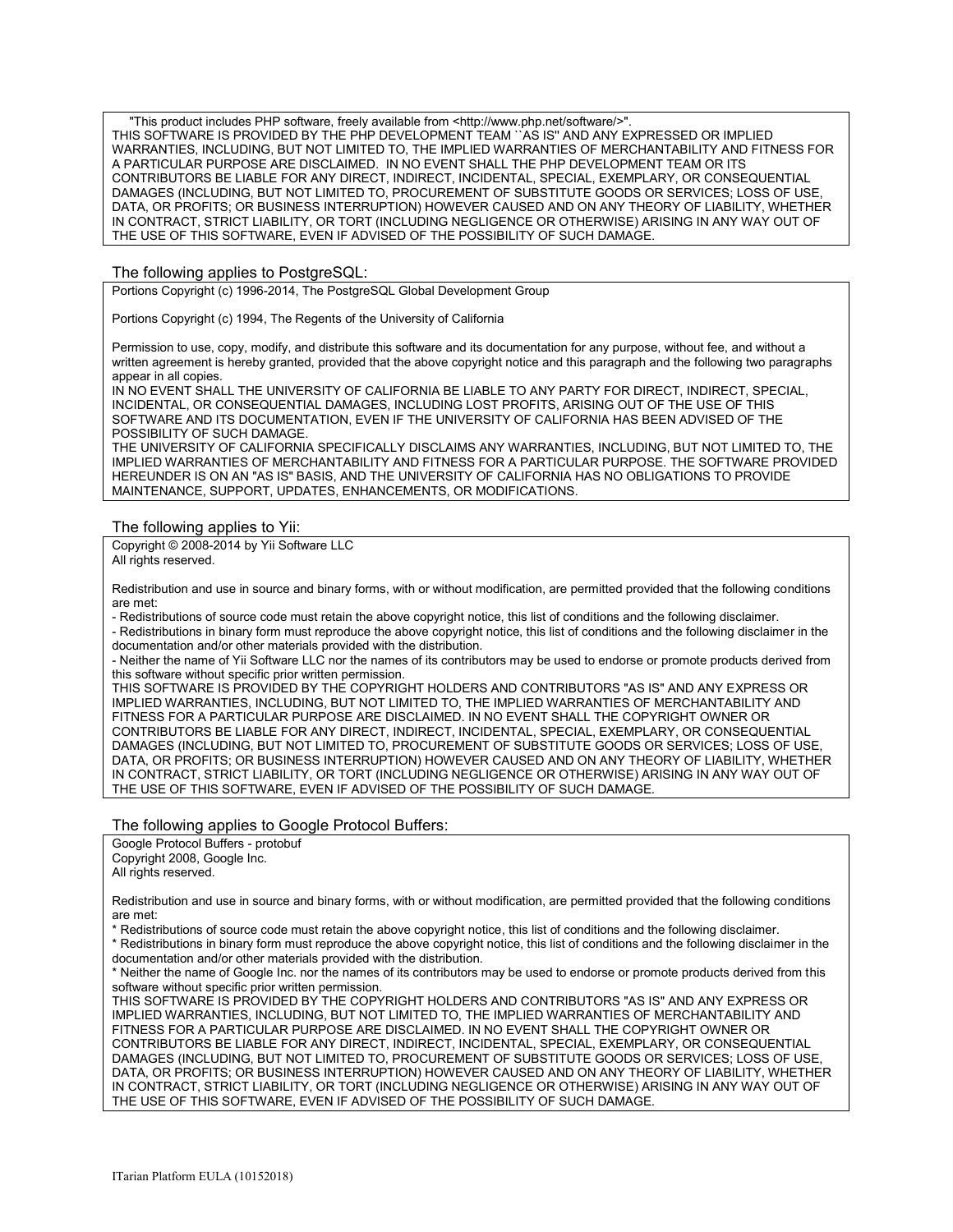"This product includes PHP software, freely available from <http://www.php.net/software/>".
THIS SOFTWARE IS PROVIDED BY THE PHP DEVELOPMENT TEAM ``AS IS'' AND ANY EXPRESSED OR IMPLIED WARRANTIES, INCLUDING, BUT NOT LIMITED TO, THE IMPLIED WARRANTIES OF MERCHANTABILITY AND FITNESS FOR A PARTICULAR PURPOSE ARE DISCLAIMED. IN NO EVENT SHALL THE PHP DEVELOPMENT TEAM OR ITS CONTRIBUTORS BE LIABLE FOR ANY DIRECT, INDIRECT, INCIDENTAL, SPECIAL, EXEMPLARY, OR CONSEQUENTIAL DAMAGES (INCLUDING, BUT NOT LIMITED TO, PROCUREMENT OF SUBSTITUTE GOODS OR SERVICES; LOSS OF USE, DATA, OR PROFITS; OR BUSINESS INTERRUPTION) HOWEVER CAUSED AND ON ANY THEORY OF LIABILITY, WHETHER IN CONTRACT, STRICT LIABILITY, OR TORT (INCLUDING NEGLIGENCE OR OTHERWISE) ARISING IN ANY WAY OUT OF THE USE OF THIS SOFTWARE, EVEN IF ADVISED OF THE POSSIBILITY OF SUCH DAMAGE.

## The following applies to PostgreSQL:

Portions Copyright (c) 1996-2014, The PostgreSQL Global Development Group

Portions Copyright (c) 1994, The Regents of the University of California

Permission to use, copy, modify, and distribute this software and its documentation for any purpose, without fee, and without a written agreement is hereby granted, provided that the above copyright notice and this paragraph and the following two paragraphs appear in all copies.
IN NO EVENT SHALL THE UNIVERSITY OF CALIFORNIA BE LIABLE TO ANY PARTY FOR DIRECT, INDIRECT, SPECIAL, INCIDENTAL, OR CONSEQUENTIAL DAMAGES, INCLUDING LOST PROFITS, ARISING OUT OF THE USE OF THIS SOFTWARE AND ITS DOCUMENTATION, EVEN IF THE UNIVERSITY OF CALIFORNIA HAS BEEN ADVISED OF THE POSSIBILITY OF SUCH DAMAGE.
THE UNIVERSITY OF CALIFORNIA SPECIFICALLY DISCLAIMS ANY WARRANTIES, INCLUDING, BUT NOT LIMITED TO, THE IMPLIED WARRANTIES OF MERCHANTABILITY AND FITNESS FOR A PARTICULAR PURPOSE. THE SOFTWARE PROVIDED HEREUNDER IS ON AN "AS IS" BASIS, AND THE UNIVERSITY OF CALIFORNIA HAS NO OBLIGATIONS TO PROVIDE MAINTENANCE, SUPPORT, UPDATES, ENHANCEMENTS, OR MODIFICATIONS.

## The following applies to Yii:

Copyright © 2008-2014 by Yii Software LLC
All rights reserved.

Redistribution and use in source and binary forms, with or without modification, are permitted provided that the following conditions are met:
- Redistributions of source code must retain the above copyright notice, this list of conditions and the following disclaimer.
- Redistributions in binary form must reproduce the above copyright notice, this list of conditions and the following disclaimer in the documentation and/or other materials provided with the distribution.
- Neither the name of Yii Software LLC nor the names of its contributors may be used to endorse or promote products derived from this software without specific prior written permission.

THIS SOFTWARE IS PROVIDED BY THE COPYRIGHT HOLDERS AND CONTRIBUTORS "AS IS" AND ANY EXPRESS OR IMPLIED WARRANTIES, INCLUDING, BUT NOT LIMITED TO, THE IMPLIED WARRANTIES OF MERCHANTABILITY AND FITNESS FOR A PARTICULAR PURPOSE ARE DISCLAIMED. IN NO EVENT SHALL THE COPYRIGHT OWNER OR CONTRIBUTORS BE LIABLE FOR ANY DIRECT, INDIRECT, INCIDENTAL, SPECIAL, EXEMPLARY, OR CONSEQUENTIAL DAMAGES (INCLUDING, BUT NOT LIMITED TO, PROCUREMENT OF SUBSTITUTE GOODS OR SERVICES; LOSS OF USE, DATA, OR PROFITS; OR BUSINESS INTERRUPTION) HOWEVER CAUSED AND ON ANY THEORY OF LIABILITY, WHETHER IN CONTRACT, STRICT LIABILITY, OR TORT (INCLUDING NEGLIGENCE OR OTHERWISE) ARISING IN ANY WAY OUT OF THE USE OF THIS SOFTWARE, EVEN IF ADVISED OF THE POSSIBILITY OF SUCH DAMAGE.

## The following applies to Google Protocol Buffers:

Google Protocol Buffers - protobuf
Copyright 2008, Google Inc.
All rights reserved.

Redistribution and use in source and binary forms, with or without modification, are permitted provided that the following conditions are met:
* Redistributions of source code must retain the above copyright notice, this list of conditions and the following disclaimer.
* Redistributions in binary form must reproduce the above copyright notice, this list of conditions and the following disclaimer in the documentation and/or other materials provided with the distribution.
* Neither the name of Google Inc. nor the names of its contributors may be used to endorse or promote products derived from this software without specific prior written permission.

THIS SOFTWARE IS PROVIDED BY THE COPYRIGHT HOLDERS AND CONTRIBUTORS "AS IS" AND ANY EXPRESS OR IMPLIED WARRANTIES, INCLUDING, BUT NOT LIMITED TO, THE IMPLIED WARRANTIES OF MERCHANTABILITY AND FITNESS FOR A PARTICULAR PURPOSE ARE DISCLAIMED. IN NO EVENT SHALL THE COPYRIGHT OWNER OR CONTRIBUTORS BE LIABLE FOR ANY DIRECT, INDIRECT, INCIDENTAL, SPECIAL, EXEMPLARY, OR CONSEQUENTIAL DAMAGES (INCLUDING, BUT NOT LIMITED TO, PROCUREMENT OF SUBSTITUTE GOODS OR SERVICES; LOSS OF USE, DATA, OR PROFITS; OR BUSINESS INTERRUPTION) HOWEVER CAUSED AND ON ANY THEORY OF LIABILITY, WHETHER IN CONTRACT, STRICT LIABILITY, OR TORT (INCLUDING NEGLIGENCE OR OTHERWISE) ARISING IN ANY WAY OUT OF THE USE OF THIS SOFTWARE, EVEN IF ADVISED OF THE POSSIBILITY OF SUCH DAMAGE.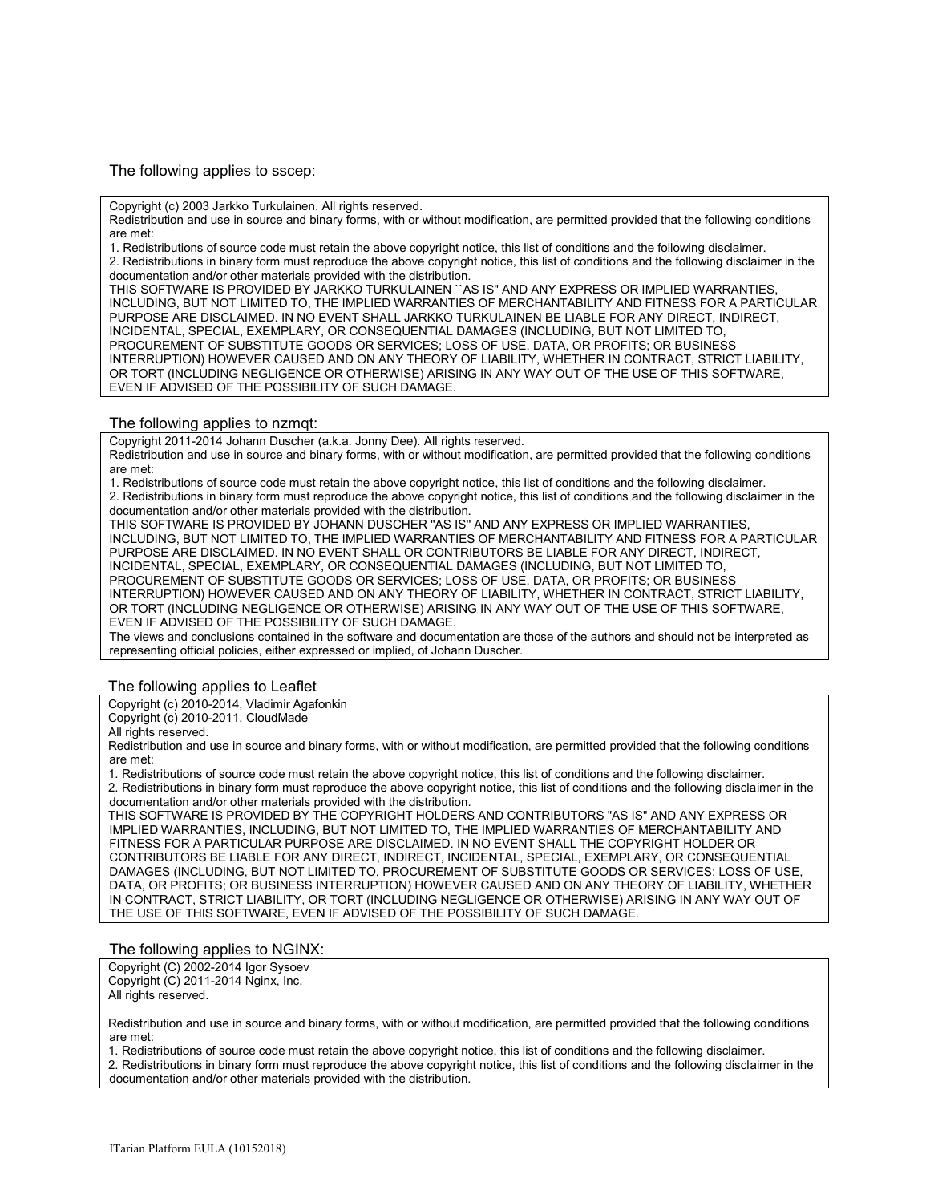The following applies to sscep:

Copyright (c) 2003 Jarkko Turkulainen. All rights reserved.
Redistribution and use in source and binary forms, with or without modification, are permitted provided that the following conditions are met:
1. Redistributions of source code must retain the above copyright notice, this list of conditions and the following disclaimer.
2. Redistributions in binary form must reproduce the above copyright notice, this list of conditions and the following disclaimer in the documentation and/or other materials provided with the distribution.
THIS SOFTWARE IS PROVIDED BY JARKKO TURKULAINEN ``AS IS'' AND ANY EXPRESS OR IMPLIED WARRANTIES, INCLUDING, BUT NOT LIMITED TO, THE IMPLIED WARRANTIES OF MERCHANTABILITY AND FITNESS FOR A PARTICULAR PURPOSE ARE DISCLAIMED. IN NO EVENT SHALL JARKKO TURKULAINEN BE LIABLE FOR ANY DIRECT, INDIRECT, INCIDENTAL, SPECIAL, EXEMPLARY, OR CONSEQUENTIAL DAMAGES (INCLUDING, BUT NOT LIMITED TO, PROCUREMENT OF SUBSTITUTE GOODS OR SERVICES; LOSS OF USE, DATA, OR PROFITS; OR BUSINESS INTERRUPTION) HOWEVER CAUSED AND ON ANY THEORY OF LIABILITY, WHETHER IN CONTRACT, STRICT LIABILITY, OR TORT (INCLUDING NEGLIGENCE OR OTHERWISE) ARISING IN ANY WAY OUT OF THE USE OF THIS SOFTWARE, EVEN IF ADVISED OF THE POSSIBILITY OF SUCH DAMAGE.

The following applies to nzmqt:

Copyright 2011-2014 Johann Duscher (a.k.a. Jonny Dee). All rights reserved.
Redistribution and use in source and binary forms, with or without modification, are permitted provided that the following conditions are met:
1. Redistributions of source code must retain the above copyright notice, this list of conditions and the following disclaimer.
2. Redistributions in binary form must reproduce the above copyright notice, this list of conditions and the following disclaimer in the documentation and/or other materials provided with the distribution.
THIS SOFTWARE IS PROVIDED BY JOHANN DUSCHER "AS IS'' AND ANY EXPRESS OR IMPLIED WARRANTIES, INCLUDING, BUT NOT LIMITED TO, THE IMPLIED WARRANTIES OF MERCHANTABILITY AND FITNESS FOR A PARTICULAR PURPOSE ARE DISCLAIMED. IN NO EVENT SHALL OR CONTRIBUTORS BE LIABLE FOR ANY DIRECT, INDIRECT, INCIDENTAL, SPECIAL, EXEMPLARY, OR CONSEQUENTIAL DAMAGES (INCLUDING, BUT NOT LIMITED TO, PROCUREMENT OF SUBSTITUTE GOODS OR SERVICES; LOSS OF USE, DATA, OR PROFITS; OR BUSINESS INTERRUPTION) HOWEVER CAUSED AND ON ANY THEORY OF LIABILITY, WHETHER IN CONTRACT, STRICT LIABILITY, OR TORT (INCLUDING NEGLIGENCE OR OTHERWISE) ARISING IN ANY WAY OUT OF THE USE OF THIS SOFTWARE, EVEN IF ADVISED OF THE POSSIBILITY OF SUCH DAMAGE.
The views and conclusions contained in the software and documentation are those of the authors and should not be interpreted as representing official policies, either expressed or implied, of Johann Duscher.

The following applies to Leaflet

Copyright (c) 2010-2014, Vladimir Agafonkin
Copyright (c) 2010-2011, CloudMade
All rights reserved.
Redistribution and use in source and binary forms, with or without modification, are permitted provided that the following conditions are met:
1. Redistributions of source code must retain the above copyright notice, this list of conditions and the following disclaimer.
2. Redistributions in binary form must reproduce the above copyright notice, this list of conditions and the following disclaimer in the documentation and/or other materials provided with the distribution.
THIS SOFTWARE IS PROVIDED BY THE COPYRIGHT HOLDERS AND CONTRIBUTORS "AS IS" AND ANY EXPRESS OR IMPLIED WARRANTIES, INCLUDING, BUT NOT LIMITED TO, THE IMPLIED WARRANTIES OF MERCHANTABILITY AND FITNESS FOR A PARTICULAR PURPOSE ARE DISCLAIMED. IN NO EVENT SHALL THE COPYRIGHT HOLDER OR CONTRIBUTORS BE LIABLE FOR ANY DIRECT, INDIRECT, INCIDENTAL, SPECIAL, EXEMPLARY, OR CONSEQUENTIAL DAMAGES (INCLUDING, BUT NOT LIMITED TO, PROCUREMENT OF SUBSTITUTE GOODS OR SERVICES; LOSS OF USE, DATA, OR PROFITS; OR BUSINESS INTERRUPTION) HOWEVER CAUSED AND ON ANY THEORY OF LIABILITY, WHETHER IN CONTRACT, STRICT LIABILITY, OR TORT (INCLUDING NEGLIGENCE OR OTHERWISE) ARISING IN ANY WAY OUT OF THE USE OF THIS SOFTWARE, EVEN IF ADVISED OF THE POSSIBILITY OF SUCH DAMAGE.

The following applies to NGINX:

Copyright (C) 2002-2014 Igor Sysoev
Copyright (C) 2011-2014 Nginx, Inc.
All rights reserved.

Redistribution and use in source and binary forms, with or without modification, are permitted provided that the following conditions are met:
1. Redistributions of source code must retain the above copyright notice, this list of conditions and the following disclaimer.
2. Redistributions in binary form must reproduce the above copyright notice, this list of conditions and the following disclaimer in the documentation and/or other materials provided with the distribution.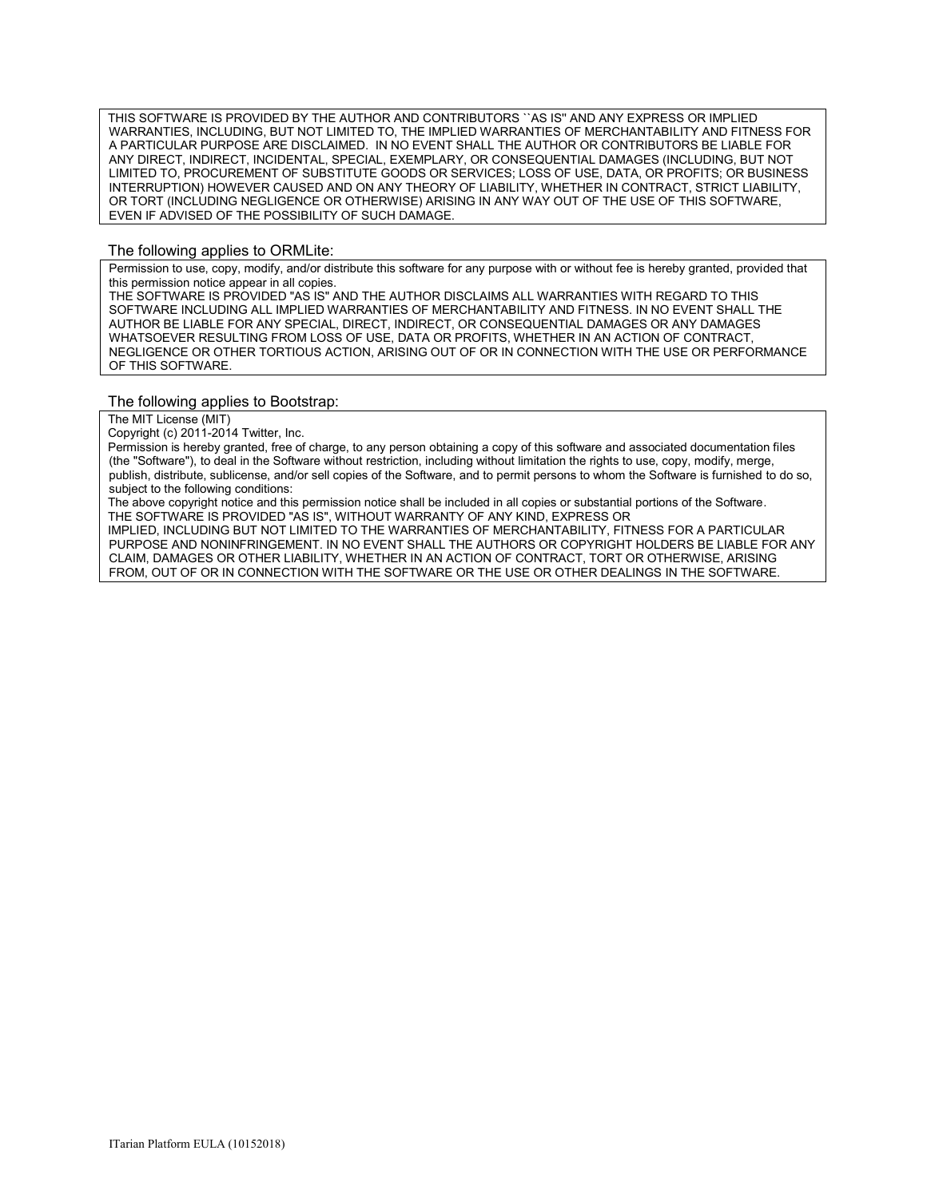THIS SOFTWARE IS PROVIDED BY THE AUTHOR AND CONTRIBUTORS ``AS IS'' AND ANY EXPRESS OR IMPLIED WARRANTIES, INCLUDING, BUT NOT LIMITED TO, THE IMPLIED WARRANTIES OF MERCHANTABILITY AND FITNESS FOR A PARTICULAR PURPOSE ARE DISCLAIMED. IN NO EVENT SHALL THE AUTHOR OR CONTRIBUTORS BE LIABLE FOR ANY DIRECT, INDIRECT, INCIDENTAL, SPECIAL, EXEMPLARY, OR CONSEQUENTIAL DAMAGES (INCLUDING, BUT NOT LIMITED TO, PROCUREMENT OF SUBSTITUTE GOODS OR SERVICES; LOSS OF USE, DATA, OR PROFITS; OR BUSINESS INTERRUPTION) HOWEVER CAUSED AND ON ANY THEORY OF LIABILITY, WHETHER IN CONTRACT, STRICT LIABILITY, OR TORT (INCLUDING NEGLIGENCE OR OTHERWISE) ARISING IN ANY WAY OUT OF THE USE OF THIS SOFTWARE, EVEN IF ADVISED OF THE POSSIBILITY OF SUCH DAMAGE.

The following applies to ORMLite:

Permission to use, copy, modify, and/or distribute this software for any purpose with or without fee is hereby granted, provided that this permission notice appear in all copies.
THE SOFTWARE IS PROVIDED "AS IS" AND THE AUTHOR DISCLAIMS ALL WARRANTIES WITH REGARD TO THIS SOFTWARE INCLUDING ALL IMPLIED WARRANTIES OF MERCHANTABILITY AND FITNESS. IN NO EVENT SHALL THE AUTHOR BE LIABLE FOR ANY SPECIAL, DIRECT, INDIRECT, OR CONSEQUENTIAL DAMAGES OR ANY DAMAGES WHATSOEVER RESULTING FROM LOSS OF USE, DATA OR PROFITS, WHETHER IN AN ACTION OF CONTRACT, NEGLIGENCE OR OTHER TORTIOUS ACTION, ARISING OUT OF OR IN CONNECTION WITH THE USE OR PERFORMANCE OF THIS SOFTWARE.

The following applies to Bootstrap:

The MIT License (MIT)
Copyright (c) 2011-2014 Twitter, Inc.
Permission is hereby granted, free of charge, to any person obtaining a copy of this software and associated documentation files (the "Software"), to deal in the Software without restriction, including without limitation the rights to use, copy, modify, merge, publish, distribute, sublicense, and/or sell copies of the Software, and to permit persons to whom the Software is furnished to do so, subject to the following conditions:
The above copyright notice and this permission notice shall be included in all copies or substantial portions of the Software.
THE SOFTWARE IS PROVIDED "AS IS", WITHOUT WARRANTY OF ANY KIND, EXPRESS OR IMPLIED, INCLUDING BUT NOT LIMITED TO THE WARRANTIES OF MERCHANTABILITY, FITNESS FOR A PARTICULAR PURPOSE AND NONINFRINGEMENT. IN NO EVENT SHALL THE AUTHORS OR COPYRIGHT HOLDERS BE LIABLE FOR ANY CLAIM, DAMAGES OR OTHER LIABILITY, WHETHER IN AN ACTION OF CONTRACT, TORT OR OTHERWISE, ARISING FROM, OUT OF OR IN CONNECTION WITH THE SOFTWARE OR THE USE OR OTHER DEALINGS IN THE SOFTWARE.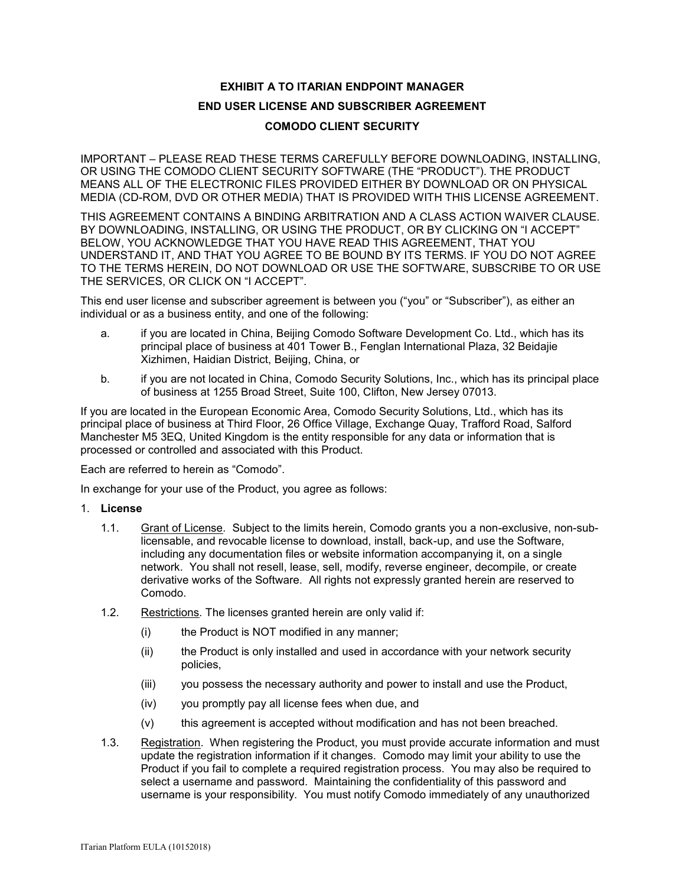**EXHIBIT A TO ITARIAN ENDPOINT MANAGER**

**END USER LICENSE AND SUBSCRIBER AGREEMENT**

**COMODO CLIENT SECURITY**

IMPORTANT – PLEASE READ THESE TERMS CAREFULLY BEFORE DOWNLOADING, INSTALLING, OR USING THE COMODO CLIENT SECURITY SOFTWARE (THE "PRODUCT"). THE PRODUCT MEANS ALL OF THE ELECTRONIC FILES PROVIDED EITHER BY DOWNLOAD OR ON PHYSICAL MEDIA (CD-ROM, DVD OR OTHER MEDIA) THAT IS PROVIDED WITH THIS LICENSE AGREEMENT.

THIS AGREEMENT CONTAINS A BINDING ARBITRATION AND A CLASS ACTION WAIVER CLAUSE. BY DOWNLOADING, INSTALLING, OR USING THE PRODUCT, OR BY CLICKING ON "I ACCEPT" BELOW, YOU ACKNOWLEDGE THAT YOU HAVE READ THIS AGREEMENT, THAT YOU UNDERSTAND IT, AND THAT YOU AGREE TO BE BOUND BY ITS TERMS. IF YOU DO NOT AGREE TO THE TERMS HEREIN, DO NOT DOWNLOAD OR USE THE SOFTWARE, SUBSCRIBE TO OR USE THE SERVICES, OR CLICK ON "I ACCEPT".

This end user license and subscriber agreement is between you ("you" or "Subscriber"), as either an individual or as a business entity, and one of the following:

a. if you are located in China, Beijing Comodo Software Development Co. Ltd., which has its principal place of business at 401 Tower B., Fenglan International Plaza, 32 Beidajie Xizhimen, Haidian District, Beijing, China, or

b. if you are not located in China, Comodo Security Solutions, Inc., which has its principal place of business at 1255 Broad Street, Suite 100, Clifton, New Jersey 07013.

If you are located in the European Economic Area, Comodo Security Solutions, Ltd., which has its principal place of business at Third Floor, 26 Office Village, Exchange Quay, Trafford Road, Salford Manchester M5 3EQ, United Kingdom is the entity responsible for any data or information that is processed or controlled and associated with this Product.

Each are referred to herein as "Comodo".

In exchange for your use of the Product, you agree as follows:

1. **License**

1.1. Grant of License*.* Subject to the limits herein, Comodo grants you a non-exclusive, non-sub-licensable, and revocable license to download, install, back-up, and use the Software, including any documentation files or website information accompanying it, on a single network. You shall not resell, lease, sell, modify, reverse engineer, decompile, or create derivative works of the Software. All rights not expressly granted herein are reserved to Comodo.

1.2. Restrictions*.* The licenses granted herein are only valid if:

(i) the Product is NOT modified in any manner;

(ii) the Product is only installed and used in accordance with your network security policies,

(iii) you possess the necessary authority and power to install and use the Product,

(iv) you promptly pay all license fees when due, and

(v) this agreement is accepted without modification and has not been breached.

1.3. Registration. When registering the Product, you must provide accurate information and must update the registration information if it changes. Comodo may limit your ability to use the Product if you fail to complete a required registration process. You may also be required to select a username and password. Maintaining the confidentiality of this password and username is your responsibility. You must notify Comodo immediately of any unauthorized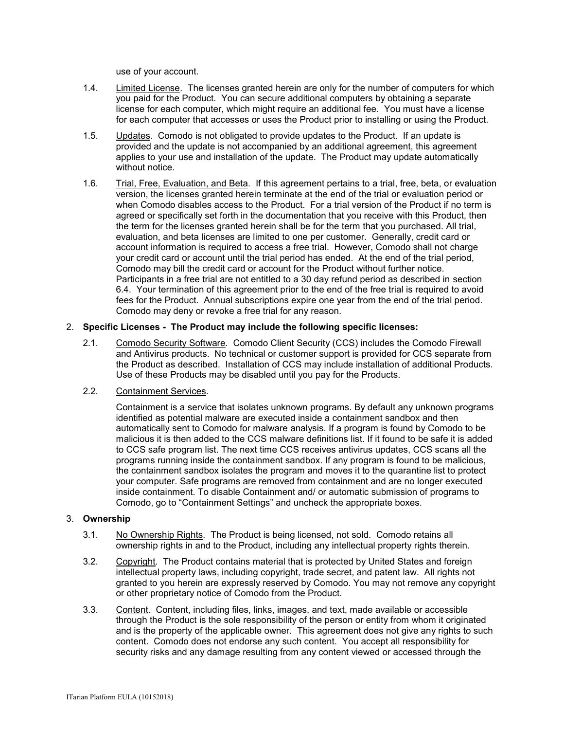use of your account.

1.4. Limited License. The licenses granted herein are only for the number of computers for which you paid for the Product. You can secure additional computers by obtaining a separate license for each computer, which might require an additional fee. You must have a license for each computer that accesses or uses the Product prior to installing or using the Product.

1.5. Updates. Comodo is not obligated to provide updates to the Product. If an update is provided and the update is not accompanied by an additional agreement, this agreement applies to your use and installation of the update. The Product may update automatically without notice.

1.6. Trial, Free, Evaluation, and Beta. If this agreement pertains to a trial, free, beta, or evaluation version, the licenses granted herein terminate at the end of the trial or evaluation period or when Comodo disables access to the Product. For a trial version of the Product if no term is agreed or specifically set forth in the documentation that you receive with this Product, then the term for the licenses granted herein shall be for the term that you purchased. All trial, evaluation, and beta licenses are limited to one per customer. Generally, credit card or account information is required to access a free trial. However, Comodo shall not charge your credit card or account until the trial period has ended. At the end of the trial period, Comodo may bill the credit card or account for the Product without further notice. Participants in a free trial are not entitled to a 30 day refund period as described in section 6.4. Your termination of this agreement prior to the end of the free trial is required to avoid fees for the Product. Annual subscriptions expire one year from the end of the trial period. Comodo may deny or revoke a free trial for any reason.

2. **Specific Licenses - The Product may include the following specific licenses:**

2.1. Comodo Security Software. Comodo Client Security (CCS) includes the Comodo Firewall and Antivirus products. No technical or customer support is provided for CCS separate from the Product as described. Installation of CCS may include installation of additional Products. Use of these Products may be disabled until you pay for the Products.

2.2. Containment Services.

Containment is a service that isolates unknown programs. By default any unknown programs identified as potential malware are executed inside a containment sandbox and then automatically sent to Comodo for malware analysis. If a program is found by Comodo to be malicious it is then added to the CCS malware definitions list. If it found to be safe it is added to CCS safe program list. The next time CCS receives antivirus updates, CCS scans all the programs running inside the containment sandbox. If any program is found to be malicious, the containment sandbox isolates the program and moves it to the quarantine list to protect your computer. Safe programs are removed from containment and are no longer executed inside containment. To disable Containment and/ or automatic submission of programs to Comodo, go to "Containment Settings" and uncheck the appropriate boxes.

3. **Ownership**

3.1. No Ownership Rights. The Product is being licensed, not sold. Comodo retains all ownership rights in and to the Product, including any intellectual property rights therein.

3.2. Copyright. The Product contains material that is protected by United States and foreign intellectual property laws, including copyright, trade secret, and patent law. All rights not granted to you herein are expressly reserved by Comodo. You may not remove any copyright or other proprietary notice of Comodo from the Product.

3.3. Content. Content, including files, links, images, and text, made available or accessible through the Product is the sole responsibility of the person or entity from whom it originated and is the property of the applicable owner. This agreement does not give any rights to such content. Comodo does not endorse any such content. You accept all responsibility for security risks and any damage resulting from any content viewed or accessed through the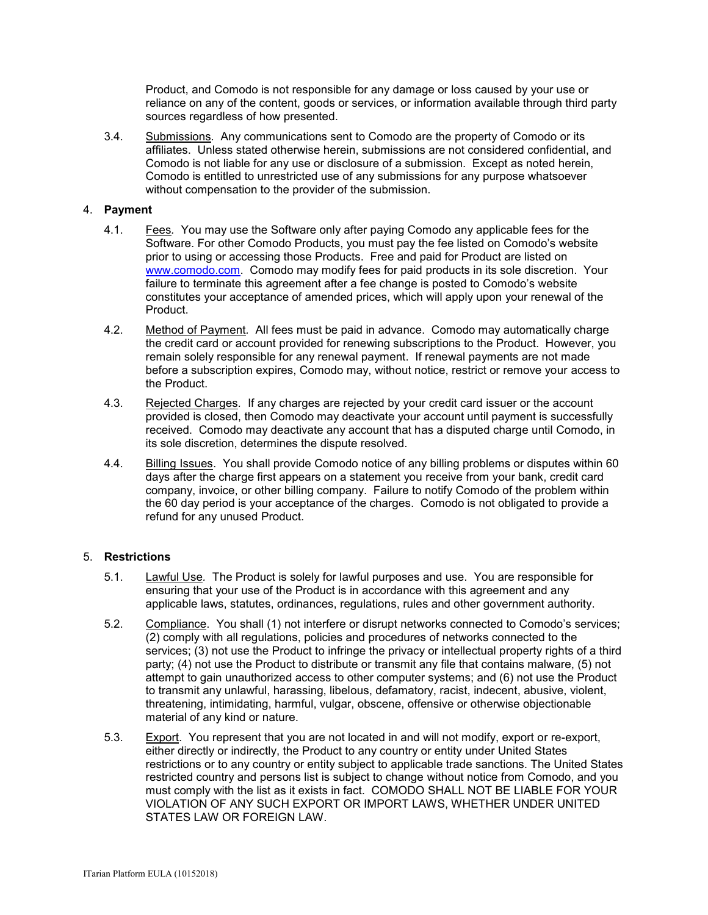Product, and Comodo is not responsible for any damage or loss caused by your use or reliance on any of the content, goods or services, or information available through third party sources regardless of how presented.

3.4. Submissions. Any communications sent to Comodo are the property of Comodo or its affiliates. Unless stated otherwise herein, submissions are not considered confidential, and Comodo is not liable for any use or disclosure of a submission. Except as noted herein, Comodo is entitled to unrestricted use of any submissions for any purpose whatsoever without compensation to the provider of the submission.

4. **Payment**

4.1. Fees. You may use the Software only after paying Comodo any applicable fees for the Software. For other Comodo Products, you must pay the fee listed on Comodo's website prior to using or accessing those Products. Free and paid for Product are listed on www.comodo.com. Comodo may modify fees for paid products in its sole discretion. Your failure to terminate this agreement after a fee change is posted to Comodo's website constitutes your acceptance of amended prices, which will apply upon your renewal of the Product.

4.2. Method of Payment. All fees must be paid in advance. Comodo may automatically charge the credit card or account provided for renewing subscriptions to the Product. However, you remain solely responsible for any renewal payment. If renewal payments are not made before a subscription expires, Comodo may, without notice, restrict or remove your access to the Product.

4.3. Rejected Charges. If any charges are rejected by your credit card issuer or the account provided is closed, then Comodo may deactivate your account until payment is successfully received. Comodo may deactivate any account that has a disputed charge until Comodo, in its sole discretion, determines the dispute resolved.

4.4. Billing Issues. You shall provide Comodo notice of any billing problems or disputes within 60 days after the charge first appears on a statement you receive from your bank, credit card company, invoice, or other billing company. Failure to notify Comodo of the problem within the 60 day period is your acceptance of the charges. Comodo is not obligated to provide a refund for any unused Product.

5. **Restrictions**

5.1. Lawful Use. The Product is solely for lawful purposes and use. You are responsible for ensuring that your use of the Product is in accordance with this agreement and any applicable laws, statutes, ordinances, regulations, rules and other government authority.

5.2. Compliance. You shall (1) not interfere or disrupt networks connected to Comodo's services; (2) comply with all regulations, policies and procedures of networks connected to the services; (3) not use the Product to infringe the privacy or intellectual property rights of a third party; (4) not use the Product to distribute or transmit any file that contains malware, (5) not attempt to gain unauthorized access to other computer systems; and (6) not use the Product to transmit any unlawful, harassing, libelous, defamatory, racist, indecent, abusive, violent, threatening, intimidating, harmful, vulgar, obscene, offensive or otherwise objectionable material of any kind or nature.

5.3. Export. You represent that you are not located in and will not modify, export or re-export, either directly or indirectly, the Product to any country or entity under United States restrictions or to any country or entity subject to applicable trade sanctions. The United States restricted country and persons list is subject to change without notice from Comodo, and you must comply with the list as it exists in fact. COMODO SHALL NOT BE LIABLE FOR YOUR VIOLATION OF ANY SUCH EXPORT OR IMPORT LAWS, WHETHER UNDER UNITED STATES LAW OR FOREIGN LAW.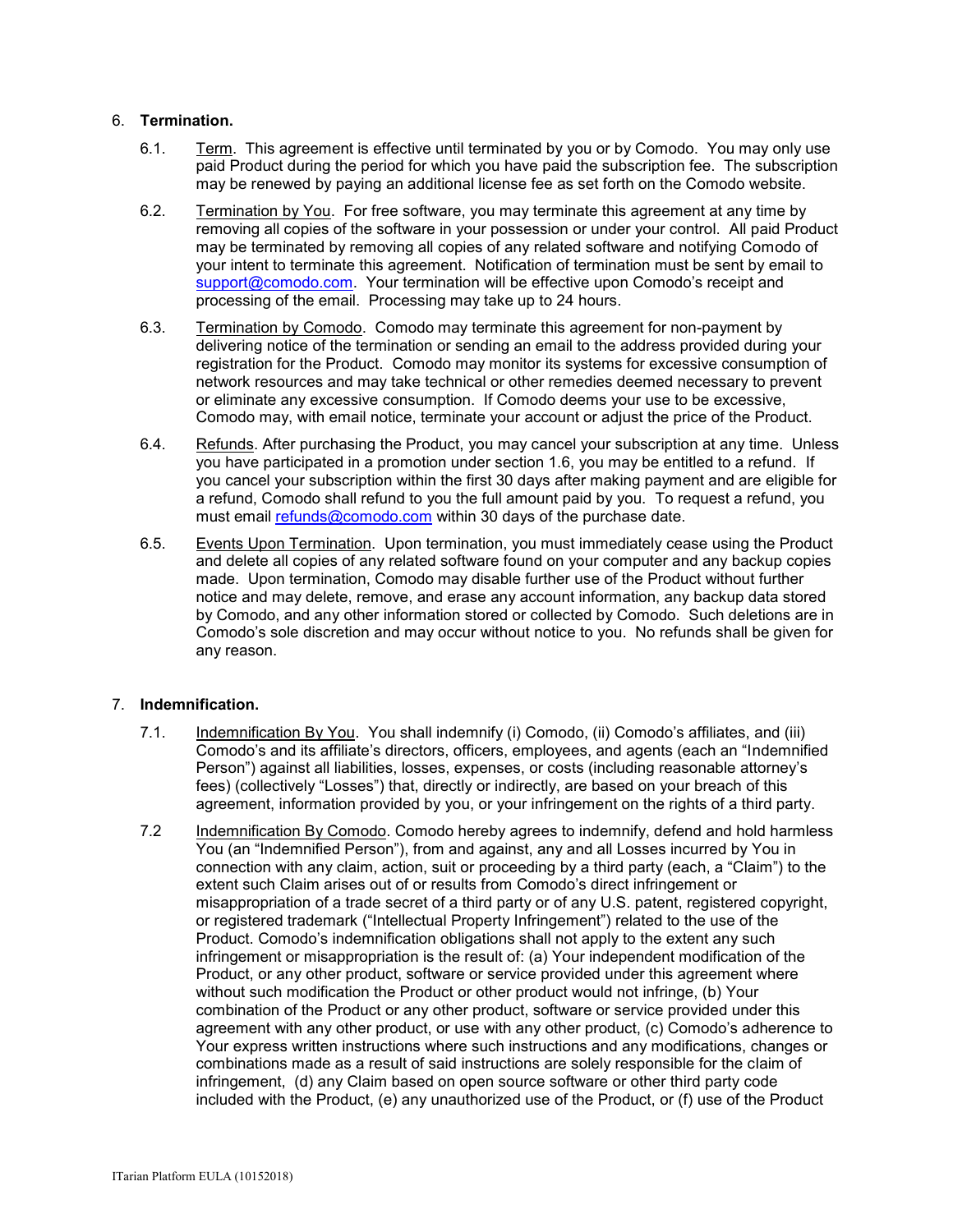6. **Termination.**

   6.1. Term. This agreement is effective until terminated by you or by Comodo. You may only use paid Product during the period for which you have paid the subscription fee. The subscription may be renewed by paying an additional license fee as set forth on the Comodo website.

   6.2. Termination by You. For free software, you may terminate this agreement at any time by removing all copies of the software in your possession or under your control. All paid Product may be terminated by removing all copies of any related software and notifying Comodo of your intent to terminate this agreement. Notification of termination must be sent by email to support@comodo.com. Your termination will be effective upon Comodo's receipt and processing of the email. Processing may take up to 24 hours.

   6.3. Termination by Comodo. Comodo may terminate this agreement for non-payment by delivering notice of the termination or sending an email to the address provided during your registration for the Product. Comodo may monitor its systems for excessive consumption of network resources and may take technical or other remedies deemed necessary to prevent or eliminate any excessive consumption. If Comodo deems your use to be excessive, Comodo may, with email notice, terminate your account or adjust the price of the Product.

   6.4. Refunds. After purchasing the Product, you may cancel your subscription at any time. Unless you have participated in a promotion under section 1.6, you may be entitled to a refund. If you cancel your subscription within the first 30 days after making payment and are eligible for a refund, Comodo shall refund to you the full amount paid by you. To request a refund, you must email refunds@comodo.com within 30 days of the purchase date.

   6.5. Events Upon Termination. Upon termination, you must immediately cease using the Product and delete all copies of any related software found on your computer and any backup copies made. Upon termination, Comodo may disable further use of the Product without further notice and may delete, remove, and erase any account information, any backup data stored by Comodo, and any other information stored or collected by Comodo. Such deletions are in Comodo's sole discretion and may occur without notice to you. No refunds shall be given for any reason.

7. **Indemnification.**

   7.1. Indemnification By You. You shall indemnify (i) Comodo, (ii) Comodo's affiliates, and (iii) Comodo's and its affiliate's directors, officers, employees, and agents (each an "Indemnified Person") against all liabilities, losses, expenses, or costs (including reasonable attorney's fees) (collectively "Losses") that, directly or indirectly, are based on your breach of this agreement, information provided by you, or your infringement on the rights of a third party.

   7.2 Indemnification By Comodo. Comodo hereby agrees to indemnify, defend and hold harmless You (an "Indemnified Person"), from and against, any and all Losses incurred by You in connection with any claim, action, suit or proceeding by a third party (each, a "Claim") to the extent such Claim arises out of or results from Comodo's direct infringement or misappropriation of a trade secret of a third party or of any U.S. patent, registered copyright, or registered trademark ("Intellectual Property Infringement") related to the use of the Product. Comodo's indemnification obligations shall not apply to the extent any such infringement or misappropriation is the result of: (a) Your independent modification of the Product, or any other product, software or service provided under this agreement where without such modification the Product or other product would not infringe, (b) Your combination of the Product or any other product, software or service provided under this agreement with any other product, or use with any other product, (c) Comodo's adherence to Your express written instructions where such instructions and any modifications, changes or combinations made as a result of said instructions are solely responsible for the claim of infringement, (d) any Claim based on open source software or other third party code included with the Product, (e) any unauthorized use of the Product, or (f) use of the Product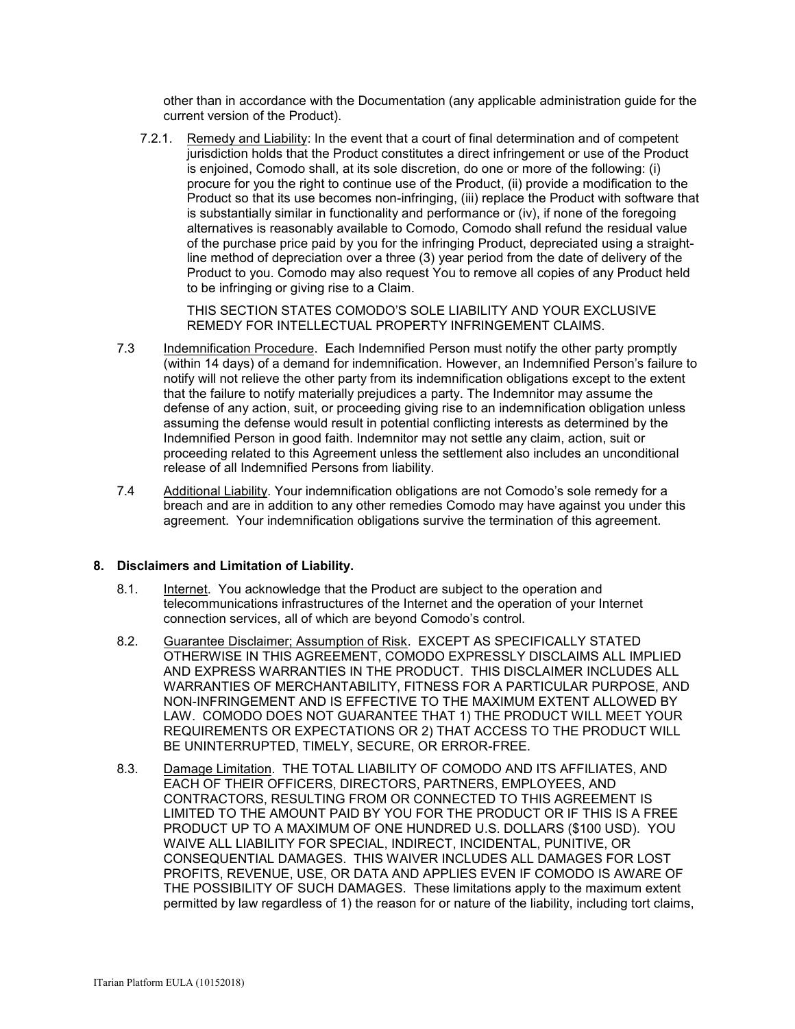other than in accordance with the Documentation (any applicable administration guide for the current version of the Product).

7.2.1. Remedy and Liability: In the event that a court of final determination and of competent jurisdiction holds that the Product constitutes a direct infringement or use of the Product is enjoined, Comodo shall, at its sole discretion, do one or more of the following: (i) procure for you the right to continue use of the Product, (ii) provide a modification to the Product so that its use becomes non-infringing, (iii) replace the Product with software that is substantially similar in functionality and performance or (iv), if none of the foregoing alternatives is reasonably available to Comodo, Comodo shall refund the residual value of the purchase price paid by you for the infringing Product, depreciated using a straight-line method of depreciation over a three (3) year period from the date of delivery of the Product to you. Comodo may also request You to remove all copies of any Product held to be infringing or giving rise to a Claim.

THIS SECTION STATES COMODO'S SOLE LIABILITY AND YOUR EXCLUSIVE REMEDY FOR INTELLECTUAL PROPERTY INFRINGEMENT CLAIMS.

7.3 Indemnification Procedure. Each Indemnified Person must notify the other party promptly (within 14 days) of a demand for indemnification. However, an Indemnified Person's failure to notify will not relieve the other party from its indemnification obligations except to the extent that the failure to notify materially prejudices a party. The Indemnitor may assume the defense of any action, suit, or proceeding giving rise to an indemnification obligation unless assuming the defense would result in potential conflicting interests as determined by the Indemnified Person in good faith. Indemnitor may not settle any claim, action, suit or proceeding related to this Agreement unless the settlement also includes an unconditional release of all Indemnified Persons from liability.

7.4 Additional Liability. Your indemnification obligations are not Comodo's sole remedy for a breach and are in addition to any other remedies Comodo may have against you under this agreement. Your indemnification obligations survive the termination of this agreement.

## 8. Disclaimers and Limitation of Liability.

8.1. Internet. You acknowledge that the Product are subject to the operation and telecommunications infrastructures of the Internet and the operation of your Internet connection services, all of which are beyond Comodo's control.

8.2. Guarantee Disclaimer; Assumption of Risk. EXCEPT AS SPECIFICALLY STATED OTHERWISE IN THIS AGREEMENT, COMODO EXPRESSLY DISCLAIMS ALL IMPLIED AND EXPRESS WARRANTIES IN THE PRODUCT. THIS DISCLAIMER INCLUDES ALL WARRANTIES OF MERCHANTABILITY, FITNESS FOR A PARTICULAR PURPOSE, AND NON-INFRINGEMENT AND IS EFFECTIVE TO THE MAXIMUM EXTENT ALLOWED BY LAW. COMODO DOES NOT GUARANTEE THAT 1) THE PRODUCT WILL MEET YOUR REQUIREMENTS OR EXPECTATIONS OR 2) THAT ACCESS TO THE PRODUCT WILL BE UNINTERRUPTED, TIMELY, SECURE, OR ERROR-FREE.

8.3. Damage Limitation. THE TOTAL LIABILITY OF COMODO AND ITS AFFILIATES, AND EACH OF THEIR OFFICERS, DIRECTORS, PARTNERS, EMPLOYEES, AND CONTRACTORS, RESULTING FROM OR CONNECTED TO THIS AGREEMENT IS LIMITED TO THE AMOUNT PAID BY YOU FOR THE PRODUCT OR IF THIS IS A FREE PRODUCT UP TO A MAXIMUM OF ONE HUNDRED U.S. DOLLARS ($100 USD). YOU WAIVE ALL LIABILITY FOR SPECIAL, INDIRECT, INCIDENTAL, PUNITIVE, OR CONSEQUENTIAL DAMAGES. THIS WAIVER INCLUDES ALL DAMAGES FOR LOST PROFITS, REVENUE, USE, OR DATA AND APPLIES EVEN IF COMODO IS AWARE OF THE POSSIBILITY OF SUCH DAMAGES. These limitations apply to the maximum extent permitted by law regardless of 1) the reason for or nature of the liability, including tort claims,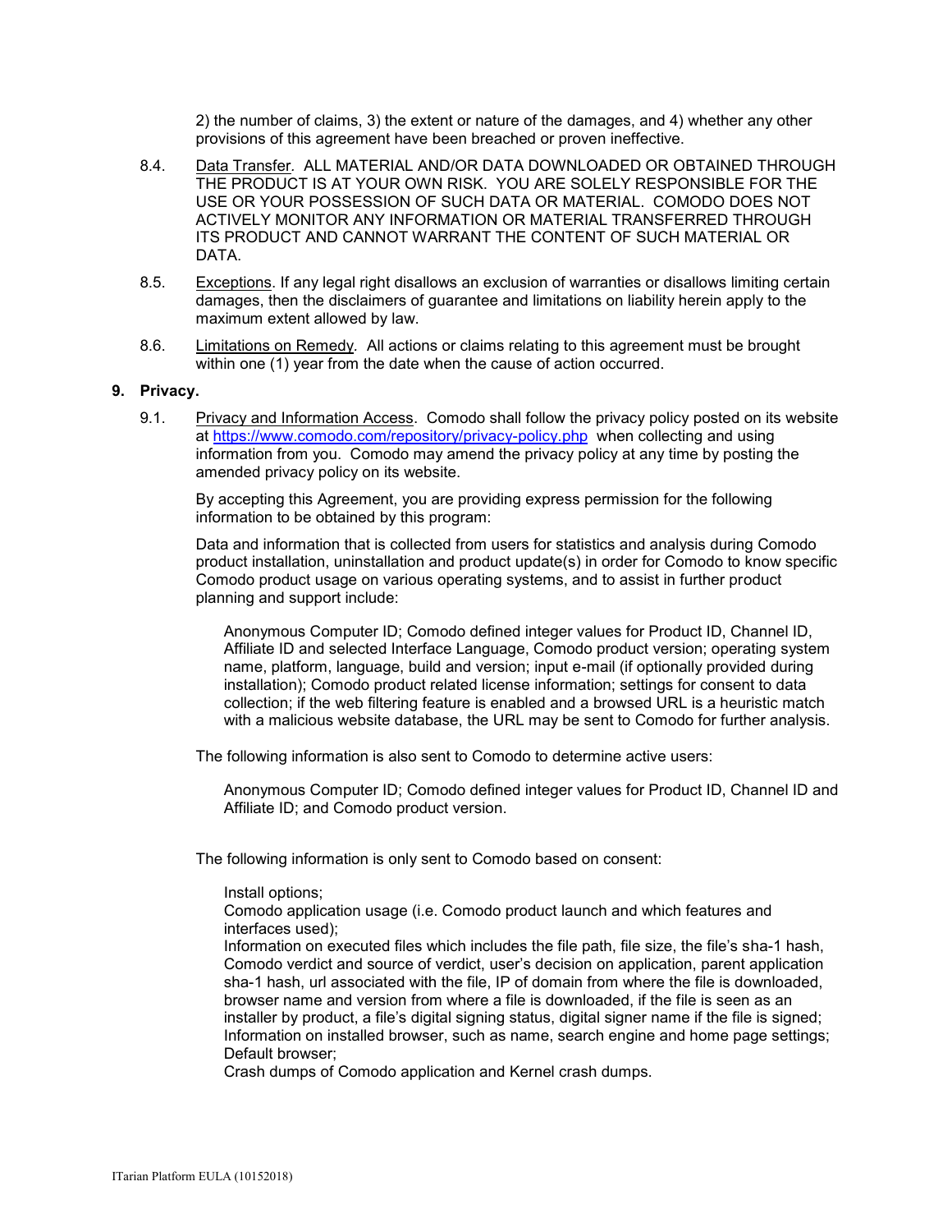2) the number of claims, 3) the extent or nature of the damages, and 4) whether any other provisions of this agreement have been breached or proven ineffective.

8.4. Data Transfer. ALL MATERIAL AND/OR DATA DOWNLOADED OR OBTAINED THROUGH THE PRODUCT IS AT YOUR OWN RISK. YOU ARE SOLELY RESPONSIBLE FOR THE USE OR YOUR POSSESSION OF SUCH DATA OR MATERIAL. COMODO DOES NOT ACTIVELY MONITOR ANY INFORMATION OR MATERIAL TRANSFERRED THROUGH ITS PRODUCT AND CANNOT WARRANT THE CONTENT OF SUCH MATERIAL OR DATA.

8.5. Exceptions. If any legal right disallows an exclusion of warranties or disallows limiting certain damages, then the disclaimers of guarantee and limitations on liability herein apply to the maximum extent allowed by law.

8.6. Limitations on Remedy. All actions or claims relating to this agreement must be brought within one (1) year from the date when the cause of action occurred.

## 9. Privacy.

9.1. Privacy and Information Access. Comodo shall follow the privacy policy posted on its website at https://www.comodo.com/repository/privacy-policy.php when collecting and using information from you. Comodo may amend the privacy policy at any time by posting the amended privacy policy on its website.

By accepting this Agreement, you are providing express permission for the following information to be obtained by this program:

Data and information that is collected from users for statistics and analysis during Comodo product installation, uninstallation and product update(s) in order for Comodo to know specific Comodo product usage on various operating systems, and to assist in further product planning and support include:

> Anonymous Computer ID; Comodo defined integer values for Product ID, Channel ID, Affiliate ID and selected Interface Language, Comodo product version; operating system name, platform, language, build and version; input e-mail (if optionally provided during installation); Comodo product related license information; settings for consent to data collection; if the web filtering feature is enabled and a browsed URL is a heuristic match with a malicious website database, the URL may be sent to Comodo for further analysis.

The following information is also sent to Comodo to determine active users:

> Anonymous Computer ID; Comodo defined integer values for Product ID, Channel ID and Affiliate ID; and Comodo product version.

The following information is only sent to Comodo based on consent:

> Install options;
> Comodo application usage (i.e. Comodo product launch and which features and interfaces used);
> Information on executed files which includes the file path, file size, the file's sha-1 hash, Comodo verdict and source of verdict, user's decision on application, parent application sha-1 hash, url associated with the file, IP of domain from where the file is downloaded, browser name and version from where a file is downloaded, if the file is seen as an installer by product, a file's digital signing status, digital signer name if the file is signed;
> Information on installed browser, such as name, search engine and home page settings;
> Default browser;
> Crash dumps of Comodo application and Kernel crash dumps.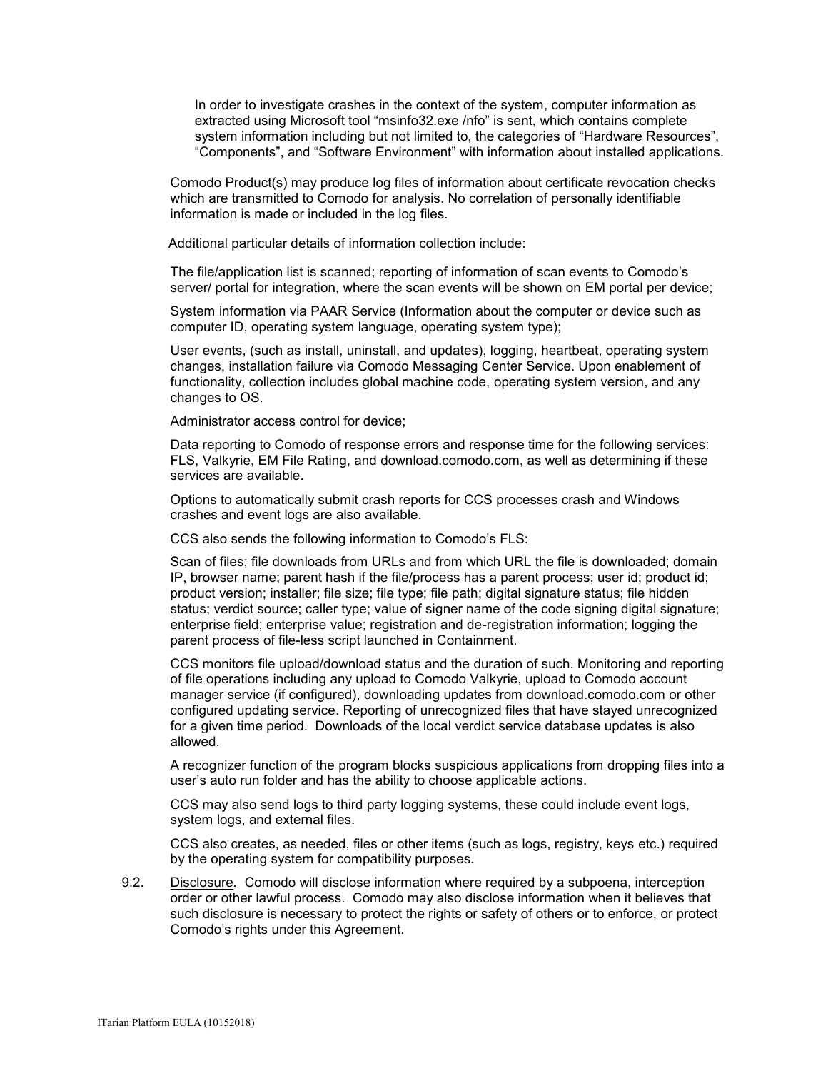In order to investigate crashes in the context of the system, computer information as extracted using Microsoft tool "msinfo32.exe /nfo" is sent, which contains complete system information including but not limited to, the categories of "Hardware Resources", "Components", and "Software Environment" with information about installed applications.

Comodo Product(s) may produce log files of information about certificate revocation checks which are transmitted to Comodo for analysis. No correlation of personally identifiable information is made or included in the log files.

Additional particular details of information collection include:

The file/application list is scanned; reporting of information of scan events to Comodo's server/ portal for integration, where the scan events will be shown on EM portal per device;

System information via PAAR Service (Information about the computer or device such as computer ID, operating system language, operating system type);

User events, (such as install, uninstall, and updates), logging, heartbeat, operating system changes, installation failure via Comodo Messaging Center Service. Upon enablement of functionality, collection includes global machine code, operating system version, and any changes to OS.

Administrator access control for device;

Data reporting to Comodo of response errors and response time for the following services: FLS, Valkyrie, EM File Rating, and download.comodo.com, as well as determining if these services are available.

Options to automatically submit crash reports for CCS processes crash and Windows crashes and event logs are also available.

CCS also sends the following information to Comodo's FLS:

Scan of files; file downloads from URLs and from which URL the file is downloaded; domain IP, browser name; parent hash if the file/process has a parent process; user id; product id; product version; installer; file size; file type; file path; digital signature status; file hidden status; verdict source; caller type; value of signer name of the code signing digital signature; enterprise field; enterprise value; registration and de-registration information; logging the parent process of file-less script launched in Containment.

CCS monitors file upload/download status and the duration of such. Monitoring and reporting of file operations including any upload to Comodo Valkyrie, upload to Comodo account manager service (if configured), downloading updates from download.comodo.com or other configured updating service. Reporting of unrecognized files that have stayed unrecognized for a given time period. Downloads of the local verdict service database updates is also allowed.

A recognizer function of the program blocks suspicious applications from dropping files into a user's auto run folder and has the ability to choose applicable actions.

CCS may also send logs to third party logging systems, these could include event logs, system logs, and external files.

CCS also creates, as needed, files or other items (such as logs, registry, keys etc.) required by the operating system for compatibility purposes.

9.2. Disclosure. Comodo will disclose information where required by a subpoena, interception order or other lawful process. Comodo may also disclose information when it believes that such disclosure is necessary to protect the rights or safety of others or to enforce, or protect Comodo's rights under this Agreement.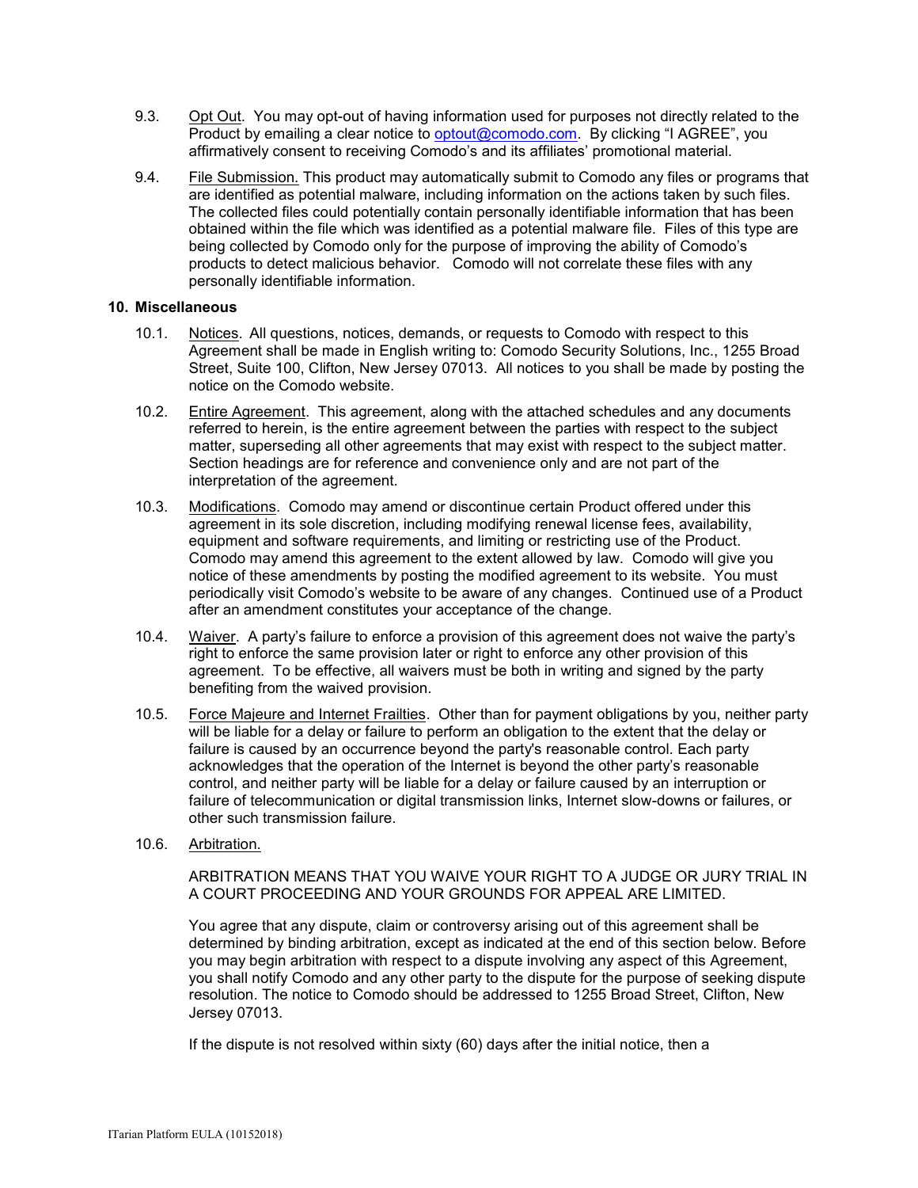9.3. Opt Out. You may opt-out of having information used for purposes not directly related to the Product by emailing a clear notice to optout@comodo.com. By clicking "I AGREE", you affirmatively consent to receiving Comodo's and its affiliates' promotional material.

9.4. File Submission. This product may automatically submit to Comodo any files or programs that are identified as potential malware, including information on the actions taken by such files. The collected files could potentially contain personally identifiable information that has been obtained within the file which was identified as a potential malware file. Files of this type are being collected by Comodo only for the purpose of improving the ability of Comodo's products to detect malicious behavior. Comodo will not correlate these files with any personally identifiable information.

**10. Miscellaneous**

10.1. Notices. All questions, notices, demands, or requests to Comodo with respect to this Agreement shall be made in English writing to: Comodo Security Solutions, Inc., 1255 Broad Street, Suite 100, Clifton, New Jersey 07013. All notices to you shall be made by posting the notice on the Comodo website.

10.2. Entire Agreement. This agreement, along with the attached schedules and any documents referred to herein, is the entire agreement between the parties with respect to the subject matter, superseding all other agreements that may exist with respect to the subject matter. Section headings are for reference and convenience only and are not part of the interpretation of the agreement.

10.3. Modifications. Comodo may amend or discontinue certain Product offered under this agreement in its sole discretion, including modifying renewal license fees, availability, equipment and software requirements, and limiting or restricting use of the Product. Comodo may amend this agreement to the extent allowed by law. Comodo will give you notice of these amendments by posting the modified agreement to its website. You must periodically visit Comodo's website to be aware of any changes. Continued use of a Product after an amendment constitutes your acceptance of the change.

10.4. Waiver. A party's failure to enforce a provision of this agreement does not waive the party's right to enforce the same provision later or right to enforce any other provision of this agreement. To be effective, all waivers must be both in writing and signed by the party benefiting from the waived provision.

10.5. Force Majeure and Internet Frailties. Other than for payment obligations by you, neither party will be liable for a delay or failure to perform an obligation to the extent that the delay or failure is caused by an occurrence beyond the party's reasonable control. Each party acknowledges that the operation of the Internet is beyond the other party's reasonable control, and neither party will be liable for a delay or failure caused by an interruption or failure of telecommunication or digital transmission links, Internet slow-downs or failures, or other such transmission failure.

10.6. Arbitration.

ARBITRATION MEANS THAT YOU WAIVE YOUR RIGHT TO A JUDGE OR JURY TRIAL IN A COURT PROCEEDING AND YOUR GROUNDS FOR APPEAL ARE LIMITED.

You agree that any dispute, claim or controversy arising out of this agreement shall be determined by binding arbitration, except as indicated at the end of this section below. Before you may begin arbitration with respect to a dispute involving any aspect of this Agreement, you shall notify Comodo and any other party to the dispute for the purpose of seeking dispute resolution. The notice to Comodo should be addressed to 1255 Broad Street, Clifton, New Jersey 07013.

If the dispute is not resolved within sixty (60) days after the initial notice, then a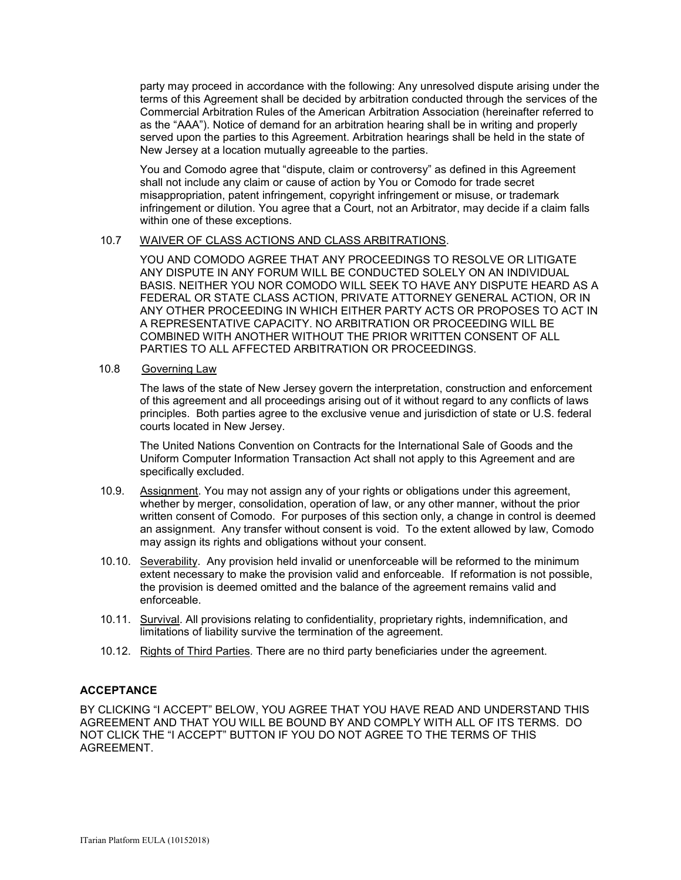party may proceed in accordance with the following: Any unresolved dispute arising under the terms of this Agreement shall be decided by arbitration conducted through the services of the Commercial Arbitration Rules of the American Arbitration Association (hereinafter referred to as the "AAA"). Notice of demand for an arbitration hearing shall be in writing and properly served upon the parties to this Agreement. Arbitration hearings shall be held in the state of New Jersey at a location mutually agreeable to the parties.

You and Comodo agree that "dispute, claim or controversy" as defined in this Agreement shall not include any claim or cause of action by You or Comodo for trade secret misappropriation, patent infringement, copyright infringement or misuse, or trademark infringement or dilution. You agree that a Court, not an Arbitrator, may decide if a claim falls within one of these exceptions.

10.7 WAIVER OF CLASS ACTIONS AND CLASS ARBITRATIONS.

YOU AND COMODO AGREE THAT ANY PROCEEDINGS TO RESOLVE OR LITIGATE ANY DISPUTE IN ANY FORUM WILL BE CONDUCTED SOLELY ON AN INDIVIDUAL BASIS. NEITHER YOU NOR COMODO WILL SEEK TO HAVE ANY DISPUTE HEARD AS A FEDERAL OR STATE CLASS ACTION, PRIVATE ATTORNEY GENERAL ACTION, OR IN ANY OTHER PROCEEDING IN WHICH EITHER PARTY ACTS OR PROPOSES TO ACT IN A REPRESENTATIVE CAPACITY. NO ARBITRATION OR PROCEEDING WILL BE COMBINED WITH ANOTHER WITHOUT THE PRIOR WRITTEN CONSENT OF ALL PARTIES TO ALL AFFECTED ARBITRATION OR PROCEEDINGS.

10.8 Governing Law

The laws of the state of New Jersey govern the interpretation, construction and enforcement of this agreement and all proceedings arising out of it without regard to any conflicts of laws principles. Both parties agree to the exclusive venue and jurisdiction of state or U.S. federal courts located in New Jersey.

The United Nations Convention on Contracts for the International Sale of Goods and the Uniform Computer Information Transaction Act shall not apply to this Agreement and are specifically excluded.

10.9. Assignment. You may not assign any of your rights or obligations under this agreement, whether by merger, consolidation, operation of law, or any other manner, without the prior written consent of Comodo. For purposes of this section only, a change in control is deemed an assignment. Any transfer without consent is void. To the extent allowed by law, Comodo may assign its rights and obligations without your consent.

10.10. Severability. Any provision held invalid or unenforceable will be reformed to the minimum extent necessary to make the provision valid and enforceable. If reformation is not possible, the provision is deemed omitted and the balance of the agreement remains valid and enforceable.

10.11. Survival. All provisions relating to confidentiality, proprietary rights, indemnification, and limitations of liability survive the termination of the agreement.

10.12. Rights of Third Parties. There are no third party beneficiaries under the agreement.

**ACCEPTANCE**

BY CLICKING "I ACCEPT" BELOW, YOU AGREE THAT YOU HAVE READ AND UNDERSTAND THIS AGREEMENT AND THAT YOU WILL BE BOUND BY AND COMPLY WITH ALL OF ITS TERMS. DO NOT CLICK THE "I ACCEPT" BUTTON IF YOU DO NOT AGREE TO THE TERMS OF THIS AGREEMENT.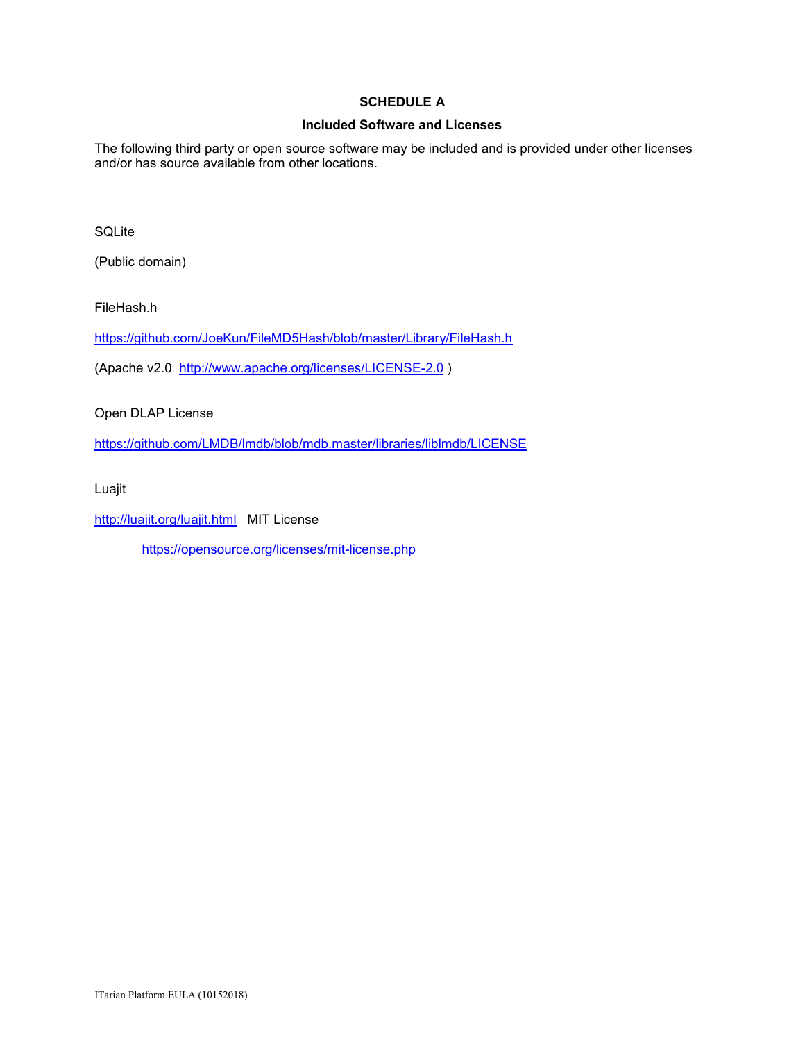## SCHEDULE A

### Included Software and Licenses

The following third party or open source software may be included and is provided under other licenses and/or has source available from other locations.

SQLite

(Public domain)

FileHash.h

https://github.com/JoeKun/FileMD5Hash/blob/master/Library/FileHash.h

(Apache v2.0 http://www.apache.org/licenses/LICENSE-2.0 )

Open DLAP License

https://github.com/LMDB/lmdb/blob/mdb.master/libraries/liblmdb/LICENSE

Luajit

http://luajit.org/luajit.html MIT License

https://opensource.org/licenses/mit-license.php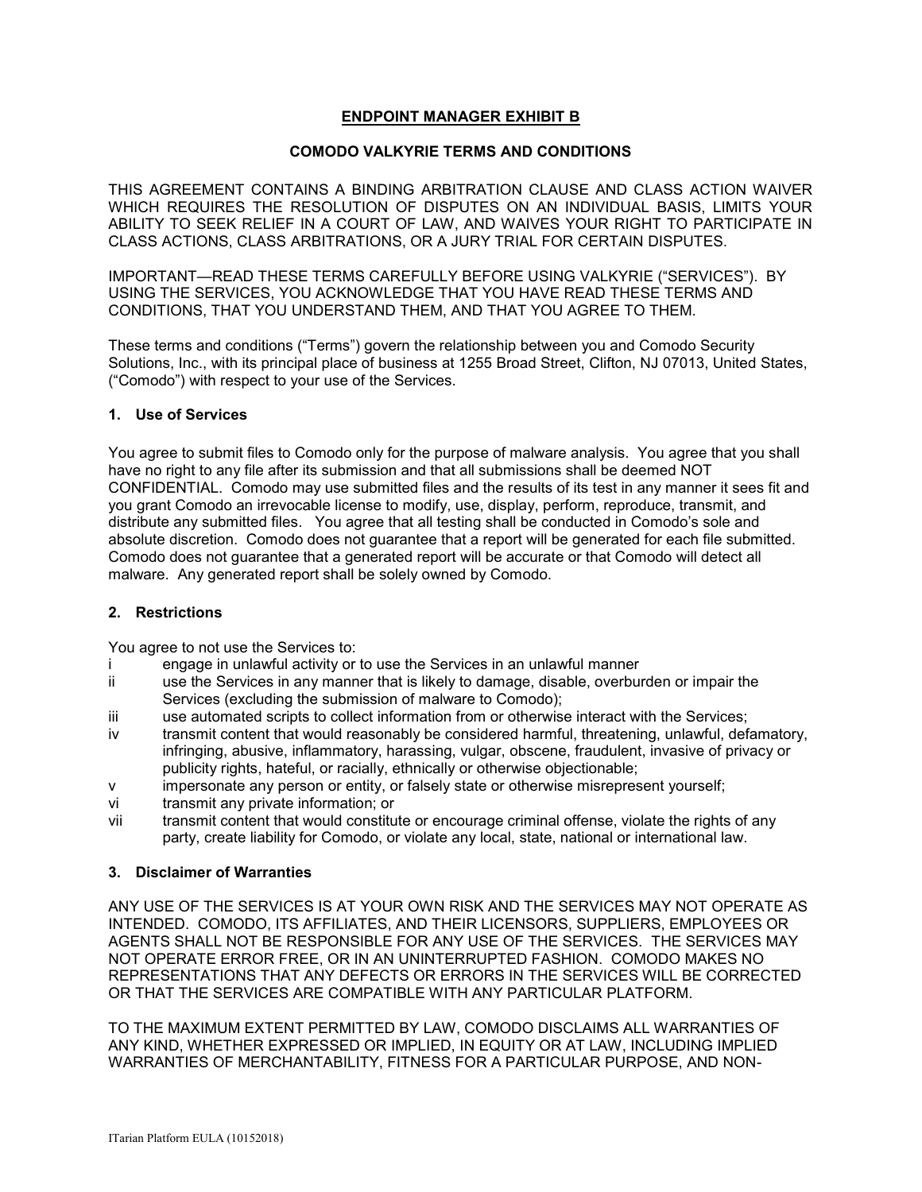# ENDPOINT MANAGER EXHIBIT B

## COMODO VALKYRIE TERMS AND CONDITIONS

THIS AGREEMENT CONTAINS A BINDING ARBITRATION CLAUSE AND CLASS ACTION WAIVER WHICH REQUIRES THE RESOLUTION OF DISPUTES ON AN INDIVIDUAL BASIS, LIMITS YOUR ABILITY TO SEEK RELIEF IN A COURT OF LAW, AND WAIVES YOUR RIGHT TO PARTICIPATE IN CLASS ACTIONS, CLASS ARBITRATIONS, OR A JURY TRIAL FOR CERTAIN DISPUTES.

IMPORTANT—READ THESE TERMS CAREFULLY BEFORE USING VALKYRIE ("SERVICES"). BY USING THE SERVICES, YOU ACKNOWLEDGE THAT YOU HAVE READ THESE TERMS AND CONDITIONS, THAT YOU UNDERSTAND THEM, AND THAT YOU AGREE TO THEM.

These terms and conditions ("Terms") govern the relationship between you and Comodo Security Solutions, Inc., with its principal place of business at 1255 Broad Street, Clifton, NJ 07013, United States, ("Comodo") with respect to your use of the Services.

### 1. Use of Services

You agree to submit files to Comodo only for the purpose of malware analysis. You agree that you shall have no right to any file after its submission and that all submissions shall be deemed NOT CONFIDENTIAL. Comodo may use submitted files and the results of its test in any manner it sees fit and you grant Comodo an irrevocable license to modify, use, display, perform, reproduce, transmit, and distribute any submitted files. You agree that all testing shall be conducted in Comodo's sole and absolute discretion. Comodo does not guarantee that a report will be generated for each file submitted. Comodo does not guarantee that a generated report will be accurate or that Comodo will detect all malware. Any generated report shall be solely owned by Comodo.

### 2. Restrictions

You agree to not use the Services to:

- i engage in unlawful activity or to use the Services in an unlawful manner
- ii use the Services in any manner that is likely to damage, disable, overburden or impair the Services (excluding the submission of malware to Comodo);
- iii use automated scripts to collect information from or otherwise interact with the Services;
- iv transmit content that would reasonably be considered harmful, threatening, unlawful, defamatory, infringing, abusive, inflammatory, harassing, vulgar, obscene, fraudulent, invasive of privacy or publicity rights, hateful, or racially, ethnically or otherwise objectionable;
- v impersonate any person or entity, or falsely state or otherwise misrepresent yourself;
- vi transmit any private information; or
- vii transmit content that would constitute or encourage criminal offense, violate the rights of any party, create liability for Comodo, or violate any local, state, national or international law.

### 3. Disclaimer of Warranties

ANY USE OF THE SERVICES IS AT YOUR OWN RISK AND THE SERVICES MAY NOT OPERATE AS INTENDED. COMODO, ITS AFFILIATES, AND THEIR LICENSORS, SUPPLIERS, EMPLOYEES OR AGENTS SHALL NOT BE RESPONSIBLE FOR ANY USE OF THE SERVICES. THE SERVICES MAY NOT OPERATE ERROR FREE, OR IN AN UNINTERRUPTED FASHION. COMODO MAKES NO REPRESENTATIONS THAT ANY DEFECTS OR ERRORS IN THE SERVICES WILL BE CORRECTED OR THAT THE SERVICES ARE COMPATIBLE WITH ANY PARTICULAR PLATFORM.

TO THE MAXIMUM EXTENT PERMITTED BY LAW, COMODO DISCLAIMS ALL WARRANTIES OF ANY KIND, WHETHER EXPRESSED OR IMPLIED, IN EQUITY OR AT LAW, INCLUDING IMPLIED WARRANTIES OF MERCHANTABILITY, FITNESS FOR A PARTICULAR PURPOSE, AND NON-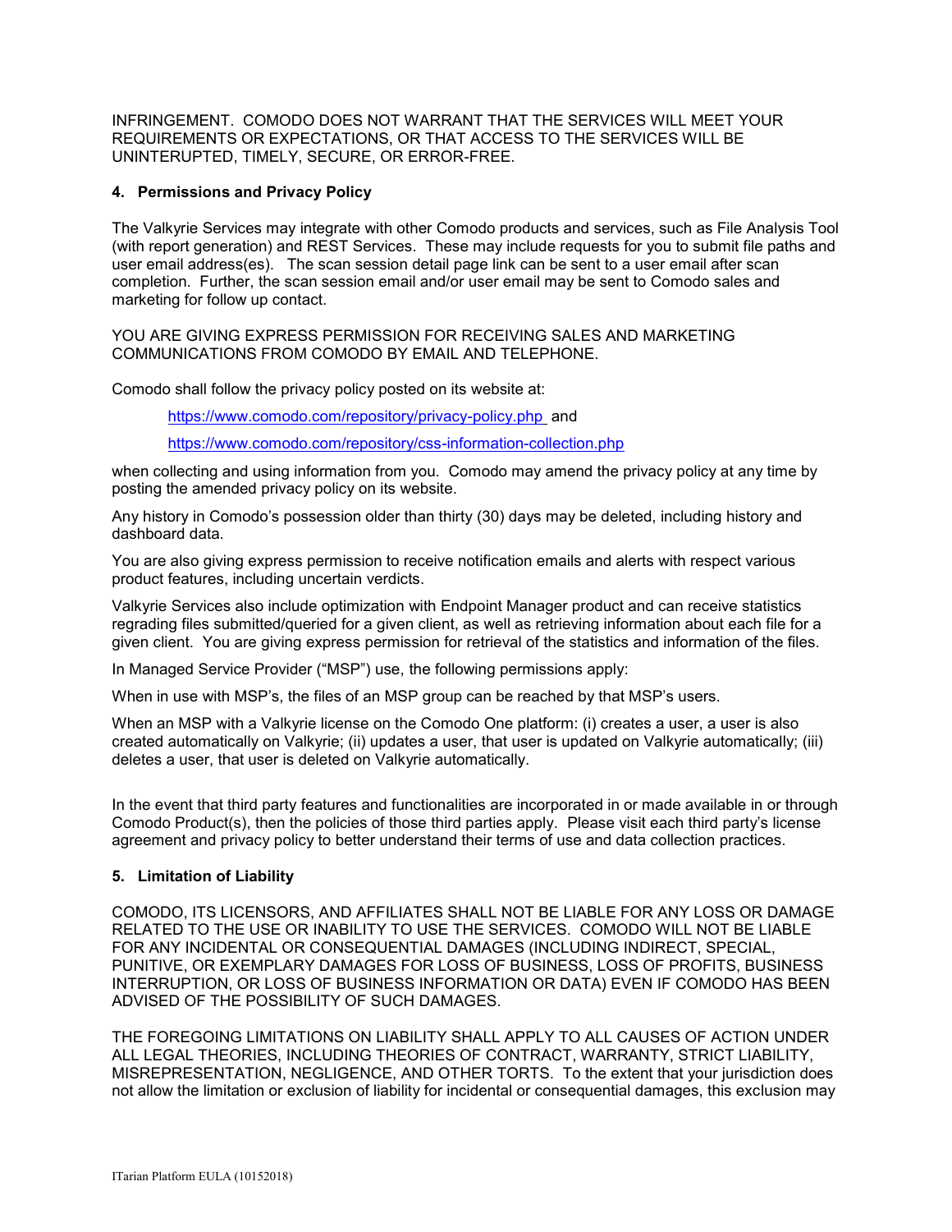INFRINGEMENT.  COMODO DOES NOT WARRANT THAT THE SERVICES WILL MEET YOUR REQUIREMENTS OR EXPECTATIONS, OR THAT ACCESS TO THE SERVICES WILL BE UNINTERUPTED, TIMELY, SECURE, OR ERROR-FREE.

**4. Permissions and Privacy Policy**

The Valkyrie Services may integrate with other Comodo products and services, such as File Analysis Tool (with report generation) and REST Services.  These may include requests for you to submit file paths and user email address(es).   The scan session detail page link can be sent to a user email after scan completion.  Further, the scan session email and/or user email may be sent to Comodo sales and marketing for follow up contact.

YOU ARE GIVING EXPRESS PERMISSION FOR RECEIVING SALES AND MARKETING COMMUNICATIONS FROM COMODO BY EMAIL AND TELEPHONE.

Comodo shall follow the privacy policy posted on its website at:

> https://www.comodo.com/repository/privacy-policy.php and
>
> https://www.comodo.com/repository/css-information-collection.php

when collecting and using information from you.  Comodo may amend the privacy policy at any time by posting the amended privacy policy on its website.

Any history in Comodo's possession older than thirty (30) days may be deleted, including history and dashboard data.

You are also giving express permission to receive notification emails and alerts with respect various product features, including uncertain verdicts.

Valkyrie Services also include optimization with Endpoint Manager product and can receive statistics regrading files submitted/queried for a given client, as well as retrieving information about each file for a given client.  You are giving express permission for retrieval of the statistics and information of the files.

In Managed Service Provider ("MSP") use, the following permissions apply:

When in use with MSP's, the files of an MSP group can be reached by that MSP's users.

When an MSP with a Valkyrie license on the Comodo One platform: (i) creates a user, a user is also created automatically on Valkyrie; (ii) updates a user, that user is updated on Valkyrie automatically; (iii) deletes a user, that user is deleted on Valkyrie automatically.

In the event that third party features and functionalities are incorporated in or made available in or through Comodo Product(s), then the policies of those third parties apply.  Please visit each third party's license agreement and privacy policy to better understand their terms of use and data collection practices.

**5. Limitation of Liability**

COMODO, ITS LICENSORS, AND AFFILIATES SHALL NOT BE LIABLE FOR ANY LOSS OR DAMAGE RELATED TO THE USE OR INABILITY TO USE THE SERVICES.  COMODO WILL NOT BE LIABLE FOR ANY INCIDENTAL OR CONSEQUENTIAL DAMAGES (INCLUDING INDIRECT, SPECIAL, PUNITIVE, OR EXEMPLARY DAMAGES FOR LOSS OF BUSINESS, LOSS OF PROFITS, BUSINESS INTERRUPTION, OR LOSS OF BUSINESS INFORMATION OR DATA) EVEN IF COMODO HAS BEEN ADVISED OF THE POSSIBILITY OF SUCH DAMAGES.

THE FOREGOING LIMITATIONS ON LIABILITY SHALL APPLY TO ALL CAUSES OF ACTION UNDER ALL LEGAL THEORIES, INCLUDING THEORIES OF CONTRACT, WARRANTY, STRICT LIABILITY, MISREPRESENTATION, NEGLIGENCE, AND OTHER TORTS.  To the extent that your jurisdiction does not allow the limitation or exclusion of liability for incidental or consequential damages, this exclusion may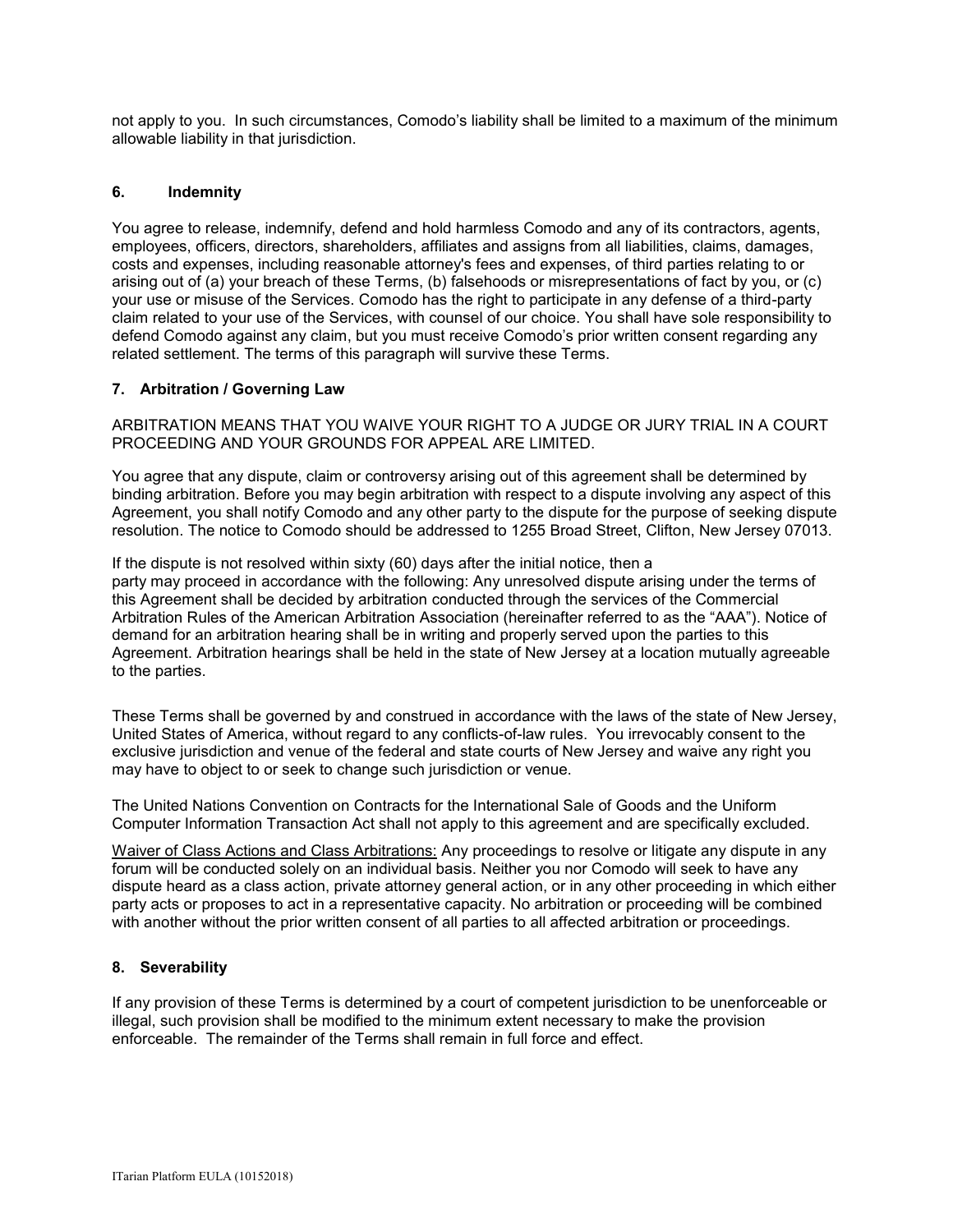not apply to you. In such circumstances, Comodo's liability shall be limited to a maximum of the minimum allowable liability in that jurisdiction.

## 6. Indemnity

You agree to release, indemnify, defend and hold harmless Comodo and any of its contractors, agents, employees, officers, directors, shareholders, affiliates and assigns from all liabilities, claims, damages, costs and expenses, including reasonable attorney's fees and expenses, of third parties relating to or arising out of (a) your breach of these Terms, (b) falsehoods or misrepresentations of fact by you, or (c) your use or misuse of the Services. Comodo has the right to participate in any defense of a third-party claim related to your use of the Services, with counsel of our choice. You shall have sole responsibility to defend Comodo against any claim, but you must receive Comodo's prior written consent regarding any related settlement. The terms of this paragraph will survive these Terms.

## 7. Arbitration / Governing Law

ARBITRATION MEANS THAT YOU WAIVE YOUR RIGHT TO A JUDGE OR JURY TRIAL IN A COURT PROCEEDING AND YOUR GROUNDS FOR APPEAL ARE LIMITED.

You agree that any dispute, claim or controversy arising out of this agreement shall be determined by binding arbitration. Before you may begin arbitration with respect to a dispute involving any aspect of this Agreement, you shall notify Comodo and any other party to the dispute for the purpose of seeking dispute resolution. The notice to Comodo should be addressed to 1255 Broad Street, Clifton, New Jersey 07013.

If the dispute is not resolved within sixty (60) days after the initial notice, then a party may proceed in accordance with the following: Any unresolved dispute arising under the terms of this Agreement shall be decided by arbitration conducted through the services of the Commercial Arbitration Rules of the American Arbitration Association (hereinafter referred to as the "AAA"). Notice of demand for an arbitration hearing shall be in writing and properly served upon the parties to this Agreement. Arbitration hearings shall be held in the state of New Jersey at a location mutually agreeable to the parties.

These Terms shall be governed by and construed in accordance with the laws of the state of New Jersey, United States of America, without regard to any conflicts-of-law rules. You irrevocably consent to the exclusive jurisdiction and venue of the federal and state courts of New Jersey and waive any right you may have to object to or seek to change such jurisdiction or venue.

The United Nations Convention on Contracts for the International Sale of Goods and the Uniform Computer Information Transaction Act shall not apply to this agreement and are specifically excluded.

Waiver of Class Actions and Class Arbitrations: Any proceedings to resolve or litigate any dispute in any forum will be conducted solely on an individual basis. Neither you nor Comodo will seek to have any dispute heard as a class action, private attorney general action, or in any other proceeding in which either party acts or proposes to act in a representative capacity. No arbitration or proceeding will be combined with another without the prior written consent of all parties to all affected arbitration or proceedings.

## 8. Severability

If any provision of these Terms is determined by a court of competent jurisdiction to be unenforceable or illegal, such provision shall be modified to the minimum extent necessary to make the provision enforceable. The remainder of the Terms shall remain in full force and effect.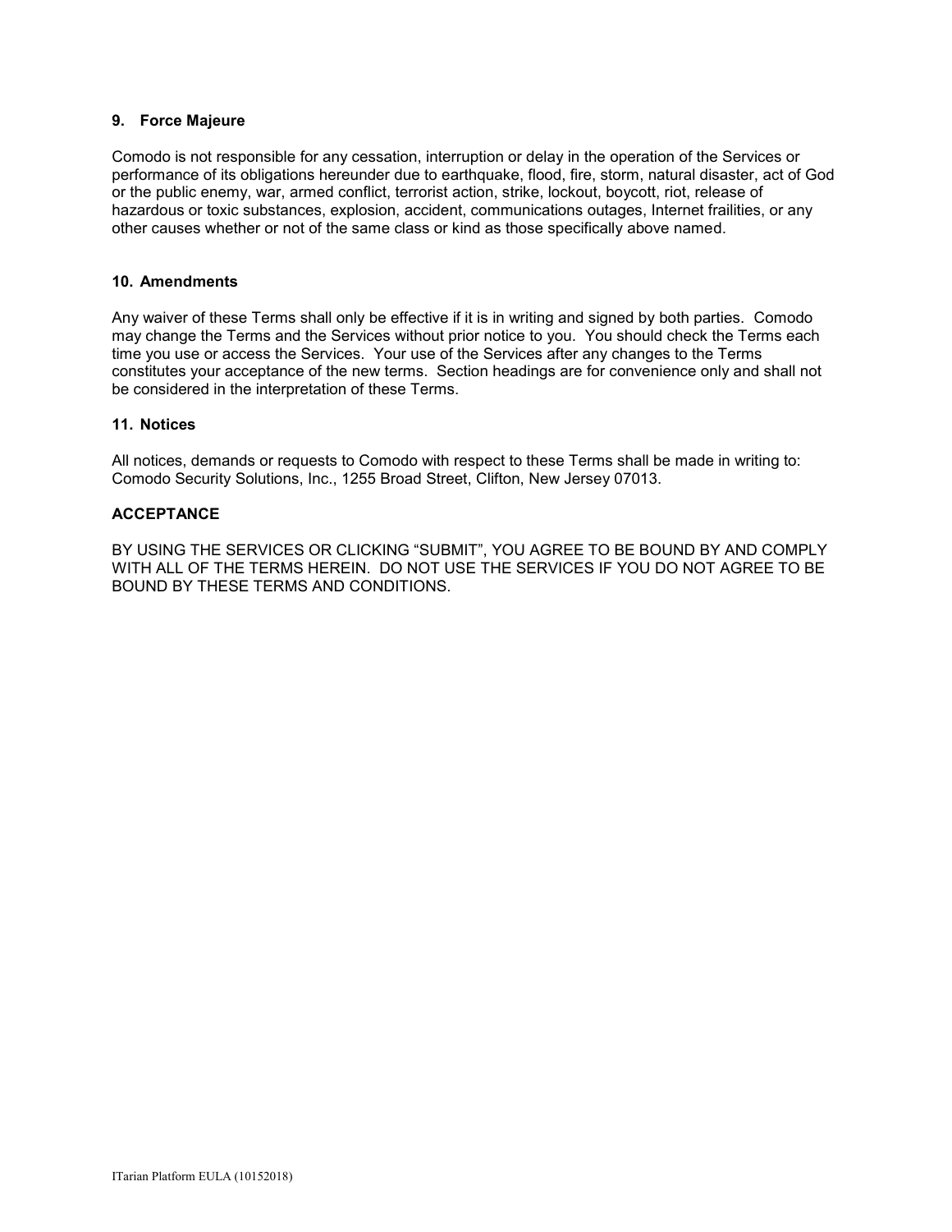### 9. Force Majeure

Comodo is not responsible for any cessation, interruption or delay in the operation of the Services or performance of its obligations hereunder due to earthquake, flood, fire, storm, natural disaster, act of God or the public enemy, war, armed conflict, terrorist action, strike, lockout, boycott, riot, release of hazardous or toxic substances, explosion, accident, communications outages, Internet frailities, or any other causes whether or not of the same class or kind as those specifically above named.

### 10. Amendments

Any waiver of these Terms shall only be effective if it is in writing and signed by both parties. Comodo may change the Terms and the Services without prior notice to you. You should check the Terms each time you use or access the Services. Your use of the Services after any changes to the Terms constitutes your acceptance of the new terms. Section headings are for convenience only and shall not be considered in the interpretation of these Terms.

### 11. Notices

All notices, demands or requests to Comodo with respect to these Terms shall be made in writing to: Comodo Security Solutions, Inc., 1255 Broad Street, Clifton, New Jersey 07013.

### ACCEPTANCE

BY USING THE SERVICES OR CLICKING "SUBMIT", YOU AGREE TO BE BOUND BY AND COMPLY WITH ALL OF THE TERMS HEREIN. DO NOT USE THE SERVICES IF YOU DO NOT AGREE TO BE BOUND BY THESE TERMS AND CONDITIONS.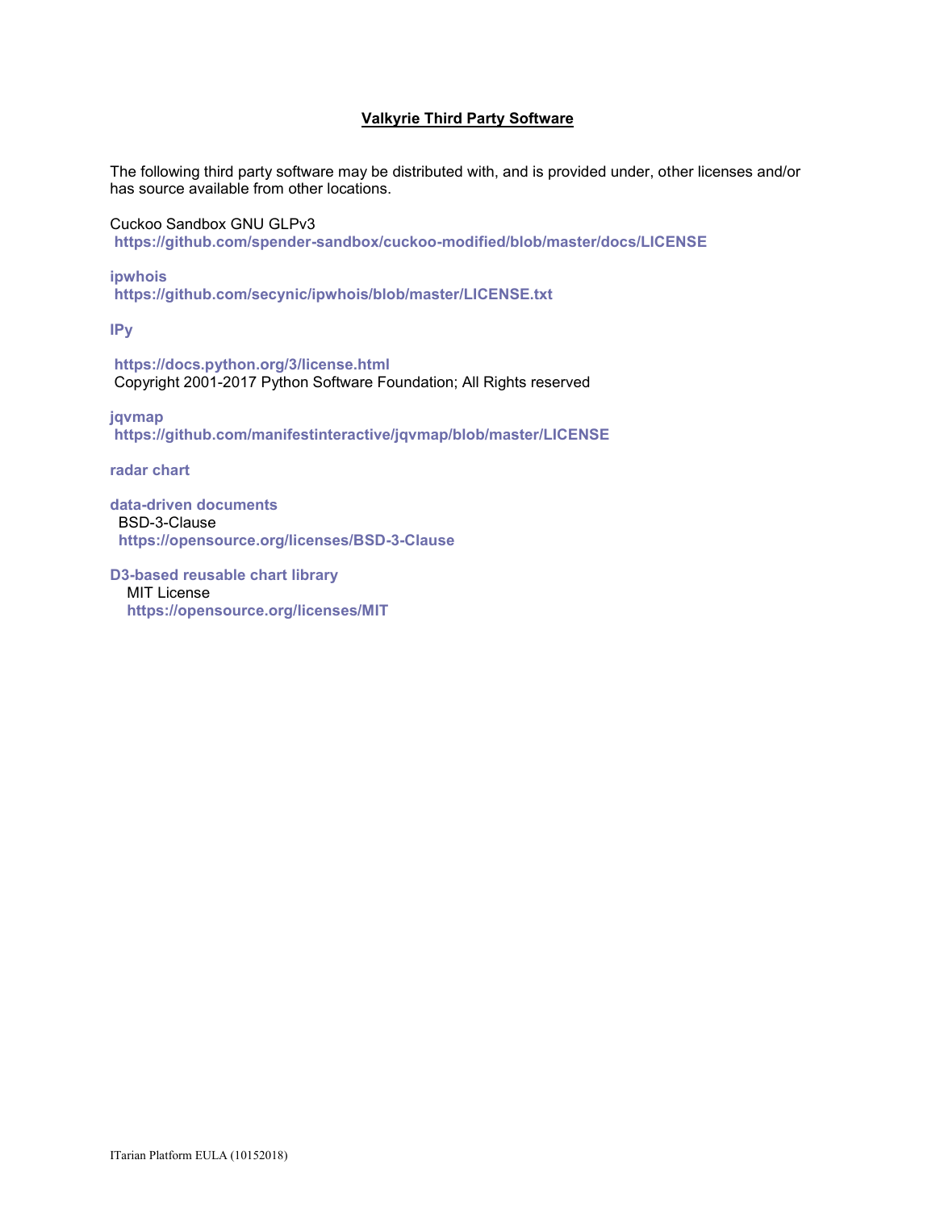## Valkyrie Third Party Software

The following third party software may be distributed with, and is provided under, other licenses and/or has source available from other locations.

Cuckoo Sandbox GNU GLPv3
https://github.com/spender-sandbox/cuckoo-modified/blob/master/docs/LICENSE

**ipwhois**
https://github.com/secynic/ipwhois/blob/master/LICENSE.txt

**IPy**

https://docs.python.org/3/license.html
Copyright 2001-2017 Python Software Foundation; All Rights reserved

**jqvmap**
https://github.com/manifestinteractive/jqvmap/blob/master/LICENSE

**radar chart**

**data-driven documents**
BSD-3-Clause
https://opensource.org/licenses/BSD-3-Clause

**D3-based reusable chart library**
MIT License
https://opensource.org/licenses/MIT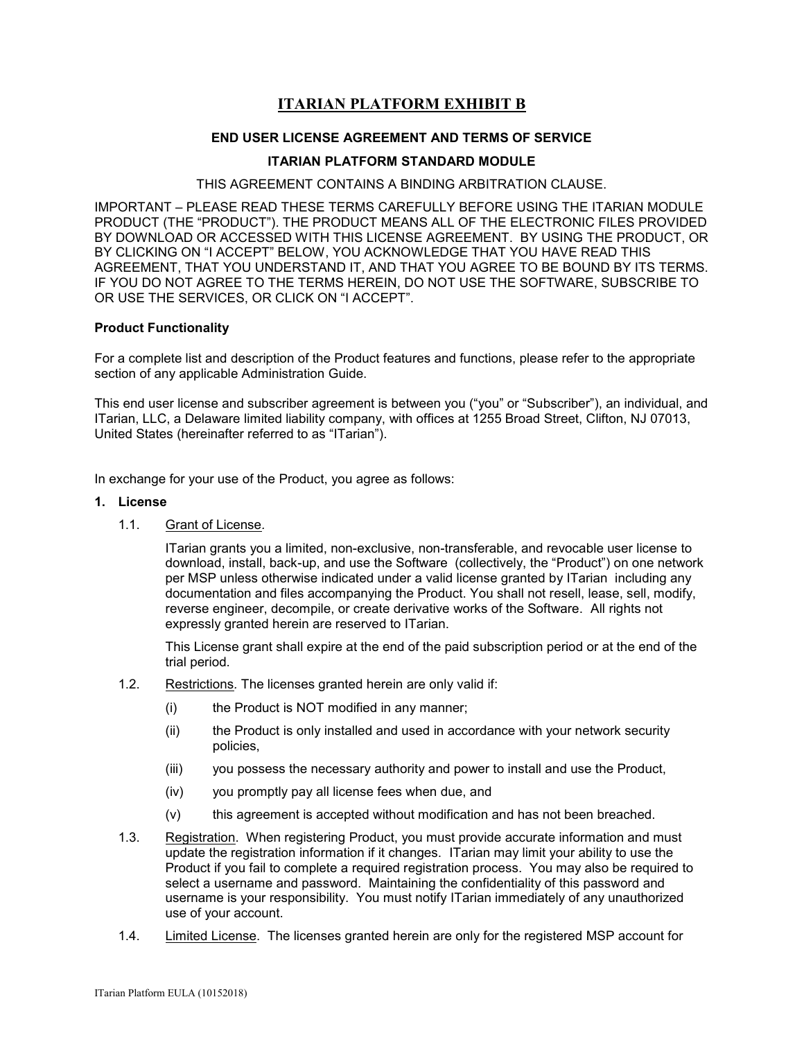# ITARIAN PLATFORM EXHIBIT B

**END USER LICENSE AGREEMENT AND TERMS OF SERVICE**

**ITARIAN PLATFORM STANDARD MODULE**

THIS AGREEMENT CONTAINS A BINDING ARBITRATION CLAUSE.

IMPORTANT – PLEASE READ THESE TERMS CAREFULLY BEFORE USING THE ITARIAN MODULE PRODUCT (THE "PRODUCT"). THE PRODUCT MEANS ALL OF THE ELECTRONIC FILES PROVIDED BY DOWNLOAD OR ACCESSED WITH THIS LICENSE AGREEMENT. BY USING THE PRODUCT, OR BY CLICKING ON "I ACCEPT" BELOW, YOU ACKNOWLEDGE THAT YOU HAVE READ THIS AGREEMENT, THAT YOU UNDERSTAND IT, AND THAT YOU AGREE TO BE BOUND BY ITS TERMS. IF YOU DO NOT AGREE TO THE TERMS HEREIN, DO NOT USE THE SOFTWARE, SUBSCRIBE TO OR USE THE SERVICES, OR CLICK ON "I ACCEPT".

**Product Functionality**

For a complete list and description of the Product features and functions, please refer to the appropriate section of any applicable Administration Guide.

This end user license and subscriber agreement is between you ("you" or "Subscriber"), an individual, and ITarian, LLC, a Delaware limited liability company, with offices at 1255 Broad Street, Clifton, NJ 07013, United States (hereinafter referred to as "ITarian").

In exchange for your use of the Product, you agree as follows:

**1. License**

1.1. Grant of License.

ITarian grants you a limited, non-exclusive, non-transferable, and revocable user license to download, install, back-up, and use the Software (collectively, the "Product") on one network per MSP unless otherwise indicated under a valid license granted by ITarian including any documentation and files accompanying the Product. You shall not resell, lease, sell, modify, reverse engineer, decompile, or create derivative works of the Software. All rights not expressly granted herein are reserved to ITarian.

This License grant shall expire at the end of the paid subscription period or at the end of the trial period.

1.2. Restrictions. The licenses granted herein are only valid if:

- (i) the Product is NOT modified in any manner;
- (ii) the Product is only installed and used in accordance with your network security policies,
- (iii) you possess the necessary authority and power to install and use the Product,
- (iv) you promptly pay all license fees when due, and
- (v) this agreement is accepted without modification and has not been breached.

1.3. Registration. When registering Product, you must provide accurate information and must update the registration information if it changes. ITarian may limit your ability to use the Product if you fail to complete a required registration process. You may also be required to select a username and password. Maintaining the confidentiality of this password and username is your responsibility. You must notify ITarian immediately of any unauthorized use of your account.

1.4. Limited License. The licenses granted herein are only for the registered MSP account for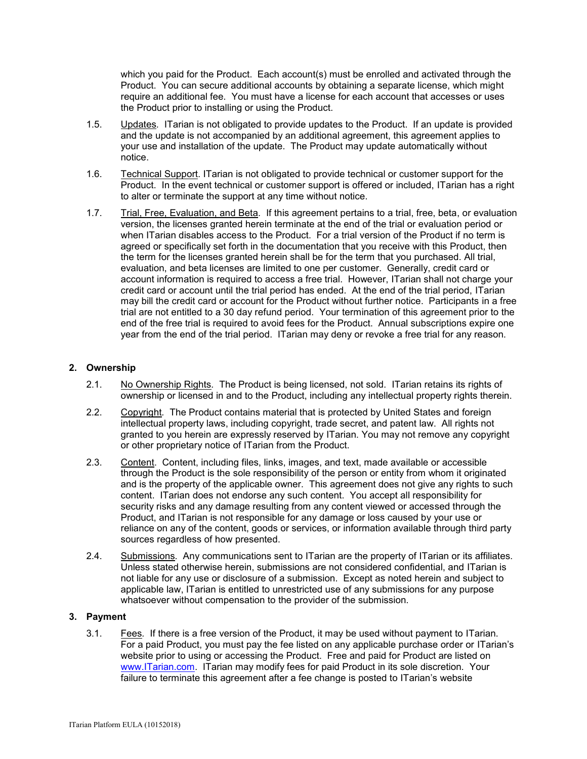which you paid for the Product. Each account(s) must be enrolled and activated through the Product. You can secure additional accounts by obtaining a separate license, which might require an additional fee. You must have a license for each account that accesses or uses the Product prior to installing or using the Product.

1.5. Updates. ITarian is not obligated to provide updates to the Product. If an update is provided and the update is not accompanied by an additional agreement, this agreement applies to your use and installation of the update. The Product may update automatically without notice.

1.6. Technical Support. ITarian is not obligated to provide technical or customer support for the Product. In the event technical or customer support is offered or included, ITarian has a right to alter or terminate the support at any time without notice.

1.7. Trial, Free, Evaluation, and Beta. If this agreement pertains to a trial, free, beta, or evaluation version, the licenses granted herein terminate at the end of the trial or evaluation period or when ITarian disables access to the Product. For a trial version of the Product if no term is agreed or specifically set forth in the documentation that you receive with this Product, then the term for the licenses granted herein shall be for the term that you purchased. All trial, evaluation, and beta licenses are limited to one per customer. Generally, credit card or account information is required to access a free trial. However, ITarian shall not charge your credit card or account until the trial period has ended. At the end of the trial period, ITarian may bill the credit card or account for the Product without further notice. Participants in a free trial are not entitled to a 30 day refund period. Your termination of this agreement prior to the end of the free trial is required to avoid fees for the Product. Annual subscriptions expire one year from the end of the trial period. ITarian may deny or revoke a free trial for any reason.

## 2. Ownership

2.1. No Ownership Rights. The Product is being licensed, not sold. ITarian retains its rights of ownership or licensed in and to the Product, including any intellectual property rights therein.

2.2. Copyright. The Product contains material that is protected by United States and foreign intellectual property laws, including copyright, trade secret, and patent law. All rights not granted to you herein are expressly reserved by ITarian. You may not remove any copyright or other proprietary notice of ITarian from the Product.

2.3. Content. Content, including files, links, images, and text, made available or accessible through the Product is the sole responsibility of the person or entity from whom it originated and is the property of the applicable owner. This agreement does not give any rights to such content. ITarian does not endorse any such content. You accept all responsibility for security risks and any damage resulting from any content viewed or accessed through the Product, and ITarian is not responsible for any damage or loss caused by your use or reliance on any of the content, goods or services, or information available through third party sources regardless of how presented.

2.4. Submissions. Any communications sent to ITarian are the property of ITarian or its affiliates. Unless stated otherwise herein, submissions are not considered confidential, and ITarian is not liable for any use or disclosure of a submission. Except as noted herein and subject to applicable law, ITarian is entitled to unrestricted use of any submissions for any purpose whatsoever without compensation to the provider of the submission.

## 3. Payment

3.1. Fees. If there is a free version of the Product, it may be used without payment to ITarian. For a paid Product, you must pay the fee listed on any applicable purchase order or ITarian's website prior to using or accessing the Product. Free and paid for Product are listed on www.ITarian.com. ITarian may modify fees for paid Product in its sole discretion. Your failure to terminate this agreement after a fee change is posted to ITarian's website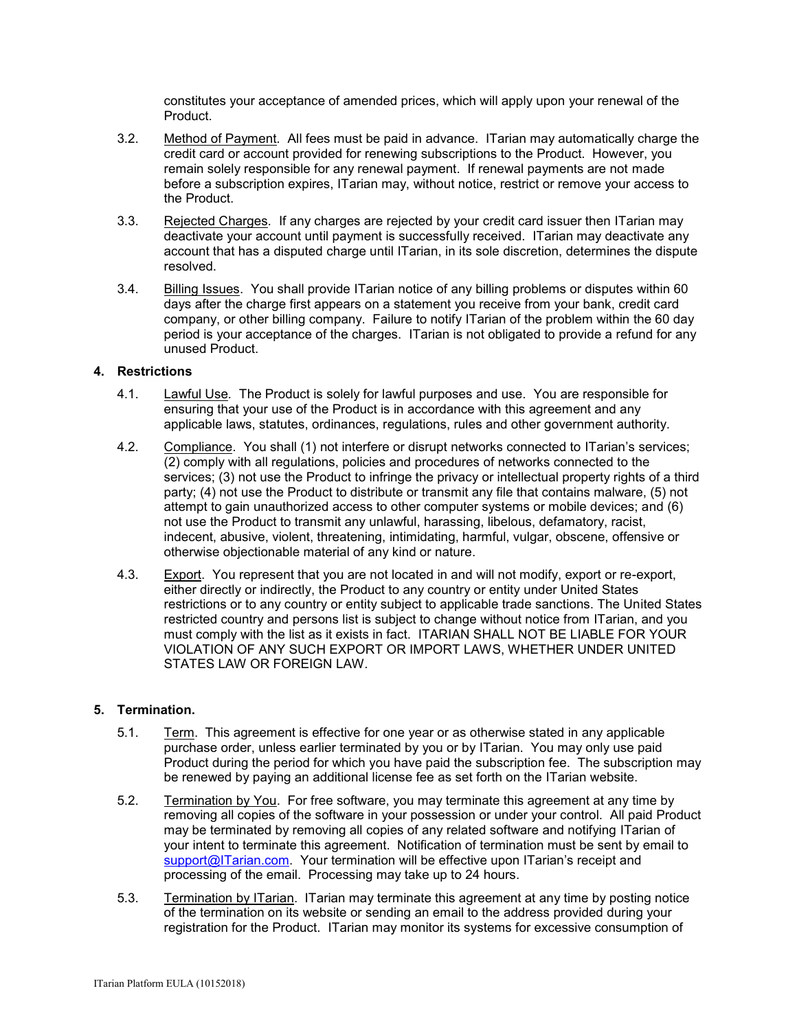constitutes your acceptance of amended prices, which will apply upon your renewal of the Product.

3.2. Method of Payment. All fees must be paid in advance. ITarian may automatically charge the credit card or account provided for renewing subscriptions to the Product. However, you remain solely responsible for any renewal payment. If renewal payments are not made before a subscription expires, ITarian may, without notice, restrict or remove your access to the Product.

3.3. Rejected Charges. If any charges are rejected by your credit card issuer then ITarian may deactivate your account until payment is successfully received. ITarian may deactivate any account that has a disputed charge until ITarian, in its sole discretion, determines the dispute resolved.

3.4. Billing Issues. You shall provide ITarian notice of any billing problems or disputes within 60 days after the charge first appears on a statement you receive from your bank, credit card company, or other billing company. Failure to notify ITarian of the problem within the 60 day period is your acceptance of the charges. ITarian is not obligated to provide a refund for any unused Product.

**4. Restrictions**

4.1. Lawful Use. The Product is solely for lawful purposes and use. You are responsible for ensuring that your use of the Product is in accordance with this agreement and any applicable laws, statutes, ordinances, regulations, rules and other government authority.

4.2. Compliance. You shall (1) not interfere or disrupt networks connected to ITarian's services; (2) comply with all regulations, policies and procedures of networks connected to the services; (3) not use the Product to infringe the privacy or intellectual property rights of a third party; (4) not use the Product to distribute or transmit any file that contains malware, (5) not attempt to gain unauthorized access to other computer systems or mobile devices; and (6) not use the Product to transmit any unlawful, harassing, libelous, defamatory, racist, indecent, abusive, violent, threatening, intimidating, harmful, vulgar, obscene, offensive or otherwise objectionable material of any kind or nature.

4.3. Export. You represent that you are not located in and will not modify, export or re-export, either directly or indirectly, the Product to any country or entity under United States restrictions or to any country or entity subject to applicable trade sanctions. The United States restricted country and persons list is subject to change without notice from ITarian, and you must comply with the list as it exists in fact. ITARIAN SHALL NOT BE LIABLE FOR YOUR VIOLATION OF ANY SUCH EXPORT OR IMPORT LAWS, WHETHER UNDER UNITED STATES LAW OR FOREIGN LAW.

**5. Termination.**

5.1. Term. This agreement is effective for one year or as otherwise stated in any applicable purchase order, unless earlier terminated by you or by ITarian. You may only use paid Product during the period for which you have paid the subscription fee. The subscription may be renewed by paying an additional license fee as set forth on the ITarian website.

5.2. Termination by You. For free software, you may terminate this agreement at any time by removing all copies of the software in your possession or under your control. All paid Product may be terminated by removing all copies of any related software and notifying ITarian of your intent to terminate this agreement. Notification of termination must be sent by email to support@ITarian.com. Your termination will be effective upon ITarian's receipt and processing of the email. Processing may take up to 24 hours.

5.3. Termination by ITarian. ITarian may terminate this agreement at any time by posting notice of the termination on its website or sending an email to the address provided during your registration for the Product. ITarian may monitor its systems for excessive consumption of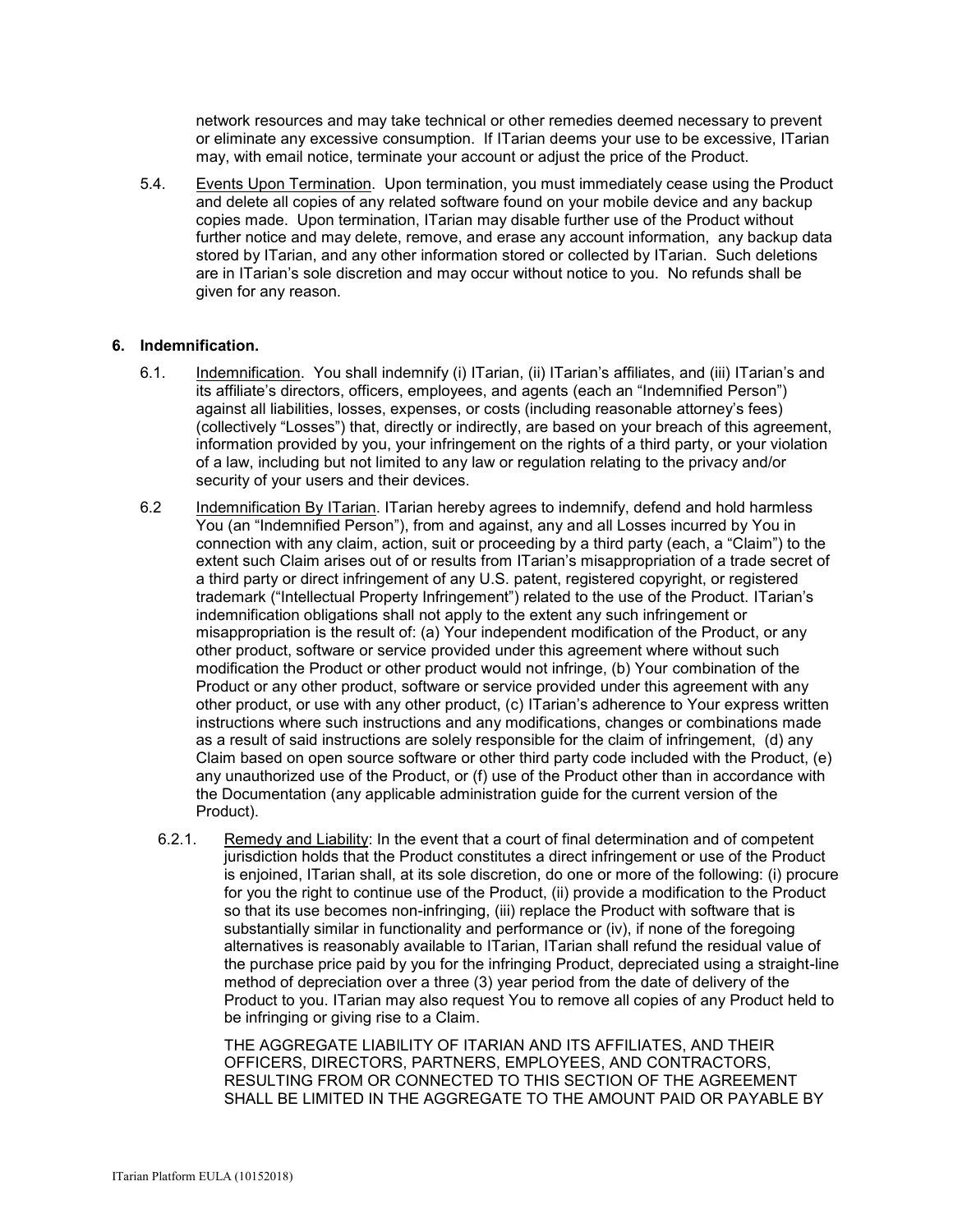network resources and may take technical or other remedies deemed necessary to prevent or eliminate any excessive consumption. If ITarian deems your use to be excessive, ITarian may, with email notice, terminate your account or adjust the price of the Product.

5.4. Events Upon Termination. Upon termination, you must immediately cease using the Product and delete all copies of any related software found on your mobile device and any backup copies made. Upon termination, ITarian may disable further use of the Product without further notice and may delete, remove, and erase any account information, any backup data stored by ITarian, and any other information stored or collected by ITarian. Such deletions are in ITarian's sole discretion and may occur without notice to you. No refunds shall be given for any reason.

**6. Indemnification.**

6.1. Indemnification. You shall indemnify (i) ITarian, (ii) ITarian's affiliates, and (iii) ITarian's and its affiliate's directors, officers, employees, and agents (each an "Indemnified Person") against all liabilities, losses, expenses, or costs (including reasonable attorney's fees) (collectively "Losses") that, directly or indirectly, are based on your breach of this agreement, information provided by you, your infringement on the rights of a third party, or your violation of a law, including but not limited to any law or regulation relating to the privacy and/or security of your users and their devices.

6.2 Indemnification By ITarian. ITarian hereby agrees to indemnify, defend and hold harmless You (an "Indemnified Person"), from and against, any and all Losses incurred by You in connection with any claim, action, suit or proceeding by a third party (each, a "Claim") to the extent such Claim arises out of or results from ITarian's misappropriation of a trade secret of a third party or direct infringement of any U.S. patent, registered copyright, or registered trademark ("Intellectual Property Infringement") related to the use of the Product. ITarian's indemnification obligations shall not apply to the extent any such infringement or misappropriation is the result of: (a) Your independent modification of the Product, or any other product, software or service provided under this agreement where without such modification the Product or other product would not infringe, (b) Your combination of the Product or any other product, software or service provided under this agreement with any other product, or use with any other product, (c) ITarian's adherence to Your express written instructions where such instructions and any modifications, changes or combinations made as a result of said instructions are solely responsible for the claim of infringement, (d) any Claim based on open source software or other third party code included with the Product, (e) any unauthorized use of the Product, or (f) use of the Product other than in accordance with the Documentation (any applicable administration guide for the current version of the Product).

6.2.1. Remedy and Liability: In the event that a court of final determination and of competent jurisdiction holds that the Product constitutes a direct infringement or use of the Product is enjoined, ITarian shall, at its sole discretion, do one or more of the following: (i) procure for you the right to continue use of the Product, (ii) provide a modification to the Product so that its use becomes non-infringing, (iii) replace the Product with software that is substantially similar in functionality and performance or (iv), if none of the foregoing alternatives is reasonably available to ITarian, ITarian shall refund the residual value of the purchase price paid by you for the infringing Product, depreciated using a straight-line method of depreciation over a three (3) year period from the date of delivery of the Product to you. ITarian may also request You to remove all copies of any Product held to be infringing or giving rise to a Claim.

THE AGGREGATE LIABILITY OF ITARIAN AND ITS AFFILIATES, AND THEIR OFFICERS, DIRECTORS, PARTNERS, EMPLOYEES, AND CONTRACTORS, RESULTING FROM OR CONNECTED TO THIS SECTION OF THE AGREEMENT SHALL BE LIMITED IN THE AGGREGATE TO THE AMOUNT PAID OR PAYABLE BY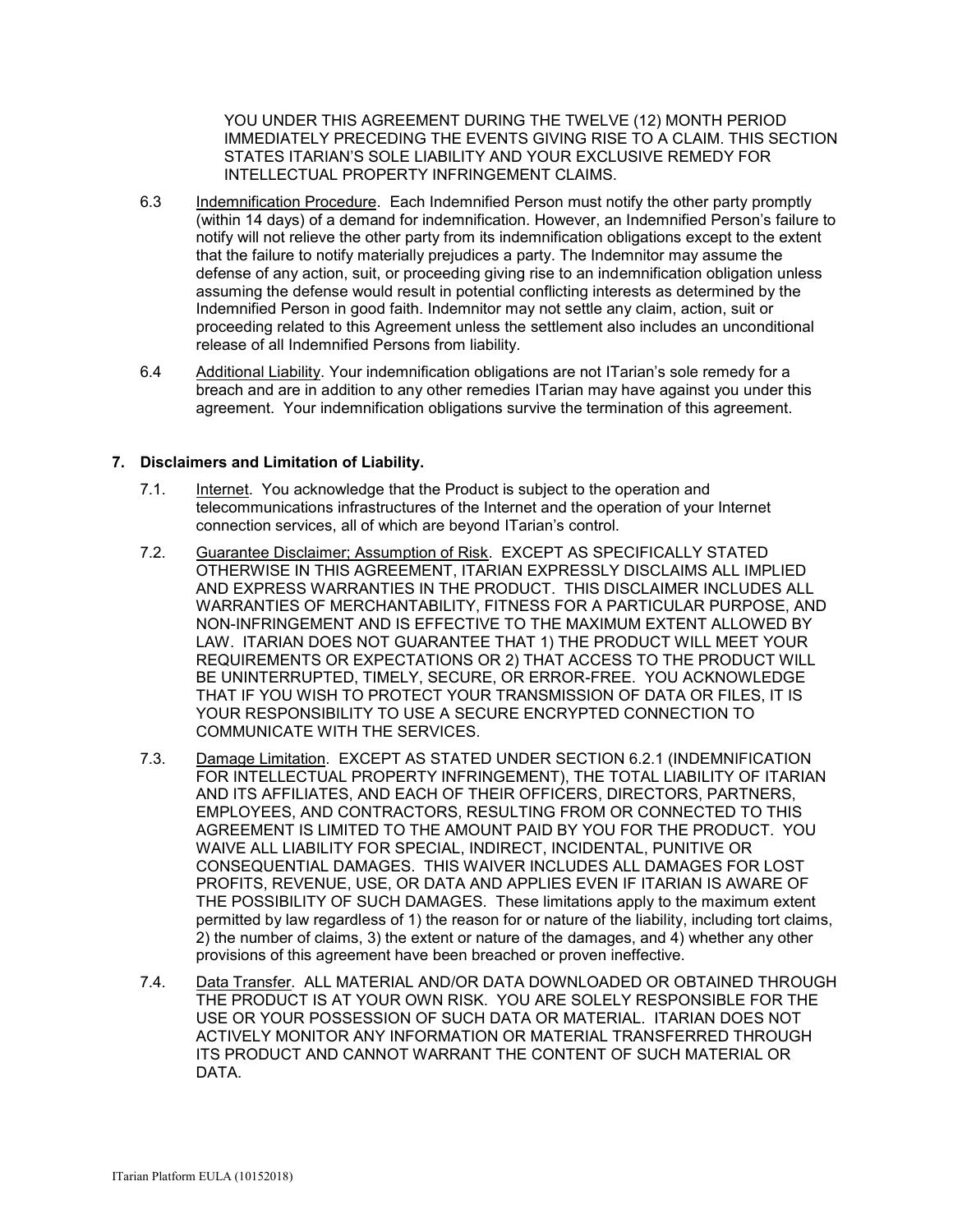YOU UNDER THIS AGREEMENT DURING THE TWELVE (12) MONTH PERIOD IMMEDIATELY PRECEDING THE EVENTS GIVING RISE TO A CLAIM. THIS SECTION STATES ITARIAN'S SOLE LIABILITY AND YOUR EXCLUSIVE REMEDY FOR INTELLECTUAL PROPERTY INFRINGEMENT CLAIMS.

6.3 Indemnification Procedure. Each Indemnified Person must notify the other party promptly (within 14 days) of a demand for indemnification. However, an Indemnified Person's failure to notify will not relieve the other party from its indemnification obligations except to the extent that the failure to notify materially prejudices a party. The Indemnitor may assume the defense of any action, suit, or proceeding giving rise to an indemnification obligation unless assuming the defense would result in potential conflicting interests as determined by the Indemnified Person in good faith. Indemnitor may not settle any claim, action, suit or proceeding related to this Agreement unless the settlement also includes an unconditional release of all Indemnified Persons from liability.

6.4 Additional Liability. Your indemnification obligations are not ITarian's sole remedy for a breach and are in addition to any other remedies ITarian may have against you under this agreement. Your indemnification obligations survive the termination of this agreement.

**7. Disclaimers and Limitation of Liability.**

7.1. Internet. You acknowledge that the Product is subject to the operation and telecommunications infrastructures of the Internet and the operation of your Internet connection services, all of which are beyond ITarian's control.

7.2. Guarantee Disclaimer; Assumption of Risk. EXCEPT AS SPECIFICALLY STATED OTHERWISE IN THIS AGREEMENT, ITARIAN EXPRESSLY DISCLAIMS ALL IMPLIED AND EXPRESS WARRANTIES IN THE PRODUCT. THIS DISCLAIMER INCLUDES ALL WARRANTIES OF MERCHANTABILITY, FITNESS FOR A PARTICULAR PURPOSE, AND NON-INFRINGEMENT AND IS EFFECTIVE TO THE MAXIMUM EXTENT ALLOWED BY LAW. ITARIAN DOES NOT GUARANTEE THAT 1) THE PRODUCT WILL MEET YOUR REQUIREMENTS OR EXPECTATIONS OR 2) THAT ACCESS TO THE PRODUCT WILL BE UNINTERRUPTED, TIMELY, SECURE, OR ERROR-FREE. YOU ACKNOWLEDGE THAT IF YOU WISH TO PROTECT YOUR TRANSMISSION OF DATA OR FILES, IT IS YOUR RESPONSIBILITY TO USE A SECURE ENCRYPTED CONNECTION TO COMMUNICATE WITH THE SERVICES.

7.3. Damage Limitation. EXCEPT AS STATED UNDER SECTION 6.2.1 (INDEMNIFICATION FOR INTELLECTUAL PROPERTY INFRINGEMENT), THE TOTAL LIABILITY OF ITARIAN AND ITS AFFILIATES, AND EACH OF THEIR OFFICERS, DIRECTORS, PARTNERS, EMPLOYEES, AND CONTRACTORS, RESULTING FROM OR CONNECTED TO THIS AGREEMENT IS LIMITED TO THE AMOUNT PAID BY YOU FOR THE PRODUCT. YOU WAIVE ALL LIABILITY FOR SPECIAL, INDIRECT, INCIDENTAL, PUNITIVE OR CONSEQUENTIAL DAMAGES. THIS WAIVER INCLUDES ALL DAMAGES FOR LOST PROFITS, REVENUE, USE, OR DATA AND APPLIES EVEN IF ITARIAN IS AWARE OF THE POSSIBILITY OF SUCH DAMAGES. These limitations apply to the maximum extent permitted by law regardless of 1) the reason for or nature of the liability, including tort claims, 2) the number of claims, 3) the extent or nature of the damages, and 4) whether any other provisions of this agreement have been breached or proven ineffective.

7.4. Data Transfer. ALL MATERIAL AND/OR DATA DOWNLOADED OR OBTAINED THROUGH THE PRODUCT IS AT YOUR OWN RISK. YOU ARE SOLELY RESPONSIBLE FOR THE USE OR YOUR POSSESSION OF SUCH DATA OR MATERIAL. ITARIAN DOES NOT ACTIVELY MONITOR ANY INFORMATION OR MATERIAL TRANSFERRED THROUGH ITS PRODUCT AND CANNOT WARRANT THE CONTENT OF SUCH MATERIAL OR DATA.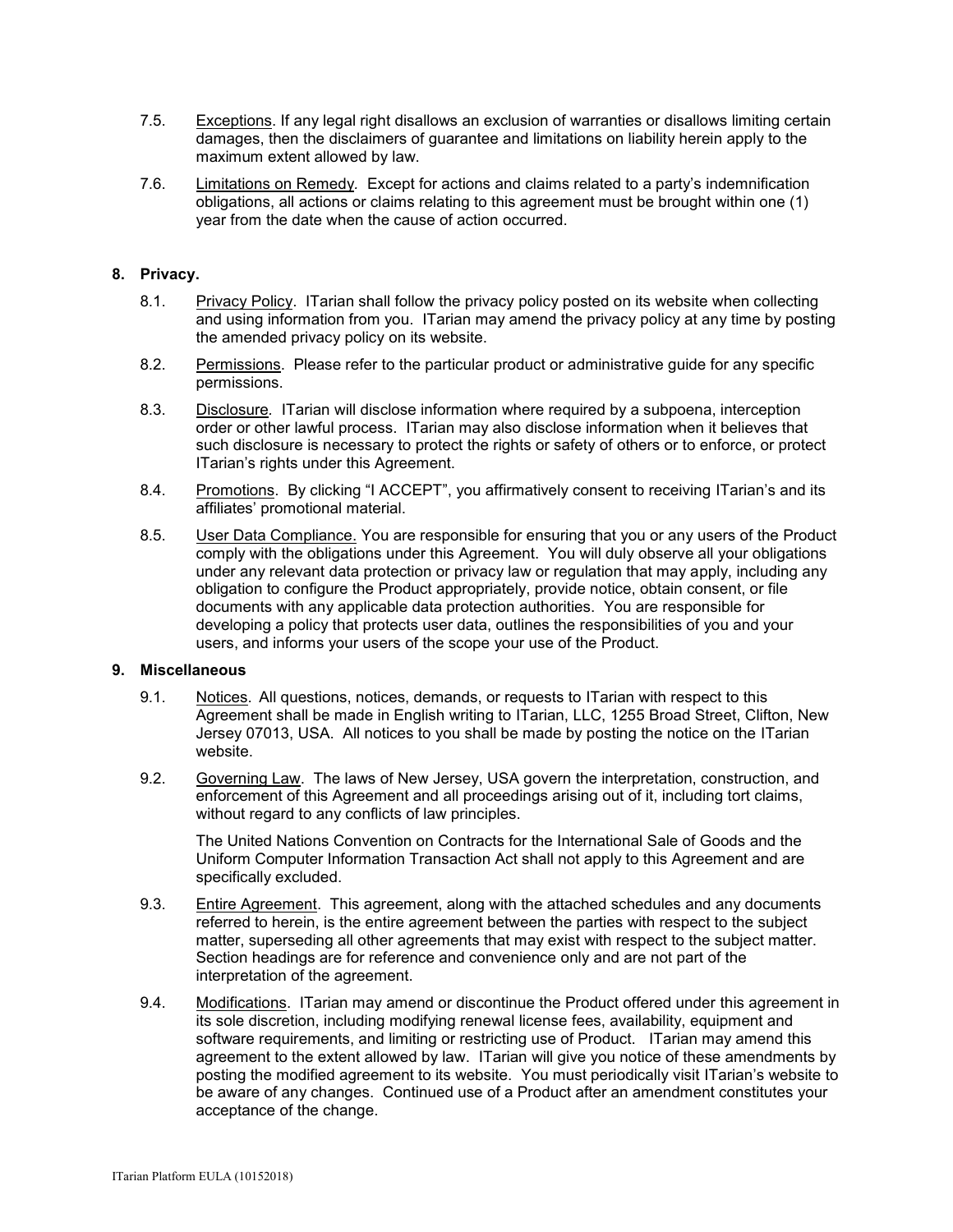7.5. Exceptions. If any legal right disallows an exclusion of warranties or disallows limiting certain damages, then the disclaimers of guarantee and limitations on liability herein apply to the maximum extent allowed by law.

7.6. Limitations on Remedy. Except for actions and claims related to a party's indemnification obligations, all actions or claims relating to this agreement must be brought within one (1) year from the date when the cause of action occurred.

## 8. Privacy.

8.1. Privacy Policy. ITarian shall follow the privacy policy posted on its website when collecting and using information from you. ITarian may amend the privacy policy at any time by posting the amended privacy policy on its website.

8.2. Permissions. Please refer to the particular product or administrative guide for any specific permissions.

8.3. Disclosure. ITarian will disclose information where required by a subpoena, interception order or other lawful process. ITarian may also disclose information when it believes that such disclosure is necessary to protect the rights or safety of others or to enforce, or protect ITarian's rights under this Agreement.

8.4. Promotions. By clicking "I ACCEPT", you affirmatively consent to receiving ITarian's and its affiliates' promotional material.

8.5. User Data Compliance. You are responsible for ensuring that you or any users of the Product comply with the obligations under this Agreement. You will duly observe all your obligations under any relevant data protection or privacy law or regulation that may apply, including any obligation to configure the Product appropriately, provide notice, obtain consent, or file documents with any applicable data protection authorities. You are responsible for developing a policy that protects user data, outlines the responsibilities of you and your users, and informs your users of the scope your use of the Product.

## 9. Miscellaneous

9.1. Notices. All questions, notices, demands, or requests to ITarian with respect to this Agreement shall be made in English writing to ITarian, LLC, 1255 Broad Street, Clifton, New Jersey 07013, USA. All notices to you shall be made by posting the notice on the ITarian website.

9.2. Governing Law. The laws of New Jersey, USA govern the interpretation, construction, and enforcement of this Agreement and all proceedings arising out of it, including tort claims, without regard to any conflicts of law principles.

The United Nations Convention on Contracts for the International Sale of Goods and the Uniform Computer Information Transaction Act shall not apply to this Agreement and are specifically excluded.

9.3. Entire Agreement. This agreement, along with the attached schedules and any documents referred to herein, is the entire agreement between the parties with respect to the subject matter, superseding all other agreements that may exist with respect to the subject matter. Section headings are for reference and convenience only and are not part of the interpretation of the agreement.

9.4. Modifications. ITarian may amend or discontinue the Product offered under this agreement in its sole discretion, including modifying renewal license fees, availability, equipment and software requirements, and limiting or restricting use of Product. ITarian may amend this agreement to the extent allowed by law. ITarian will give you notice of these amendments by posting the modified agreement to its website. You must periodically visit ITarian's website to be aware of any changes. Continued use of a Product after an amendment constitutes your acceptance of the change.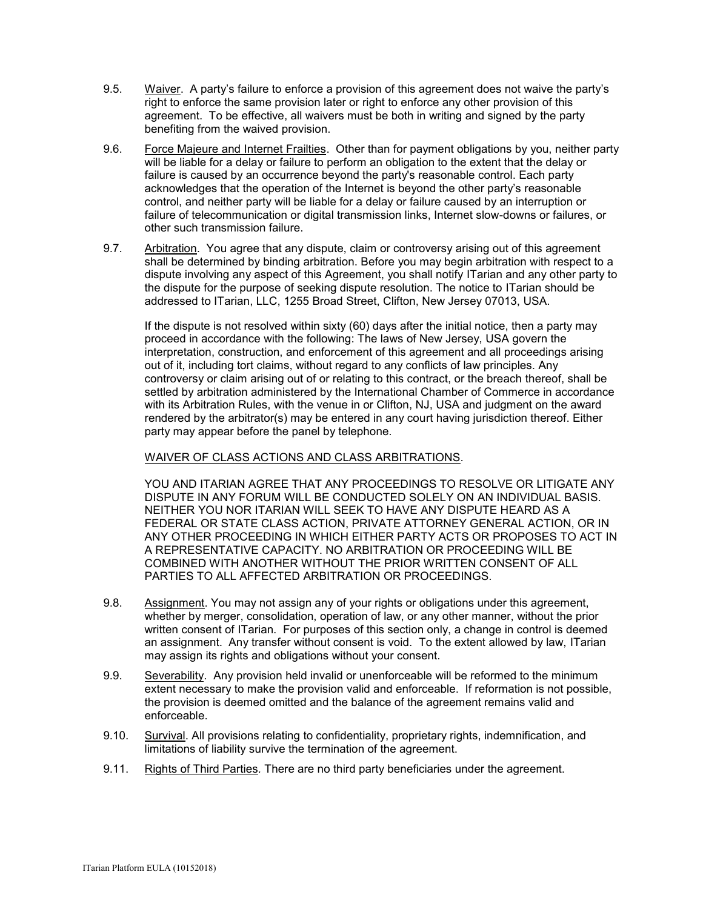9.5. Waiver. A party's failure to enforce a provision of this agreement does not waive the party's right to enforce the same provision later or right to enforce any other provision of this agreement. To be effective, all waivers must be both in writing and signed by the party benefiting from the waived provision.

9.6. Force Majeure and Internet Frailties. Other than for payment obligations by you, neither party will be liable for a delay or failure to perform an obligation to the extent that the delay or failure is caused by an occurrence beyond the party's reasonable control. Each party acknowledges that the operation of the Internet is beyond the other party's reasonable control, and neither party will be liable for a delay or failure caused by an interruption or failure of telecommunication or digital transmission links, Internet slow-downs or failures, or other such transmission failure.

9.7. Arbitration. You agree that any dispute, claim or controversy arising out of this agreement shall be determined by binding arbitration. Before you may begin arbitration with respect to a dispute involving any aspect of this Agreement, you shall notify ITarian and any other party to the dispute for the purpose of seeking dispute resolution. The notice to ITarian should be addressed to ITarian, LLC, 1255 Broad Street, Clifton, New Jersey 07013, USA.

If the dispute is not resolved within sixty (60) days after the initial notice, then a party may proceed in accordance with the following: The laws of New Jersey, USA govern the interpretation, construction, and enforcement of this agreement and all proceedings arising out of it, including tort claims, without regard to any conflicts of law principles. Any controversy or claim arising out of or relating to this contract, or the breach thereof, shall be settled by arbitration administered by the International Chamber of Commerce in accordance with its Arbitration Rules, with the venue in or Clifton, NJ, USA and judgment on the award rendered by the arbitrator(s) may be entered in any court having jurisdiction thereof. Either party may appear before the panel by telephone.

WAIVER OF CLASS ACTIONS AND CLASS ARBITRATIONS.

YOU AND ITARIAN AGREE THAT ANY PROCEEDINGS TO RESOLVE OR LITIGATE ANY DISPUTE IN ANY FORUM WILL BE CONDUCTED SOLELY ON AN INDIVIDUAL BASIS. NEITHER YOU NOR ITARIAN WILL SEEK TO HAVE ANY DISPUTE HEARD AS A FEDERAL OR STATE CLASS ACTION, PRIVATE ATTORNEY GENERAL ACTION, OR IN ANY OTHER PROCEEDING IN WHICH EITHER PARTY ACTS OR PROPOSES TO ACT IN A REPRESENTATIVE CAPACITY. NO ARBITRATION OR PROCEEDING WILL BE COMBINED WITH ANOTHER WITHOUT THE PRIOR WRITTEN CONSENT OF ALL PARTIES TO ALL AFFECTED ARBITRATION OR PROCEEDINGS.

9.8. Assignment. You may not assign any of your rights or obligations under this agreement, whether by merger, consolidation, operation of law, or any other manner, without the prior written consent of ITarian. For purposes of this section only, a change in control is deemed an assignment. Any transfer without consent is void. To the extent allowed by law, ITarian may assign its rights and obligations without your consent.

9.9. Severability. Any provision held invalid or unenforceable will be reformed to the minimum extent necessary to make the provision valid and enforceable. If reformation is not possible, the provision is deemed omitted and the balance of the agreement remains valid and enforceable.

9.10. Survival. All provisions relating to confidentiality, proprietary rights, indemnification, and limitations of liability survive the termination of the agreement.

9.11. Rights of Third Parties. There are no third party beneficiaries under the agreement.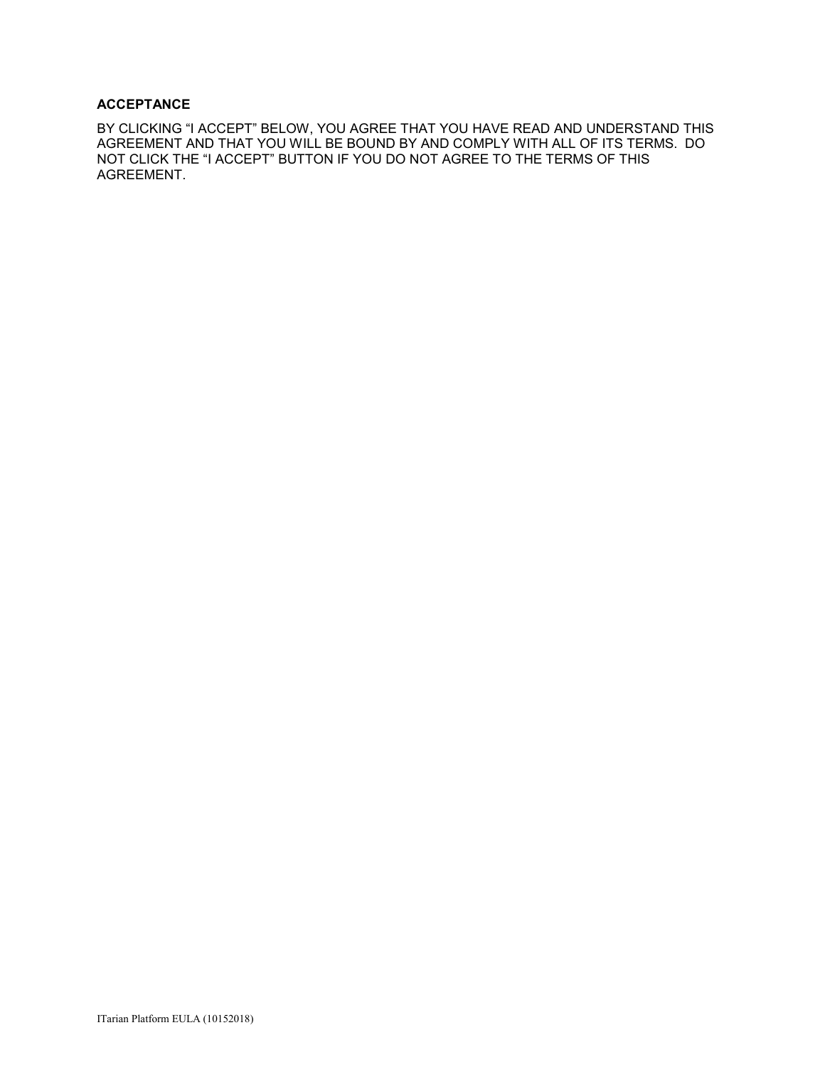**ACCEPTANCE**

BY CLICKING “I ACCEPT” BELOW, YOU AGREE THAT YOU HAVE READ AND UNDERSTAND THIS AGREEMENT AND THAT YOU WILL BE BOUND BY AND COMPLY WITH ALL OF ITS TERMS. DO NOT CLICK THE “I ACCEPT” BUTTON IF YOU DO NOT AGREE TO THE TERMS OF THIS AGREEMENT.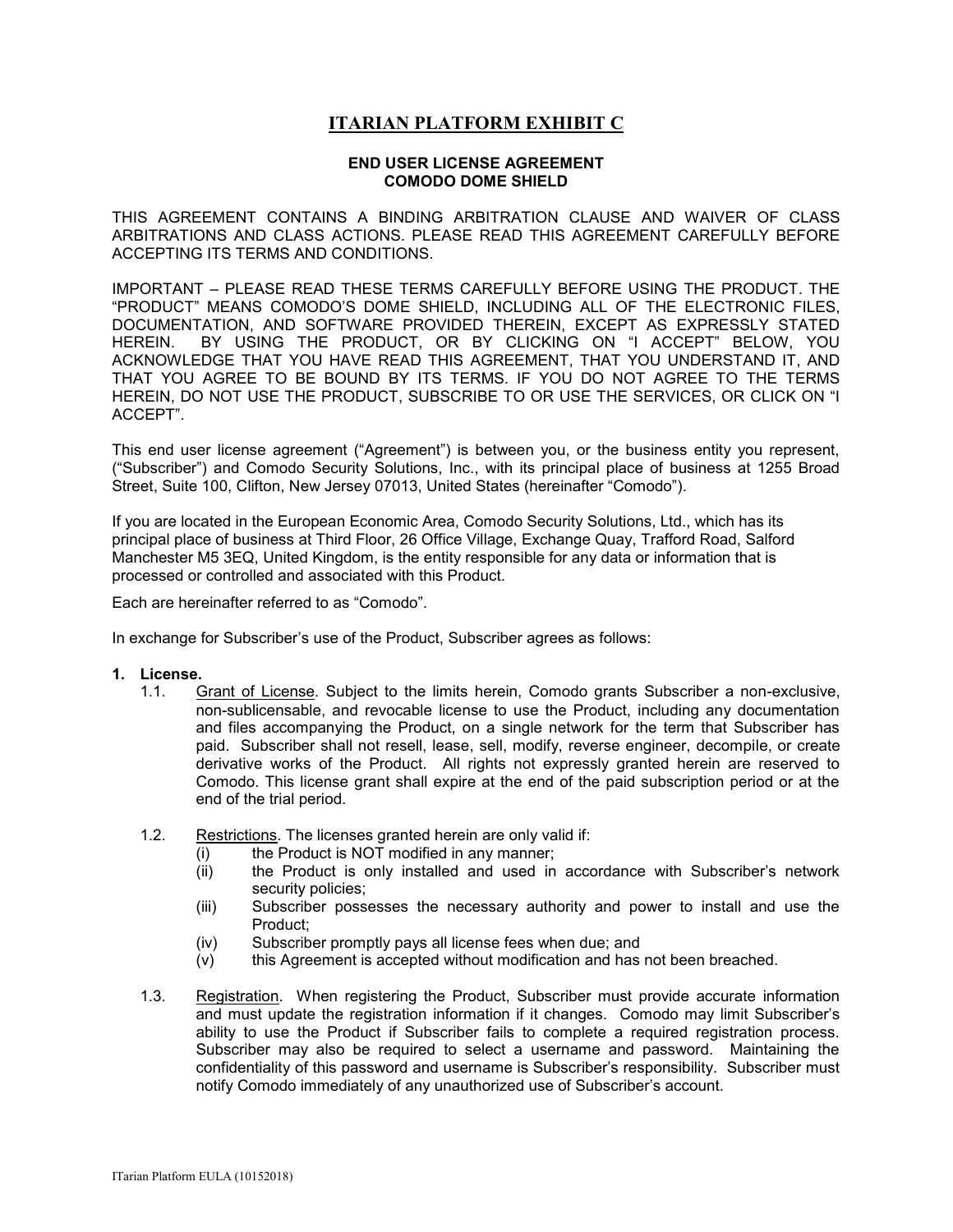# ITARIAN PLATFORM EXHIBIT C

**END USER LICENSE AGREEMENT**
**COMODO DOME SHIELD**

THIS AGREEMENT CONTAINS A BINDING ARBITRATION CLAUSE AND WAIVER OF CLASS ARBITRATIONS AND CLASS ACTIONS. PLEASE READ THIS AGREEMENT CAREFULLY BEFORE ACCEPTING ITS TERMS AND CONDITIONS.

IMPORTANT – PLEASE READ THESE TERMS CAREFULLY BEFORE USING THE PRODUCT. THE "PRODUCT" MEANS COMODO'S DOME SHIELD, INCLUDING ALL OF THE ELECTRONIC FILES, DOCUMENTATION, AND SOFTWARE PROVIDED THEREIN, EXCEPT AS EXPRESSLY STATED HEREIN. BY USING THE PRODUCT, OR BY CLICKING ON "I ACCEPT" BELOW, YOU ACKNOWLEDGE THAT YOU HAVE READ THIS AGREEMENT, THAT YOU UNDERSTAND IT, AND THAT YOU AGREE TO BE BOUND BY ITS TERMS. IF YOU DO NOT AGREE TO THE TERMS HEREIN, DO NOT USE THE PRODUCT, SUBSCRIBE TO OR USE THE SERVICES, OR CLICK ON "I ACCEPT".

This end user license agreement ("Agreement") is between you, or the business entity you represent, ("Subscriber") and Comodo Security Solutions, Inc., with its principal place of business at 1255 Broad Street, Suite 100, Clifton, New Jersey 07013, United States (hereinafter "Comodo").

If you are located in the European Economic Area, Comodo Security Solutions, Ltd., which has its principal place of business at Third Floor, 26 Office Village, Exchange Quay, Trafford Road, Salford Manchester M5 3EQ, United Kingdom, is the entity responsible for any data or information that is processed or controlled and associated with this Product.

Each are hereinafter referred to as "Comodo".

In exchange for Subscriber's use of the Product, Subscriber agrees as follows:

**1. License.**

1.1. Grant of License. Subject to the limits herein, Comodo grants Subscriber a non-exclusive, non-sublicensable, and revocable license to use the Product, including any documentation and files accompanying the Product, on a single network for the term that Subscriber has paid. Subscriber shall not resell, lease, sell, modify, reverse engineer, decompile, or create derivative works of the Product. All rights not expressly granted herein are reserved to Comodo. This license grant shall expire at the end of the paid subscription period or at the end of the trial period.

1.2. Restrictions. The licenses granted herein are only valid if:

(i) the Product is NOT modified in any manner;
(ii) the Product is only installed and used in accordance with Subscriber's network security policies;
(iii) Subscriber possesses the necessary authority and power to install and use the Product;
(iv) Subscriber promptly pays all license fees when due; and
(v) this Agreement is accepted without modification and has not been breached.

1.3. Registration. When registering the Product, Subscriber must provide accurate information and must update the registration information if it changes. Comodo may limit Subscriber's ability to use the Product if Subscriber fails to complete a required registration process. Subscriber may also be required to select a username and password. Maintaining the confidentiality of this password and username is Subscriber's responsibility. Subscriber must notify Comodo immediately of any unauthorized use of Subscriber's account.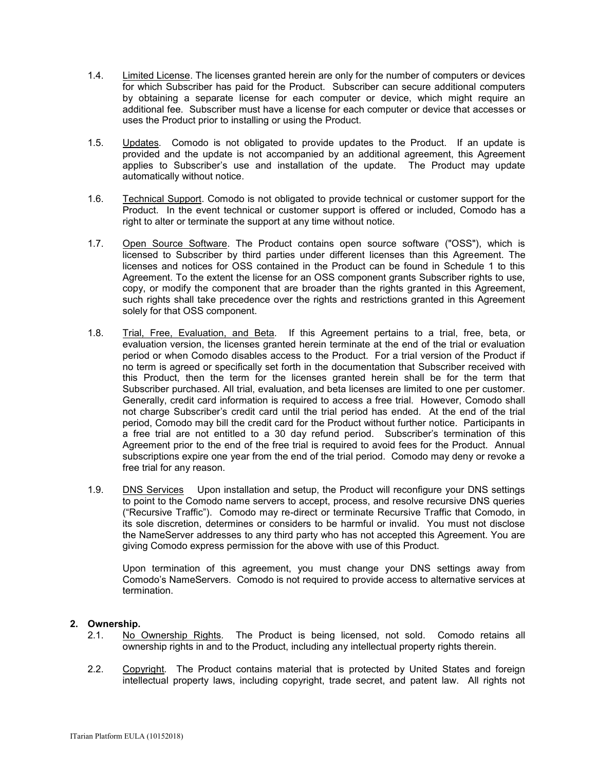1.4. Limited License. The licenses granted herein are only for the number of computers or devices for which Subscriber has paid for the Product. Subscriber can secure additional computers by obtaining a separate license for each computer or device, which might require an additional fee. Subscriber must have a license for each computer or device that accesses or uses the Product prior to installing or using the Product.

1.5. Updates. Comodo is not obligated to provide updates to the Product. If an update is provided and the update is not accompanied by an additional agreement, this Agreement applies to Subscriber's use and installation of the update. The Product may update automatically without notice.

1.6. Technical Support. Comodo is not obligated to provide technical or customer support for the Product. In the event technical or customer support is offered or included, Comodo has a right to alter or terminate the support at any time without notice.

1.7. Open Source Software. The Product contains open source software ("OSS"), which is licensed to Subscriber by third parties under different licenses than this Agreement. The licenses and notices for OSS contained in the Product can be found in Schedule 1 to this Agreement. To the extent the license for an OSS component grants Subscriber rights to use, copy, or modify the component that are broader than the rights granted in this Agreement, such rights shall take precedence over the rights and restrictions granted in this Agreement solely for that OSS component.

1.8. Trial, Free, Evaluation, and Beta. If this Agreement pertains to a trial, free, beta, or evaluation version, the licenses granted herein terminate at the end of the trial or evaluation period or when Comodo disables access to the Product. For a trial version of the Product if no term is agreed or specifically set forth in the documentation that Subscriber received with this Product, then the term for the licenses granted herein shall be for the term that Subscriber purchased. All trial, evaluation, and beta licenses are limited to one per customer. Generally, credit card information is required to access a free trial. However, Comodo shall not charge Subscriber's credit card until the trial period has ended. At the end of the trial period, Comodo may bill the credit card for the Product without further notice. Participants in a free trial are not entitled to a 30 day refund period. Subscriber's termination of this Agreement prior to the end of the free trial is required to avoid fees for the Product. Annual subscriptions expire one year from the end of the trial period. Comodo may deny or revoke a free trial for any reason.

1.9. DNS Services Upon installation and setup, the Product will reconfigure your DNS settings to point to the Comodo name servers to accept, process, and resolve recursive DNS queries ("Recursive Traffic"). Comodo may re-direct or terminate Recursive Traffic that Comodo, in its sole discretion, determines or considers to be harmful or invalid. You must not disclose the NameServer addresses to any third party who has not accepted this Agreement. You are giving Comodo express permission for the above with use of this Product.

Upon termination of this agreement, you must change your DNS settings away from Comodo's NameServers. Comodo is not required to provide access to alternative services at termination.

**2. Ownership.**

2.1. No Ownership Rights. The Product is being licensed, not sold. Comodo retains all ownership rights in and to the Product, including any intellectual property rights therein.

2.2. Copyright. The Product contains material that is protected by United States and foreign intellectual property laws, including copyright, trade secret, and patent law. All rights not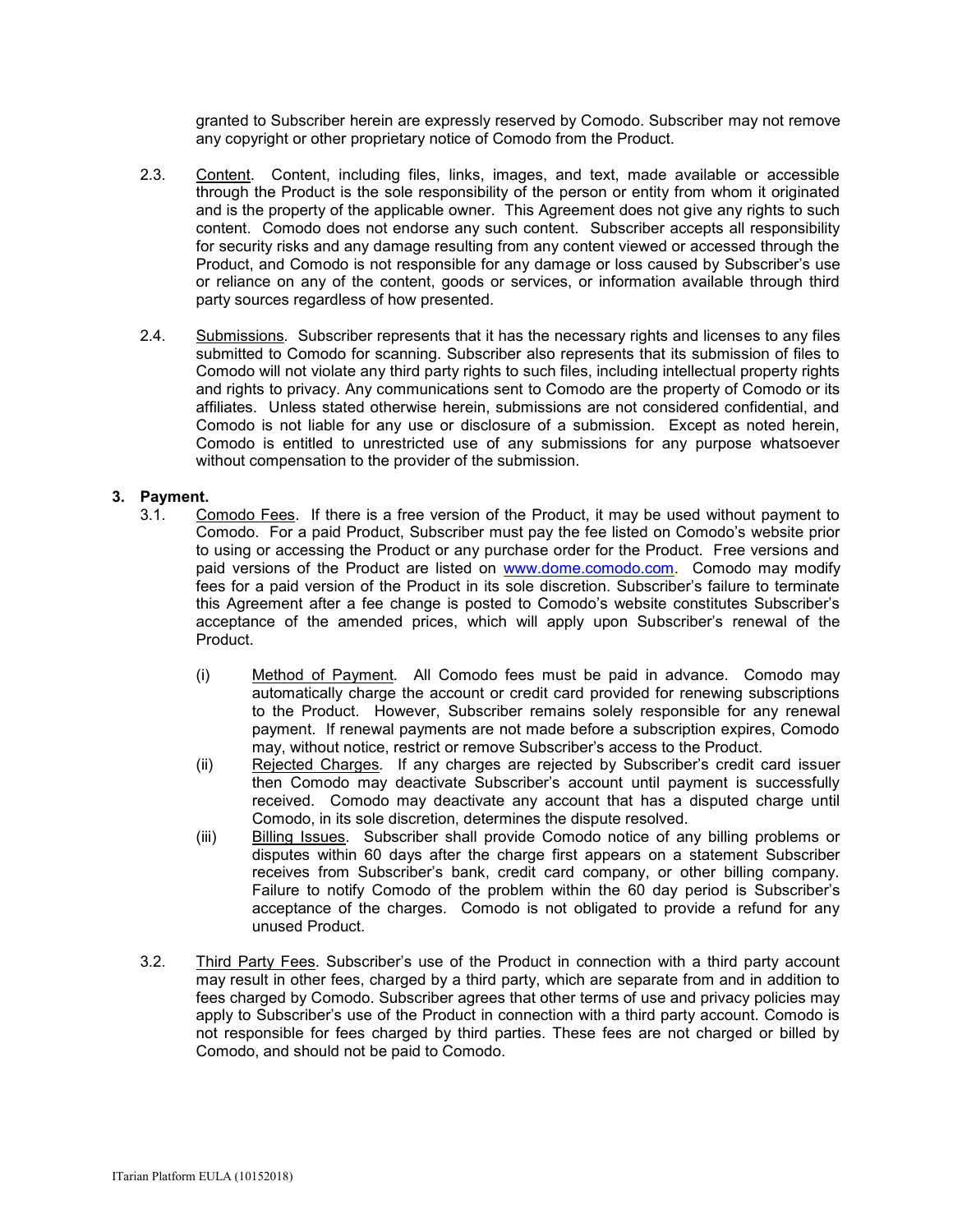granted to Subscriber herein are expressly reserved by Comodo. Subscriber may not remove any copyright or other proprietary notice of Comodo from the Product.

2.3. Content. Content, including files, links, images, and text, made available or accessible through the Product is the sole responsibility of the person or entity from whom it originated and is the property of the applicable owner. This Agreement does not give any rights to such content. Comodo does not endorse any such content. Subscriber accepts all responsibility for security risks and any damage resulting from any content viewed or accessed through the Product, and Comodo is not responsible for any damage or loss caused by Subscriber's use or reliance on any of the content, goods or services, or information available through third party sources regardless of how presented.

2.4. Submissions. Subscriber represents that it has the necessary rights and licenses to any files submitted to Comodo for scanning. Subscriber also represents that its submission of files to Comodo will not violate any third party rights to such files, including intellectual property rights and rights to privacy. Any communications sent to Comodo are the property of Comodo or its affiliates. Unless stated otherwise herein, submissions are not considered confidential, and Comodo is not liable for any use or disclosure of a submission. Except as noted herein, Comodo is entitled to unrestricted use of any submissions for any purpose whatsoever without compensation to the provider of the submission.

**3. Payment.**

3.1. Comodo Fees. If there is a free version of the Product, it may be used without payment to Comodo. For a paid Product, Subscriber must pay the fee listed on Comodo's website prior to using or accessing the Product or any purchase order for the Product. Free versions and paid versions of the Product are listed on www.dome.comodo.com. Comodo may modify fees for a paid version of the Product in its sole discretion. Subscriber's failure to terminate this Agreement after a fee change is posted to Comodo's website constitutes Subscriber's acceptance of the amended prices, which will apply upon Subscriber's renewal of the Product.

(i) Method of Payment. All Comodo fees must be paid in advance. Comodo may automatically charge the account or credit card provided for renewing subscriptions to the Product. However, Subscriber remains solely responsible for any renewal payment. If renewal payments are not made before a subscription expires, Comodo may, without notice, restrict or remove Subscriber's access to the Product.

(ii) Rejected Charges. If any charges are rejected by Subscriber's credit card issuer then Comodo may deactivate Subscriber's account until payment is successfully received. Comodo may deactivate any account that has a disputed charge until Comodo, in its sole discretion, determines the dispute resolved.

(iii) Billing Issues. Subscriber shall provide Comodo notice of any billing problems or disputes within 60 days after the charge first appears on a statement Subscriber receives from Subscriber's bank, credit card company, or other billing company. Failure to notify Comodo of the problem within the 60 day period is Subscriber's acceptance of the charges. Comodo is not obligated to provide a refund for any unused Product.

3.2. Third Party Fees. Subscriber's use of the Product in connection with a third party account may result in other fees, charged by a third party, which are separate from and in addition to fees charged by Comodo. Subscriber agrees that other terms of use and privacy policies may apply to Subscriber's use of the Product in connection with a third party account. Comodo is not responsible for fees charged by third parties. These fees are not charged or billed by Comodo, and should not be paid to Comodo.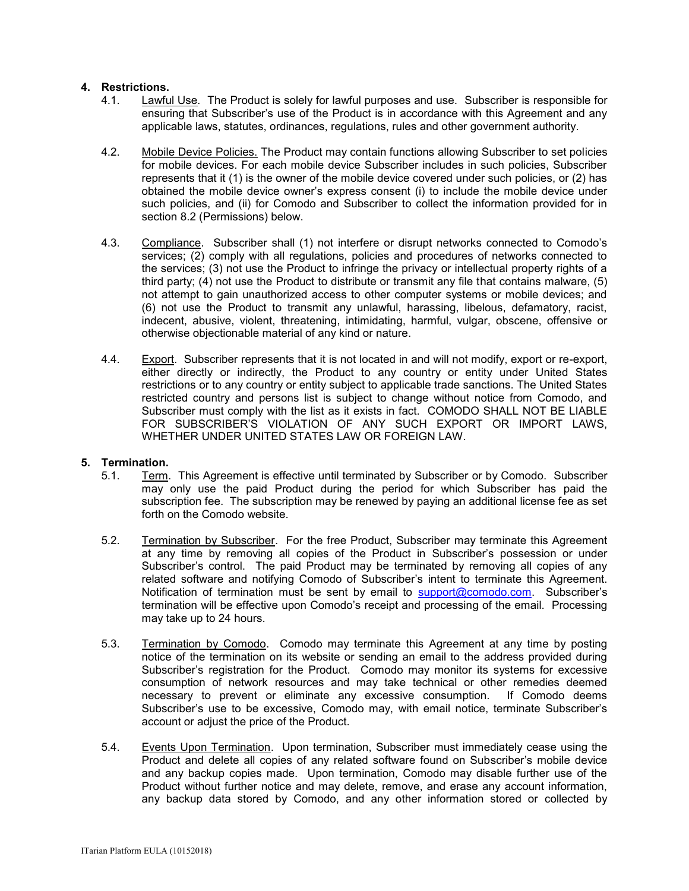**4. Restrictions.**

4.1. Lawful Use. The Product is solely for lawful purposes and use. Subscriber is responsible for ensuring that Subscriber's use of the Product is in accordance with this Agreement and any applicable laws, statutes, ordinances, regulations, rules and other government authority.

4.2. Mobile Device Policies. The Product may contain functions allowing Subscriber to set policies for mobile devices. For each mobile device Subscriber includes in such policies, Subscriber represents that it (1) is the owner of the mobile device covered under such policies, or (2) has obtained the mobile device owner's express consent (i) to include the mobile device under such policies, and (ii) for Comodo and Subscriber to collect the information provided for in section 8.2 (Permissions) below.

4.3. Compliance. Subscriber shall (1) not interfere or disrupt networks connected to Comodo's services; (2) comply with all regulations, policies and procedures of networks connected to the services; (3) not use the Product to infringe the privacy or intellectual property rights of a third party; (4) not use the Product to distribute or transmit any file that contains malware, (5) not attempt to gain unauthorized access to other computer systems or mobile devices; and (6) not use the Product to transmit any unlawful, harassing, libelous, defamatory, racist, indecent, abusive, violent, threatening, intimidating, harmful, vulgar, obscene, offensive or otherwise objectionable material of any kind or nature.

4.4. Export. Subscriber represents that it is not located in and will not modify, export or re-export, either directly or indirectly, the Product to any country or entity under United States restrictions or to any country or entity subject to applicable trade sanctions. The United States restricted country and persons list is subject to change without notice from Comodo, and Subscriber must comply with the list as it exists in fact. COMODO SHALL NOT BE LIABLE FOR SUBSCRIBER'S VIOLATION OF ANY SUCH EXPORT OR IMPORT LAWS, WHETHER UNDER UNITED STATES LAW OR FOREIGN LAW.

**5. Termination.**

5.1. Term. This Agreement is effective until terminated by Subscriber or by Comodo. Subscriber may only use the paid Product during the period for which Subscriber has paid the subscription fee. The subscription may be renewed by paying an additional license fee as set forth on the Comodo website.

5.2. Termination by Subscriber. For the free Product, Subscriber may terminate this Agreement at any time by removing all copies of the Product in Subscriber's possession or under Subscriber's control. The paid Product may be terminated by removing all copies of any related software and notifying Comodo of Subscriber's intent to terminate this Agreement. Notification of termination must be sent by email to support@comodo.com. Subscriber's termination will be effective upon Comodo's receipt and processing of the email. Processing may take up to 24 hours.

5.3. Termination by Comodo. Comodo may terminate this Agreement at any time by posting notice of the termination on its website or sending an email to the address provided during Subscriber's registration for the Product. Comodo may monitor its systems for excessive consumption of network resources and may take technical or other remedies deemed necessary to prevent or eliminate any excessive consumption. If Comodo deems Subscriber's use to be excessive, Comodo may, with email notice, terminate Subscriber's account or adjust the price of the Product.

5.4. Events Upon Termination. Upon termination, Subscriber must immediately cease using the Product and delete all copies of any related software found on Subscriber's mobile device and any backup copies made. Upon termination, Comodo may disable further use of the Product without further notice and may delete, remove, and erase any account information, any backup data stored by Comodo, and any other information stored or collected by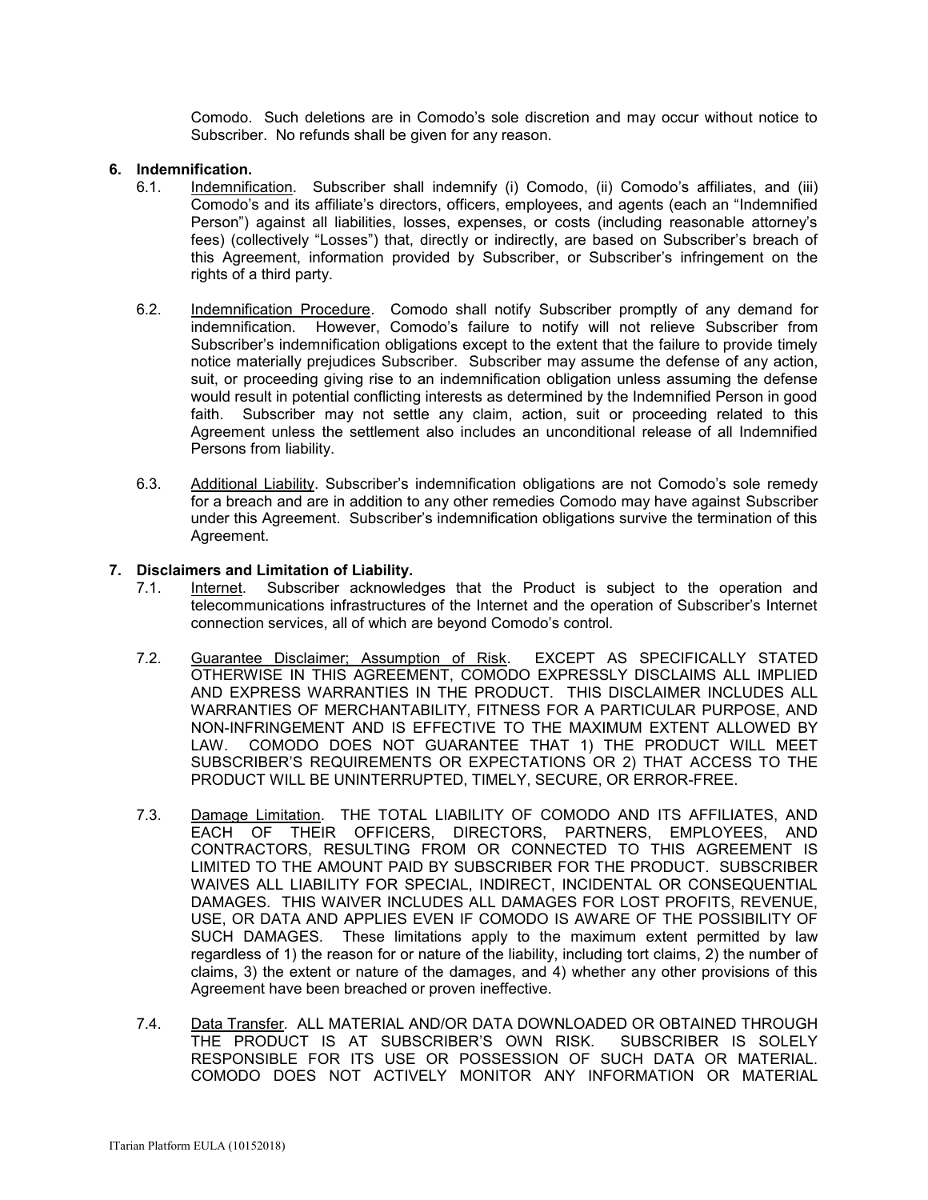Comodo. Such deletions are in Comodo's sole discretion and may occur without notice to Subscriber. No refunds shall be given for any reason.

**6. Indemnification.**

6.1. Indemnification. Subscriber shall indemnify (i) Comodo, (ii) Comodo's affiliates, and (iii) Comodo's and its affiliate's directors, officers, employees, and agents (each an "Indemnified Person") against all liabilities, losses, expenses, or costs (including reasonable attorney's fees) (collectively "Losses") that, directly or indirectly, are based on Subscriber's breach of this Agreement, information provided by Subscriber, or Subscriber's infringement on the rights of a third party.

6.2. Indemnification Procedure. Comodo shall notify Subscriber promptly of any demand for indemnification. However, Comodo's failure to notify will not relieve Subscriber from Subscriber's indemnification obligations except to the extent that the failure to provide timely notice materially prejudices Subscriber. Subscriber may assume the defense of any action, suit, or proceeding giving rise to an indemnification obligation unless assuming the defense would result in potential conflicting interests as determined by the Indemnified Person in good faith. Subscriber may not settle any claim, action, suit or proceeding related to this Agreement unless the settlement also includes an unconditional release of all Indemnified Persons from liability.

6.3. Additional Liability. Subscriber's indemnification obligations are not Comodo's sole remedy for a breach and are in addition to any other remedies Comodo may have against Subscriber under this Agreement. Subscriber's indemnification obligations survive the termination of this Agreement.

**7. Disclaimers and Limitation of Liability.**

7.1. Internet. Subscriber acknowledges that the Product is subject to the operation and telecommunications infrastructures of the Internet and the operation of Subscriber's Internet connection services, all of which are beyond Comodo's control.

7.2. Guarantee Disclaimer; Assumption of Risk. EXCEPT AS SPECIFICALLY STATED OTHERWISE IN THIS AGREEMENT, COMODO EXPRESSLY DISCLAIMS ALL IMPLIED AND EXPRESS WARRANTIES IN THE PRODUCT. THIS DISCLAIMER INCLUDES ALL WARRANTIES OF MERCHANTABILITY, FITNESS FOR A PARTICULAR PURPOSE, AND NON-INFRINGEMENT AND IS EFFECTIVE TO THE MAXIMUM EXTENT ALLOWED BY LAW. COMODO DOES NOT GUARANTEE THAT 1) THE PRODUCT WILL MEET SUBSCRIBER'S REQUIREMENTS OR EXPECTATIONS OR 2) THAT ACCESS TO THE PRODUCT WILL BE UNINTERRUPTED, TIMELY, SECURE, OR ERROR-FREE.

7.3. Damage Limitation. THE TOTAL LIABILITY OF COMODO AND ITS AFFILIATES, AND EACH OF THEIR OFFICERS, DIRECTORS, PARTNERS, EMPLOYEES, AND CONTRACTORS, RESULTING FROM OR CONNECTED TO THIS AGREEMENT IS LIMITED TO THE AMOUNT PAID BY SUBSCRIBER FOR THE PRODUCT. SUBSCRIBER WAIVES ALL LIABILITY FOR SPECIAL, INDIRECT, INCIDENTAL OR CONSEQUENTIAL DAMAGES. THIS WAIVER INCLUDES ALL DAMAGES FOR LOST PROFITS, REVENUE, USE, OR DATA AND APPLIES EVEN IF COMODO IS AWARE OF THE POSSIBILITY OF SUCH DAMAGES. These limitations apply to the maximum extent permitted by law regardless of 1) the reason for or nature of the liability, including tort claims, 2) the number of claims, 3) the extent or nature of the damages, and 4) whether any other provisions of this Agreement have been breached or proven ineffective.

7.4. Data Transfer. ALL MATERIAL AND/OR DATA DOWNLOADED OR OBTAINED THROUGH THE PRODUCT IS AT SUBSCRIBER'S OWN RISK. SUBSCRIBER IS SOLELY RESPONSIBLE FOR ITS USE OR POSSESSION OF SUCH DATA OR MATERIAL. COMODO DOES NOT ACTIVELY MONITOR ANY INFORMATION OR MATERIAL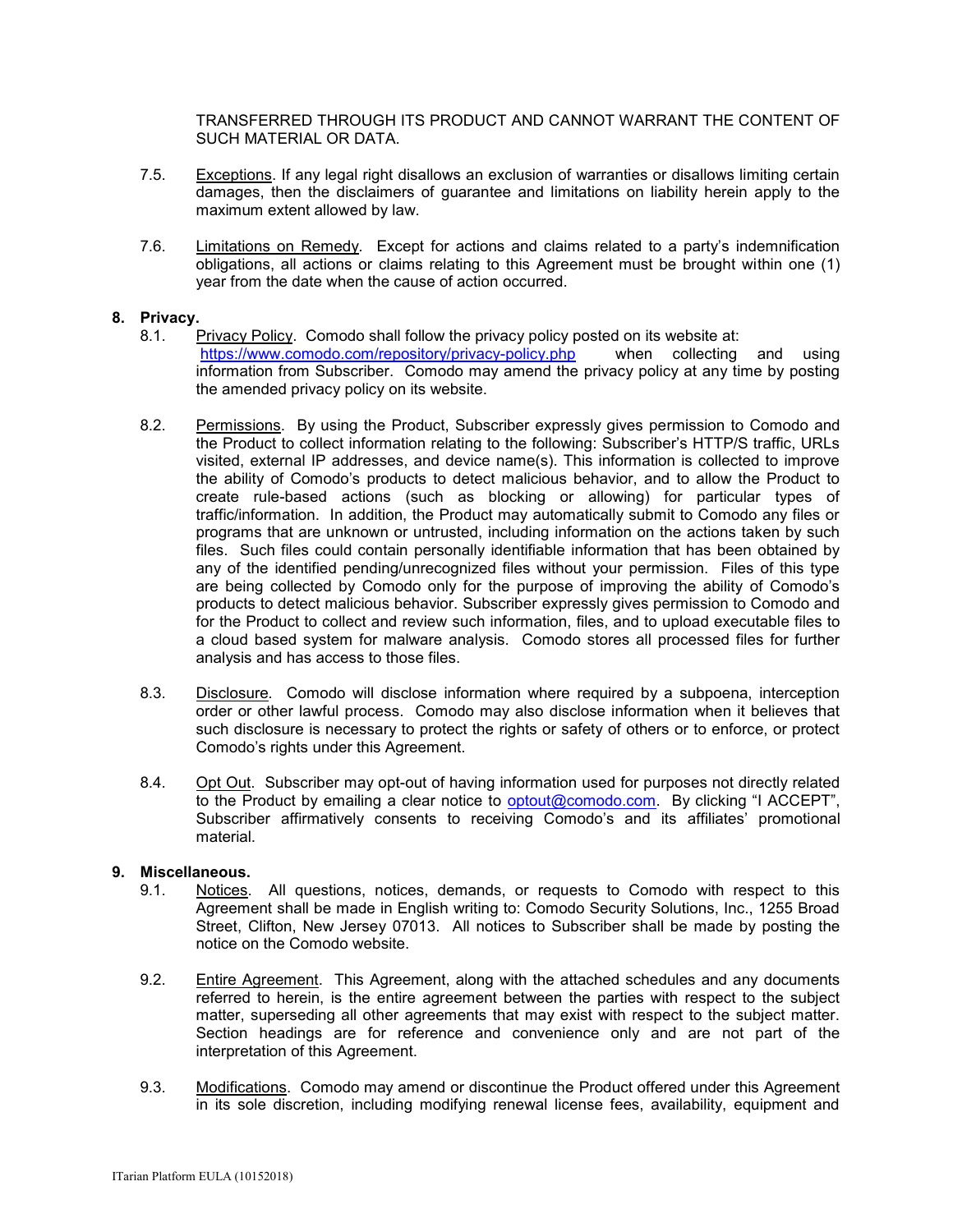TRANSFERRED THROUGH ITS PRODUCT AND CANNOT WARRANT THE CONTENT OF SUCH MATERIAL OR DATA.

7.5. Exceptions. If any legal right disallows an exclusion of warranties or disallows limiting certain damages, then the disclaimers of guarantee and limitations on liability herein apply to the maximum extent allowed by law.

7.6. Limitations on Remedy. Except for actions and claims related to a party's indemnification obligations, all actions or claims relating to this Agreement must be brought within one (1) year from the date when the cause of action occurred.

**8. Privacy.**

8.1. Privacy Policy. Comodo shall follow the privacy policy posted on its website at: https://www.comodo.com/repository/privacy-policy.php when collecting and using information from Subscriber. Comodo may amend the privacy policy at any time by posting the amended privacy policy on its website.

8.2. Permissions. By using the Product, Subscriber expressly gives permission to Comodo and the Product to collect information relating to the following: Subscriber's HTTP/S traffic, URLs visited, external IP addresses, and device name(s). This information is collected to improve the ability of Comodo's products to detect malicious behavior, and to allow the Product to create rule-based actions (such as blocking or allowing) for particular types of traffic/information. In addition, the Product may automatically submit to Comodo any files or programs that are unknown or untrusted, including information on the actions taken by such files. Such files could contain personally identifiable information that has been obtained by any of the identified pending/unrecognized files without your permission. Files of this type are being collected by Comodo only for the purpose of improving the ability of Comodo's products to detect malicious behavior. Subscriber expressly gives permission to Comodo and for the Product to collect and review such information, files, and to upload executable files to a cloud based system for malware analysis. Comodo stores all processed files for further analysis and has access to those files.

8.3. Disclosure. Comodo will disclose information where required by a subpoena, interception order or other lawful process. Comodo may also disclose information when it believes that such disclosure is necessary to protect the rights or safety of others or to enforce, or protect Comodo's rights under this Agreement.

8.4. Opt Out. Subscriber may opt-out of having information used for purposes not directly related to the Product by emailing a clear notice to optout@comodo.com. By clicking "I ACCEPT", Subscriber affirmatively consents to receiving Comodo's and its affiliates' promotional material.

**9. Miscellaneous.**

9.1. Notices. All questions, notices, demands, or requests to Comodo with respect to this Agreement shall be made in English writing to: Comodo Security Solutions, Inc., 1255 Broad Street, Clifton, New Jersey 07013. All notices to Subscriber shall be made by posting the notice on the Comodo website.

9.2. Entire Agreement. This Agreement, along with the attached schedules and any documents referred to herein, is the entire agreement between the parties with respect to the subject matter, superseding all other agreements that may exist with respect to the subject matter. Section headings are for reference and convenience only and are not part of the interpretation of this Agreement.

9.3. Modifications. Comodo may amend or discontinue the Product offered under this Agreement in its sole discretion, including modifying renewal license fees, availability, equipment and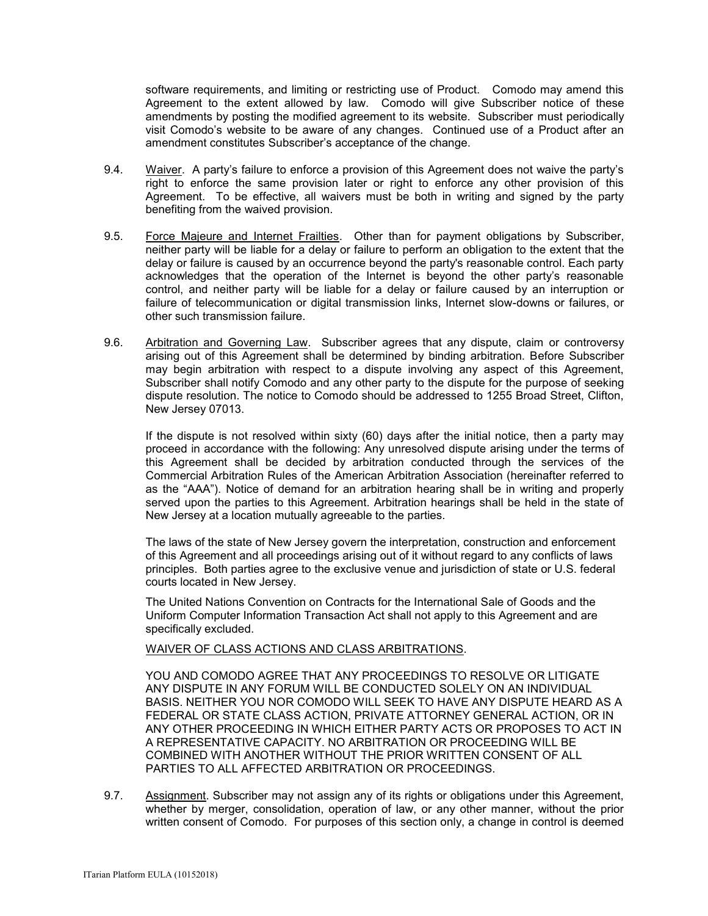software requirements, and limiting or restricting use of Product. Comodo may amend this Agreement to the extent allowed by law. Comodo will give Subscriber notice of these amendments by posting the modified agreement to its website. Subscriber must periodically visit Comodo's website to be aware of any changes. Continued use of a Product after an amendment constitutes Subscriber's acceptance of the change.

9.4. Waiver. A party's failure to enforce a provision of this Agreement does not waive the party's right to enforce the same provision later or right to enforce any other provision of this Agreement. To be effective, all waivers must be both in writing and signed by the party benefiting from the waived provision.

9.5. Force Majeure and Internet Frailties. Other than for payment obligations by Subscriber, neither party will be liable for a delay or failure to perform an obligation to the extent that the delay or failure is caused by an occurrence beyond the party's reasonable control. Each party acknowledges that the operation of the Internet is beyond the other party's reasonable control, and neither party will be liable for a delay or failure caused by an interruption or failure of telecommunication or digital transmission links, Internet slow-downs or failures, or other such transmission failure.

9.6. Arbitration and Governing Law. Subscriber agrees that any dispute, claim or controversy arising out of this Agreement shall be determined by binding arbitration. Before Subscriber may begin arbitration with respect to a dispute involving any aspect of this Agreement, Subscriber shall notify Comodo and any other party to the dispute for the purpose of seeking dispute resolution. The notice to Comodo should be addressed to 1255 Broad Street, Clifton, New Jersey 07013.

If the dispute is not resolved within sixty (60) days after the initial notice, then a party may proceed in accordance with the following: Any unresolved dispute arising under the terms of this Agreement shall be decided by arbitration conducted through the services of the Commercial Arbitration Rules of the American Arbitration Association (hereinafter referred to as the "AAA"). Notice of demand for an arbitration hearing shall be in writing and properly served upon the parties to this Agreement. Arbitration hearings shall be held in the state of New Jersey at a location mutually agreeable to the parties.

The laws of the state of New Jersey govern the interpretation, construction and enforcement of this Agreement and all proceedings arising out of it without regard to any conflicts of laws principles. Both parties agree to the exclusive venue and jurisdiction of state or U.S. federal courts located in New Jersey.

The United Nations Convention on Contracts for the International Sale of Goods and the Uniform Computer Information Transaction Act shall not apply to this Agreement and are specifically excluded.

WAIVER OF CLASS ACTIONS AND CLASS ARBITRATIONS.

YOU AND COMODO AGREE THAT ANY PROCEEDINGS TO RESOLVE OR LITIGATE ANY DISPUTE IN ANY FORUM WILL BE CONDUCTED SOLELY ON AN INDIVIDUAL BASIS. NEITHER YOU NOR COMODO WILL SEEK TO HAVE ANY DISPUTE HEARD AS A FEDERAL OR STATE CLASS ACTION, PRIVATE ATTORNEY GENERAL ACTION, OR IN ANY OTHER PROCEEDING IN WHICH EITHER PARTY ACTS OR PROPOSES TO ACT IN A REPRESENTATIVE CAPACITY. NO ARBITRATION OR PROCEEDING WILL BE COMBINED WITH ANOTHER WITHOUT THE PRIOR WRITTEN CONSENT OF ALL PARTIES TO ALL AFFECTED ARBITRATION OR PROCEEDINGS.

9.7. Assignment. Subscriber may not assign any of its rights or obligations under this Agreement, whether by merger, consolidation, operation of law, or any other manner, without the prior written consent of Comodo. For purposes of this section only, a change in control is deemed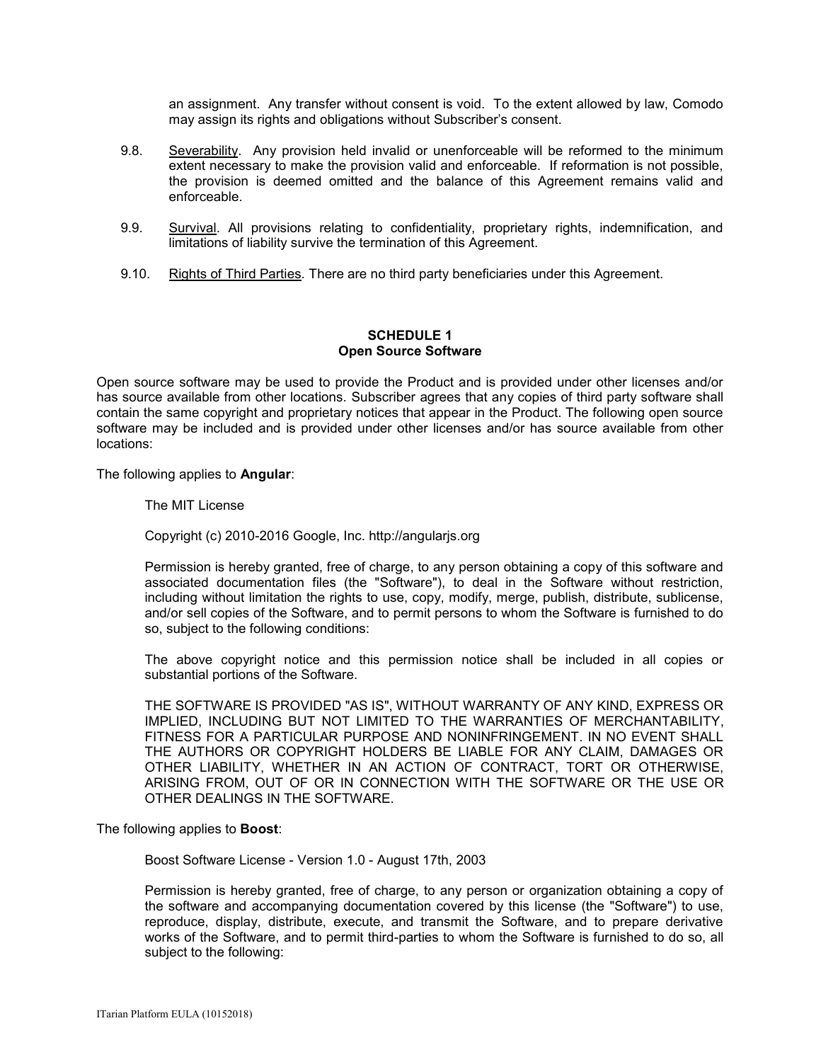an assignment. Any transfer without consent is void. To the extent allowed by law, Comodo may assign its rights and obligations without Subscriber's consent.

9.8. Severability. Any provision held invalid or unenforceable will be reformed to the minimum extent necessary to make the provision valid and enforceable. If reformation is not possible, the provision is deemed omitted and the balance of this Agreement remains valid and enforceable.

9.9. Survival. All provisions relating to confidentiality, proprietary rights, indemnification, and limitations of liability survive the termination of this Agreement.

9.10. Rights of Third Parties. There are no third party beneficiaries under this Agreement.

## SCHEDULE 1
## Open Source Software

Open source software may be used to provide the Product and is provided under other licenses and/or has source available from other locations. Subscriber agrees that any copies of third party software shall contain the same copyright and proprietary notices that appear in the Product. The following open source software may be included and is provided under other licenses and/or has source available from other locations:

The following applies to **Angular**:

The MIT License

Copyright (c) 2010-2016 Google, Inc. http://angularjs.org

Permission is hereby granted, free of charge, to any person obtaining a copy of this software and associated documentation files (the "Software"), to deal in the Software without restriction, including without limitation the rights to use, copy, modify, merge, publish, distribute, sublicense, and/or sell copies of the Software, and to permit persons to whom the Software is furnished to do so, subject to the following conditions:

The above copyright notice and this permission notice shall be included in all copies or substantial portions of the Software.

THE SOFTWARE IS PROVIDED "AS IS", WITHOUT WARRANTY OF ANY KIND, EXPRESS OR IMPLIED, INCLUDING BUT NOT LIMITED TO THE WARRANTIES OF MERCHANTABILITY, FITNESS FOR A PARTICULAR PURPOSE AND NONINFRINGEMENT. IN NO EVENT SHALL THE AUTHORS OR COPYRIGHT HOLDERS BE LIABLE FOR ANY CLAIM, DAMAGES OR OTHER LIABILITY, WHETHER IN AN ACTION OF CONTRACT, TORT OR OTHERWISE, ARISING FROM, OUT OF OR IN CONNECTION WITH THE SOFTWARE OR THE USE OR OTHER DEALINGS IN THE SOFTWARE.

The following applies to **Boost**:

Boost Software License - Version 1.0 - August 17th, 2003

Permission is hereby granted, free of charge, to any person or organization obtaining a copy of the software and accompanying documentation covered by this license (the "Software") to use, reproduce, display, distribute, execute, and transmit the Software, and to prepare derivative works of the Software, and to permit third-parties to whom the Software is furnished to do so, all subject to the following: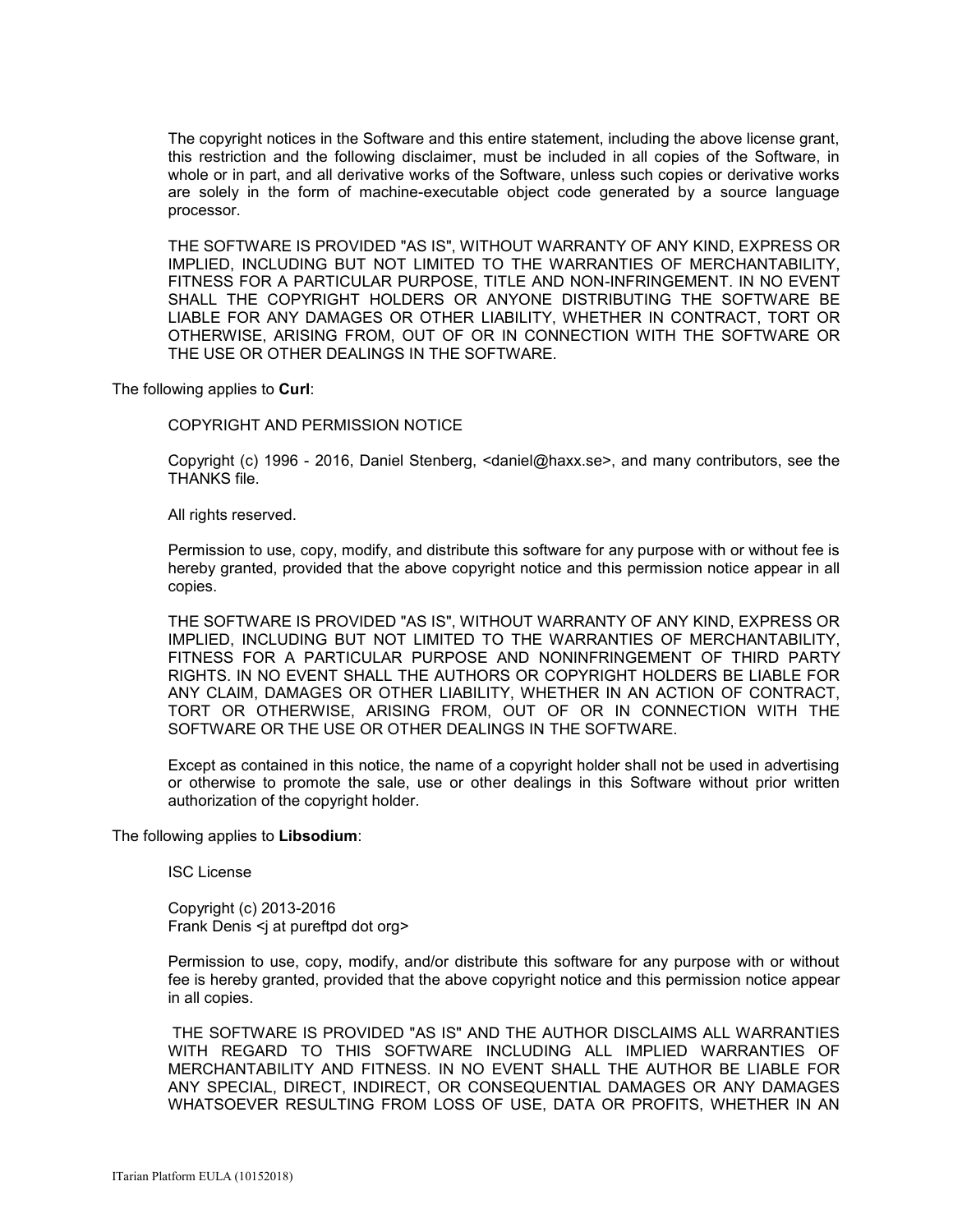The copyright notices in the Software and this entire statement, including the above license grant, this restriction and the following disclaimer, must be included in all copies of the Software, in whole or in part, and all derivative works of the Software, unless such copies or derivative works are solely in the form of machine-executable object code generated by a source language processor.

THE SOFTWARE IS PROVIDED "AS IS", WITHOUT WARRANTY OF ANY KIND, EXPRESS OR IMPLIED, INCLUDING BUT NOT LIMITED TO THE WARRANTIES OF MERCHANTABILITY, FITNESS FOR A PARTICULAR PURPOSE, TITLE AND NON-INFRINGEMENT. IN NO EVENT SHALL THE COPYRIGHT HOLDERS OR ANYONE DISTRIBUTING THE SOFTWARE BE LIABLE FOR ANY DAMAGES OR OTHER LIABILITY, WHETHER IN CONTRACT, TORT OR OTHERWISE, ARISING FROM, OUT OF OR IN CONNECTION WITH THE SOFTWARE OR THE USE OR OTHER DEALINGS IN THE SOFTWARE.

The following applies to **Curl**:

COPYRIGHT AND PERMISSION NOTICE

Copyright (c) 1996 - 2016, Daniel Stenberg, <daniel@haxx.se>, and many contributors, see the THANKS file.

All rights reserved.

Permission to use, copy, modify, and distribute this software for any purpose with or without fee is hereby granted, provided that the above copyright notice and this permission notice appear in all copies.

THE SOFTWARE IS PROVIDED "AS IS", WITHOUT WARRANTY OF ANY KIND, EXPRESS OR IMPLIED, INCLUDING BUT NOT LIMITED TO THE WARRANTIES OF MERCHANTABILITY, FITNESS FOR A PARTICULAR PURPOSE AND NONINFRINGEMENT OF THIRD PARTY RIGHTS. IN NO EVENT SHALL THE AUTHORS OR COPYRIGHT HOLDERS BE LIABLE FOR ANY CLAIM, DAMAGES OR OTHER LIABILITY, WHETHER IN AN ACTION OF CONTRACT, TORT OR OTHERWISE, ARISING FROM, OUT OF OR IN CONNECTION WITH THE SOFTWARE OR THE USE OR OTHER DEALINGS IN THE SOFTWARE.

Except as contained in this notice, the name of a copyright holder shall not be used in advertising or otherwise to promote the sale, use or other dealings in this Software without prior written authorization of the copyright holder.

The following applies to **Libsodium**:

ISC License

Copyright (c) 2013-2016
Frank Denis <j at pureftpd dot org>

Permission to use, copy, modify, and/or distribute this software for any purpose with or without fee is hereby granted, provided that the above copyright notice and this permission notice appear in all copies.

THE SOFTWARE IS PROVIDED "AS IS" AND THE AUTHOR DISCLAIMS ALL WARRANTIES WITH REGARD TO THIS SOFTWARE INCLUDING ALL IMPLIED WARRANTIES OF MERCHANTABILITY AND FITNESS. IN NO EVENT SHALL THE AUTHOR BE LIABLE FOR ANY SPECIAL, DIRECT, INDIRECT, OR CONSEQUENTIAL DAMAGES OR ANY DAMAGES WHATSOEVER RESULTING FROM LOSS OF USE, DATA OR PROFITS, WHETHER IN AN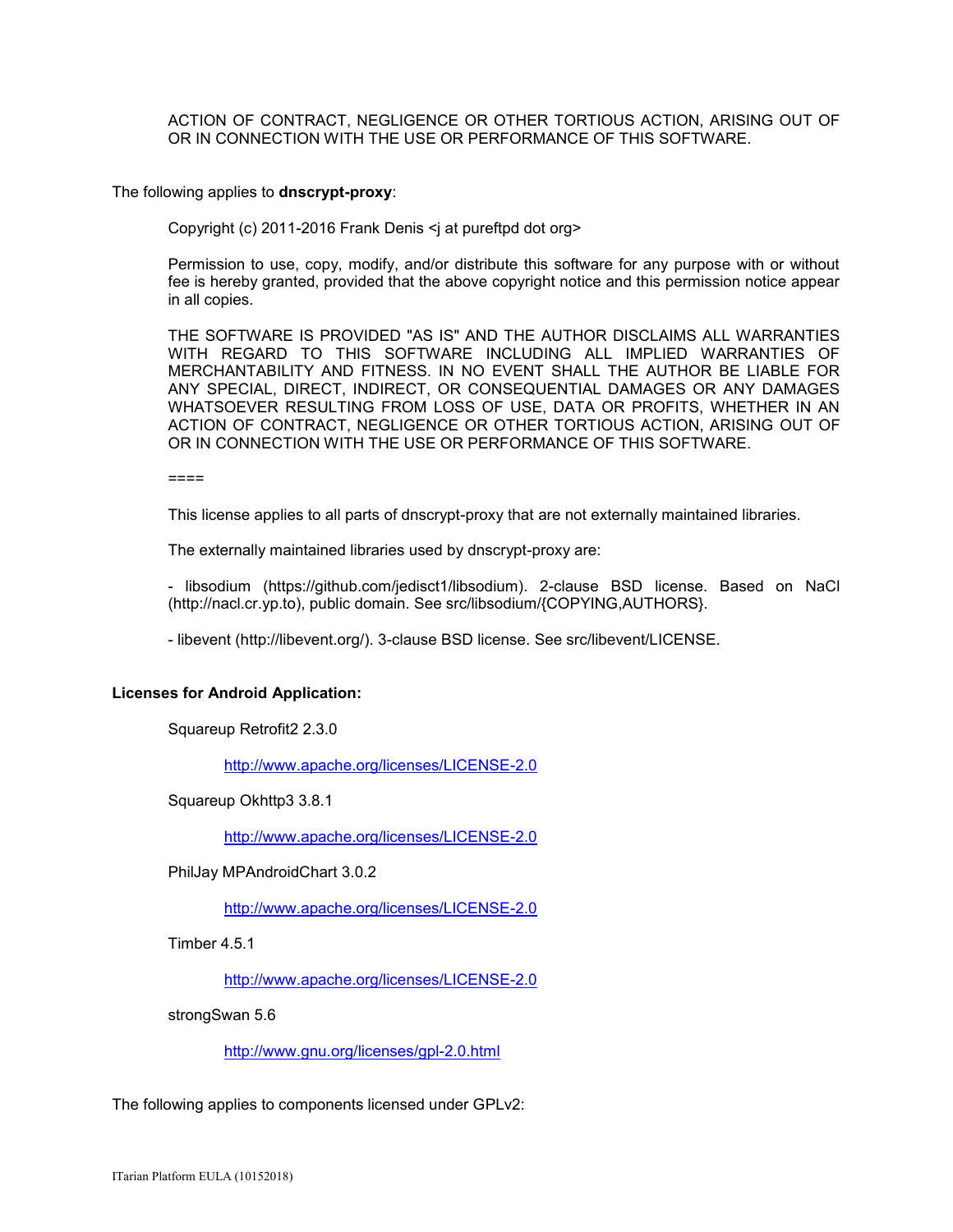ACTION OF CONTRACT, NEGLIGENCE OR OTHER TORTIOUS ACTION, ARISING OUT OF OR IN CONNECTION WITH THE USE OR PERFORMANCE OF THIS SOFTWARE.

The following applies to **dnscrypt-proxy**:

Copyright (c) 2011-2016 Frank Denis <j at pureftpd dot org>

Permission to use, copy, modify, and/or distribute this software for any purpose with or without fee is hereby granted, provided that the above copyright notice and this permission notice appear in all copies.

THE SOFTWARE IS PROVIDED "AS IS" AND THE AUTHOR DISCLAIMS ALL WARRANTIES WITH REGARD TO THIS SOFTWARE INCLUDING ALL IMPLIED WARRANTIES OF MERCHANTABILITY AND FITNESS. IN NO EVENT SHALL THE AUTHOR BE LIABLE FOR ANY SPECIAL, DIRECT, INDIRECT, OR CONSEQUENTIAL DAMAGES OR ANY DAMAGES WHATSOEVER RESULTING FROM LOSS OF USE, DATA OR PROFITS, WHETHER IN AN ACTION OF CONTRACT, NEGLIGENCE OR OTHER TORTIOUS ACTION, ARISING OUT OF OR IN CONNECTION WITH THE USE OR PERFORMANCE OF THIS SOFTWARE.

====

This license applies to all parts of dnscrypt-proxy that are not externally maintained libraries.

The externally maintained libraries used by dnscrypt-proxy are:

- libsodium (https://github.com/jedisct1/libsodium). 2-clause BSD license. Based on NaCl (http://nacl.cr.yp.to), public domain. See src/libsodium/{COPYING,AUTHORS}.

- libevent (http://libevent.org/). 3-clause BSD license. See src/libevent/LICENSE.

**Licenses for Android Application:**

Squareup Retrofit2 2.3.0

http://www.apache.org/licenses/LICENSE-2.0

Squareup Okhttp3 3.8.1

http://www.apache.org/licenses/LICENSE-2.0

PhilJay MPAndroidChart 3.0.2

http://www.apache.org/licenses/LICENSE-2.0

Timber 4.5.1

http://www.apache.org/licenses/LICENSE-2.0

strongSwan 5.6

http://www.gnu.org/licenses/gpl-2.0.html

The following applies to components licensed under GPLv2: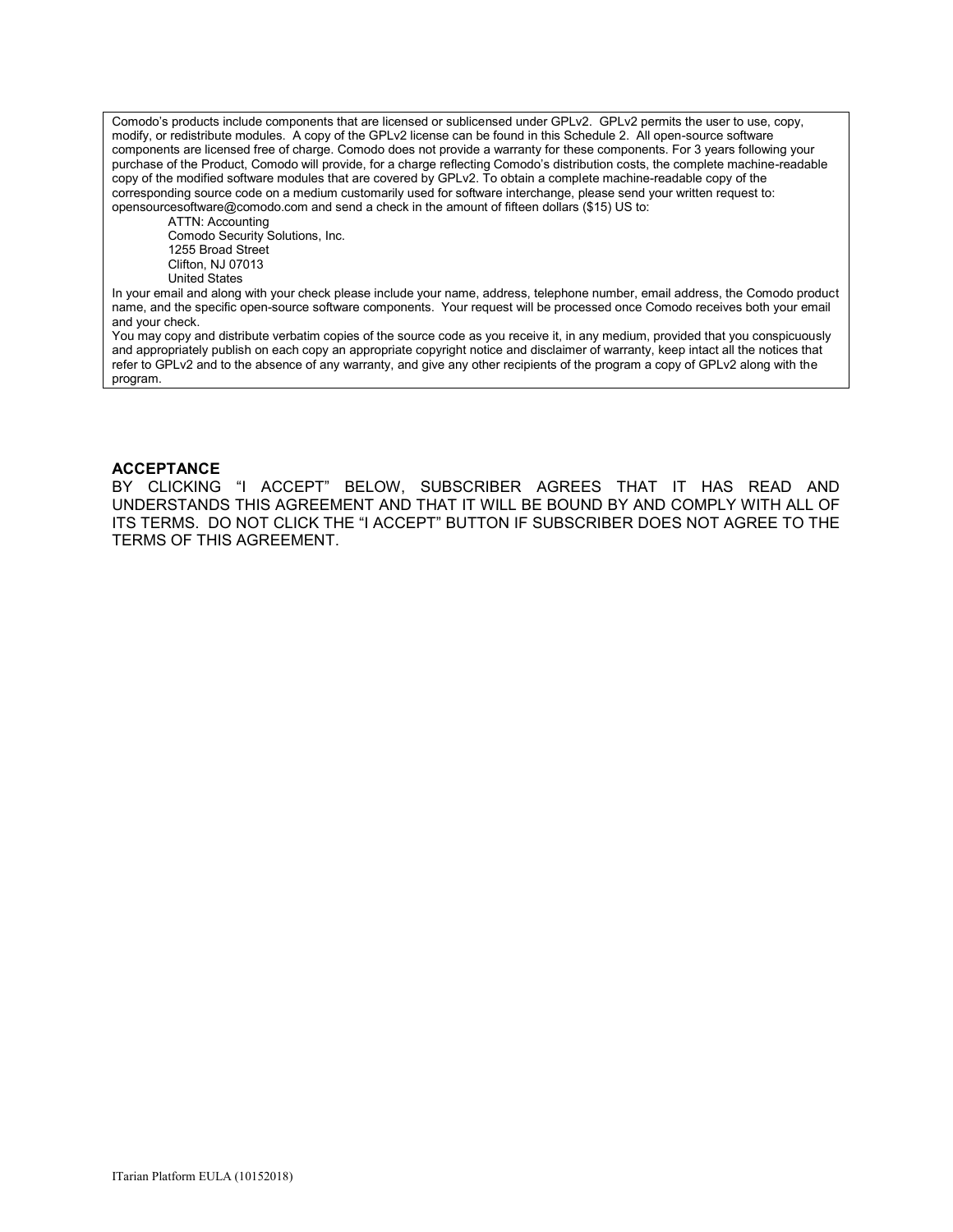Comodo's products include components that are licensed or sublicensed under GPLv2. GPLv2 permits the user to use, copy, modify, or redistribute modules. A copy of the GPLv2 license can be found in this Schedule 2. All open-source software components are licensed free of charge. Comodo does not provide a warranty for these components. For 3 years following your purchase of the Product, Comodo will provide, for a charge reflecting Comodo's distribution costs, the complete machine-readable copy of the modified software modules that are covered by GPLv2. To obtain a complete machine-readable copy of the corresponding source code on a medium customarily used for software interchange, please send your written request to: opensourcesoftware@comodo.com and send a check in the amount of fifteen dollars ($15) US to:

ATTN: Accounting
Comodo Security Solutions, Inc.
1255 Broad Street
Clifton, NJ 07013
United States

In your email and along with your check please include your name, address, telephone number, email address, the Comodo product name, and the specific open-source software components. Your request will be processed once Comodo receives both your email and your check.

You may copy and distribute verbatim copies of the source code as you receive it, in any medium, provided that you conspicuously and appropriately publish on each copy an appropriate copyright notice and disclaimer of warranty, keep intact all the notices that refer to GPLv2 and to the absence of any warranty, and give any other recipients of the program a copy of GPLv2 along with the program.

**ACCEPTANCE**

BY CLICKING "I ACCEPT" BELOW, SUBSCRIBER AGREES THAT IT HAS READ AND UNDERSTANDS THIS AGREEMENT AND THAT IT WILL BE BOUND BY AND COMPLY WITH ALL OF ITS TERMS. DO NOT CLICK THE "I ACCEPT" BUTTON IF SUBSCRIBER DOES NOT AGREE TO THE TERMS OF THIS AGREEMENT.